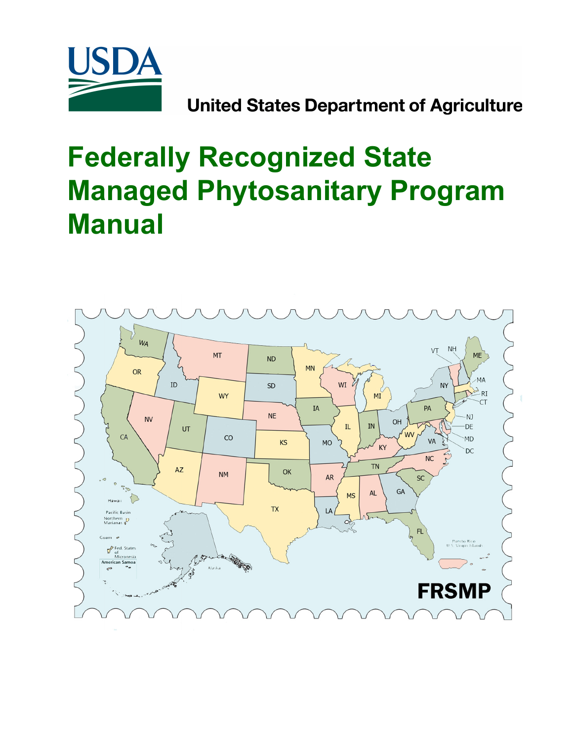United States Department of Agriculture

# Federally Recognized State Managed Phytosanitary Program Manual

FRSMP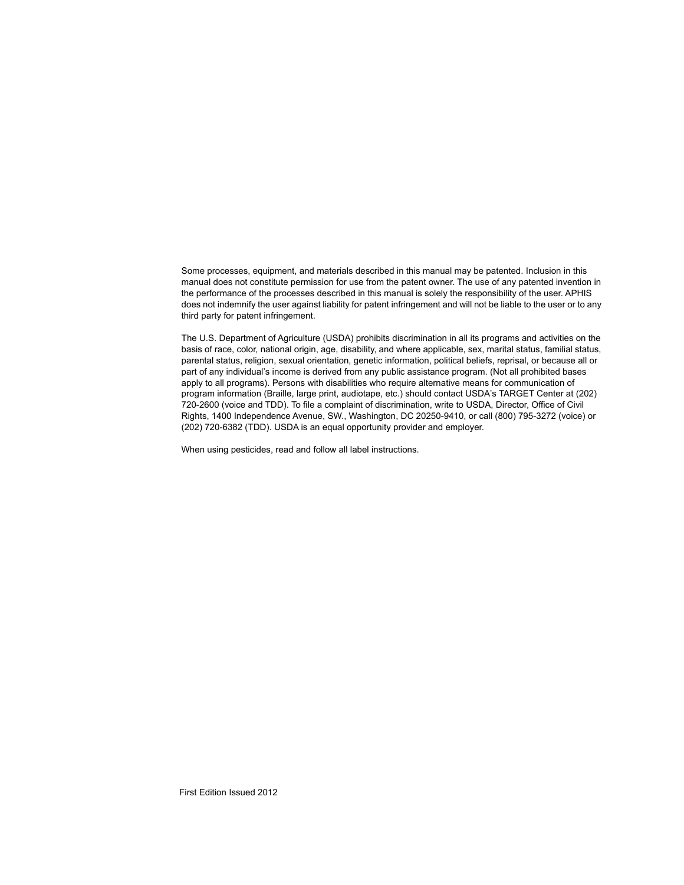Some processes, equipment, and materials described in this manual may be patented. Inclusion in this manual does not constitute permission for use from the patent owner. The use of any patented invention in the performance of the processes described in this manual is solely the responsibility of the user. APHIS does not indemnify the user against liability for patent infringement and will not be liable to the user or to any third party for patent infringement.

The U.S. Department of Agriculture (USDA) prohibits discrimination in all its programs and activities on the basis of race, color, national origin, age, disability, and where applicable, sex, marital status, familial status, parental status, religion, sexual orientation, genetic information, political beliefs, reprisal, or because all or part of any individual's income is derived from any public assistance program. (Not all prohibited bases apply to all programs). Persons with disabilities who require alternative means for communication of program information (Braille, large print, audiotape, etc.) should contact USDA's TARGET Center at (202) 720-2600 (voice and TDD). To file a complaint of discrimination, write to USDA, Director, Office of Civil Rights, 1400 Independence Avenue, SW., Washington, DC 20250-9410, or call (800) 795-3272 (voice) or (202) 720-6382 (TDD). USDA is an equal opportunity provider and employer.

When using pesticides, read and follow all label instructions.

First Edition Issued 2012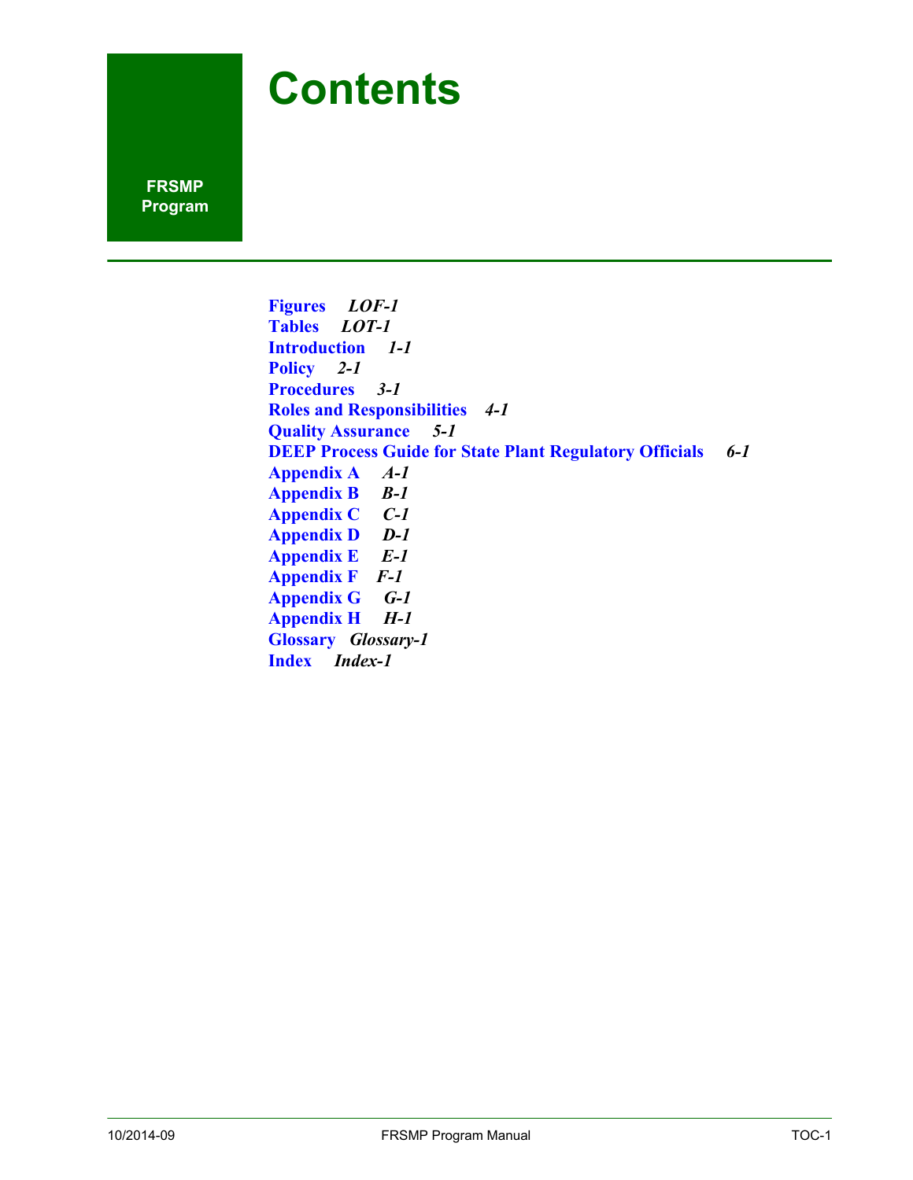# Contents

FRSMP Program

**Figures** *LOF-1*
**Tables** *LOT-1*
**Introduction** *1-1*
**Policy** *2-1*
**Procedures** *3-1*
**Roles and Responsibilities** *4-1*
**Quality Assurance** *5-1*
**DEEP Process Guide for State Plant Regulatory Officials** *6-1*
**Appendix A** *A-1*
**Appendix B** *B-1*
**Appendix C** *C-1*
**Appendix D** *D-1*
**Appendix E** *E-1*
**Appendix F** *F-1*
**Appendix G** *G-1*
**Appendix H** *H-1*
**Glossary** *Glossary-1*
**Index** *Index-1*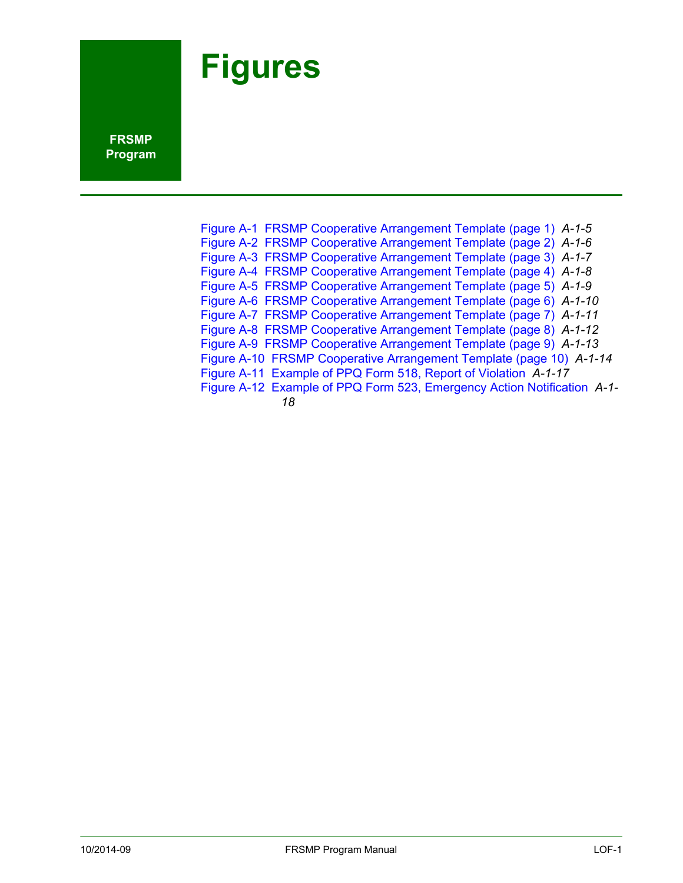# Figures

FRSMP Program

Figure A-1 FRSMP Cooperative Arrangement Template (page 1) *A-1-5*
Figure A-2 FRSMP Cooperative Arrangement Template (page 2) *A-1-6*
Figure A-3 FRSMP Cooperative Arrangement Template (page 3) *A-1-7*
Figure A-4 FRSMP Cooperative Arrangement Template (page 4) *A-1-8*
Figure A-5 FRSMP Cooperative Arrangement Template (page 5) *A-1-9*
Figure A-6 FRSMP Cooperative Arrangement Template (page 6) *A-1-10*
Figure A-7 FRSMP Cooperative Arrangement Template (page 7) *A-1-11*
Figure A-8 FRSMP Cooperative Arrangement Template (page 8) *A-1-12*
Figure A-9 FRSMP Cooperative Arrangement Template (page 9) *A-1-13*
Figure A-10 FRSMP Cooperative Arrangement Template (page 10) *A-1-14*
Figure A-11 Example of PPQ Form 518, Report of Violation *A-1-17*
Figure A-12 Example of PPQ Form 523, Emergency Action Notification *A-1-18*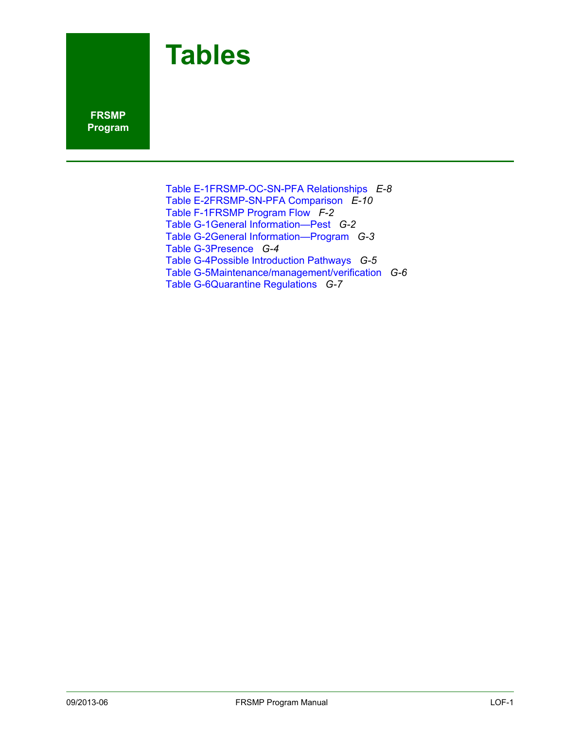# Tables

**FRSMP Program**

Table E-1FRSMP-OC-SN-PFA Relationships *E-8*
Table E-2FRSMP-SN-PFA Comparison *E-10*
Table F-1FRSMP Program Flow *F-2*
Table G-1General Information—Pest *G-2*
Table G-2General Information—Program *G-3*
Table G-3Presence *G-4*
Table G-4Possible Introduction Pathways *G-5*
Table G-5Maintenance/management/verification *G-6*
Table G-6Quarantine Regulations *G-7*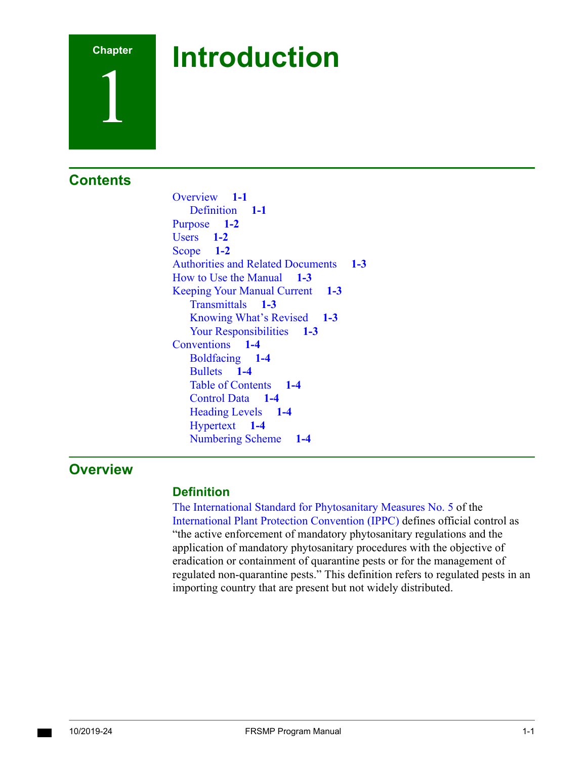# Chapter 1 Introduction

## Contents

Overview 1-1
- Definition 1-1

Purpose 1-2
Users 1-2
Scope 1-2
Authorities and Related Documents 1-3
How to Use the Manual 1-3
Keeping Your Manual Current 1-3
- Transmittals 1-3
- Knowing What's Revised 1-3
- Your Responsibilities 1-3

Conventions 1-4
- Boldfacing 1-4
- Bullets 1-4
- Table of Contents 1-4
- Control Data 1-4
- Heading Levels 1-4
- Hypertext 1-4
- Numbering Scheme 1-4

## Overview

### Definition

The International Standard for Phytosanitary Measures No. 5 of the International Plant Protection Convention (IPPC) defines official control as "the active enforcement of mandatory phytosanitary regulations and the application of mandatory phytosanitary procedures with the objective of eradication or containment of quarantine pests or for the management of regulated non-quarantine pests." This definition refers to regulated pests in an importing country that are present but not widely distributed.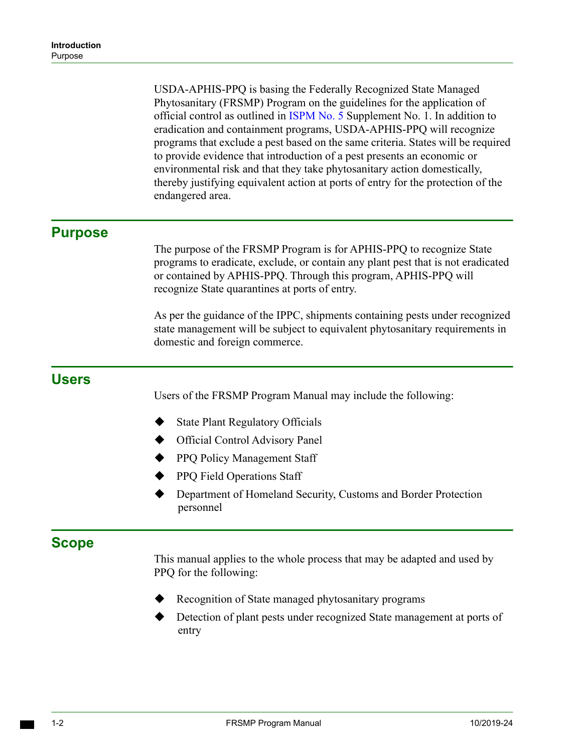USDA-APHIS-PPQ is basing the Federally Recognized State Managed Phytosanitary (FRSMP) Program on the guidelines for the application of official control as outlined in ISPM No. 5 Supplement No. 1. In addition to eradication and containment programs, USDA-APHIS-PPQ will recognize programs that exclude a pest based on the same criteria. States will be required to provide evidence that introduction of a pest presents an economic or environmental risk and that they take phytosanitary action domestically, thereby justifying equivalent action at ports of entry for the protection of the endangered area.

## Purpose

The purpose of the FRSMP Program is for APHIS-PPQ to recognize State programs to eradicate, exclude, or contain any plant pest that is not eradicated or contained by APHIS-PPQ. Through this program, APHIS-PPQ will recognize State quarantines at ports of entry.

As per the guidance of the IPPC, shipments containing pests under recognized state management will be subject to equivalent phytosanitary requirements in domestic and foreign commerce.

## Users

Users of the FRSMP Program Manual may include the following:

- State Plant Regulatory Officials
- Official Control Advisory Panel
- PPQ Policy Management Staff
- PPQ Field Operations Staff
- Department of Homeland Security, Customs and Border Protection personnel

## Scope

This manual applies to the whole process that may be adapted and used by PPQ for the following:

- Recognition of State managed phytosanitary programs
- Detection of plant pests under recognized State management at ports of entry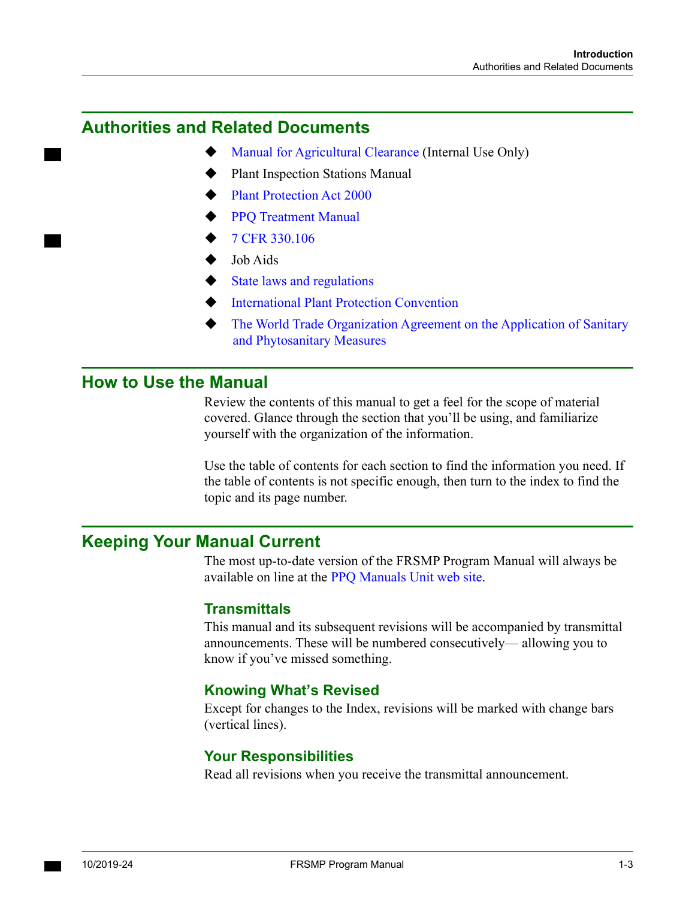## Authorities and Related Documents

- Manual for Agricultural Clearance (Internal Use Only)
- Plant Inspection Stations Manual
- Plant Protection Act 2000
- PPQ Treatment Manual
- 7 CFR 330.106
- Job Aids
- State laws and regulations
- International Plant Protection Convention
- The World Trade Organization Agreement on the Application of Sanitary and Phytosanitary Measures

## How to Use the Manual

Review the contents of this manual to get a feel for the scope of material covered. Glance through the section that you'll be using, and familiarize yourself with the organization of the information.

Use the table of contents for each section to find the information you need. If the table of contents is not specific enough, then turn to the index to find the topic and its page number.

## Keeping Your Manual Current

The most up-to-date version of the FRSMP Program Manual will always be available on line at the PPQ Manuals Unit web site.

### Transmittals

This manual and its subsequent revisions will be accompanied by transmittal announcements. These will be numbered consecutively— allowing you to know if you've missed something.

### Knowing What's Revised

Except for changes to the Index, revisions will be marked with change bars (vertical lines).

### Your Responsibilities

Read all revisions when you receive the transmittal announcement.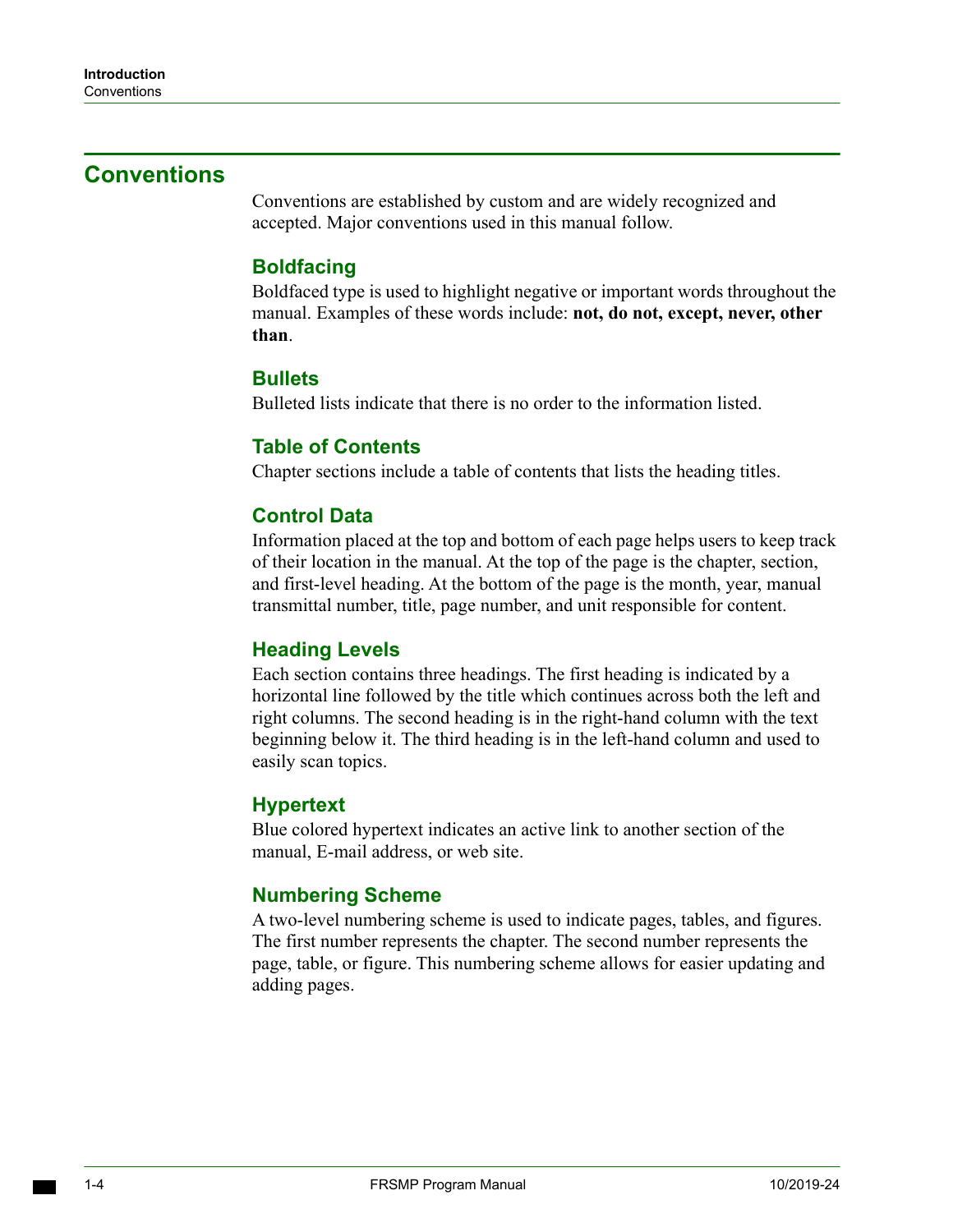## Conventions

Conventions are established by custom and are widely recognized and accepted. Major conventions used in this manual follow.

### Boldfacing

Boldfaced type is used to highlight negative or important words throughout the manual. Examples of these words include: **not, do not, except, never, other than**.

### Bullets

Bulleted lists indicate that there is no order to the information listed.

### Table of Contents

Chapter sections include a table of contents that lists the heading titles.

### Control Data

Information placed at the top and bottom of each page helps users to keep track of their location in the manual. At the top of the page is the chapter, section, and first-level heading. At the bottom of the page is the month, year, manual transmittal number, title, page number, and unit responsible for content.

### Heading Levels

Each section contains three headings. The first heading is indicated by a horizontal line followed by the title which continues across both the left and right columns. The second heading is in the right-hand column with the text beginning below it. The third heading is in the left-hand column and used to easily scan topics.

### Hypertext

Blue colored hypertext indicates an active link to another section of the manual, E-mail address, or web site.

### Numbering Scheme

A two-level numbering scheme is used to indicate pages, tables, and figures. The first number represents the chapter. The second number represents the page, table, or figure. This numbering scheme allows for easier updating and adding pages.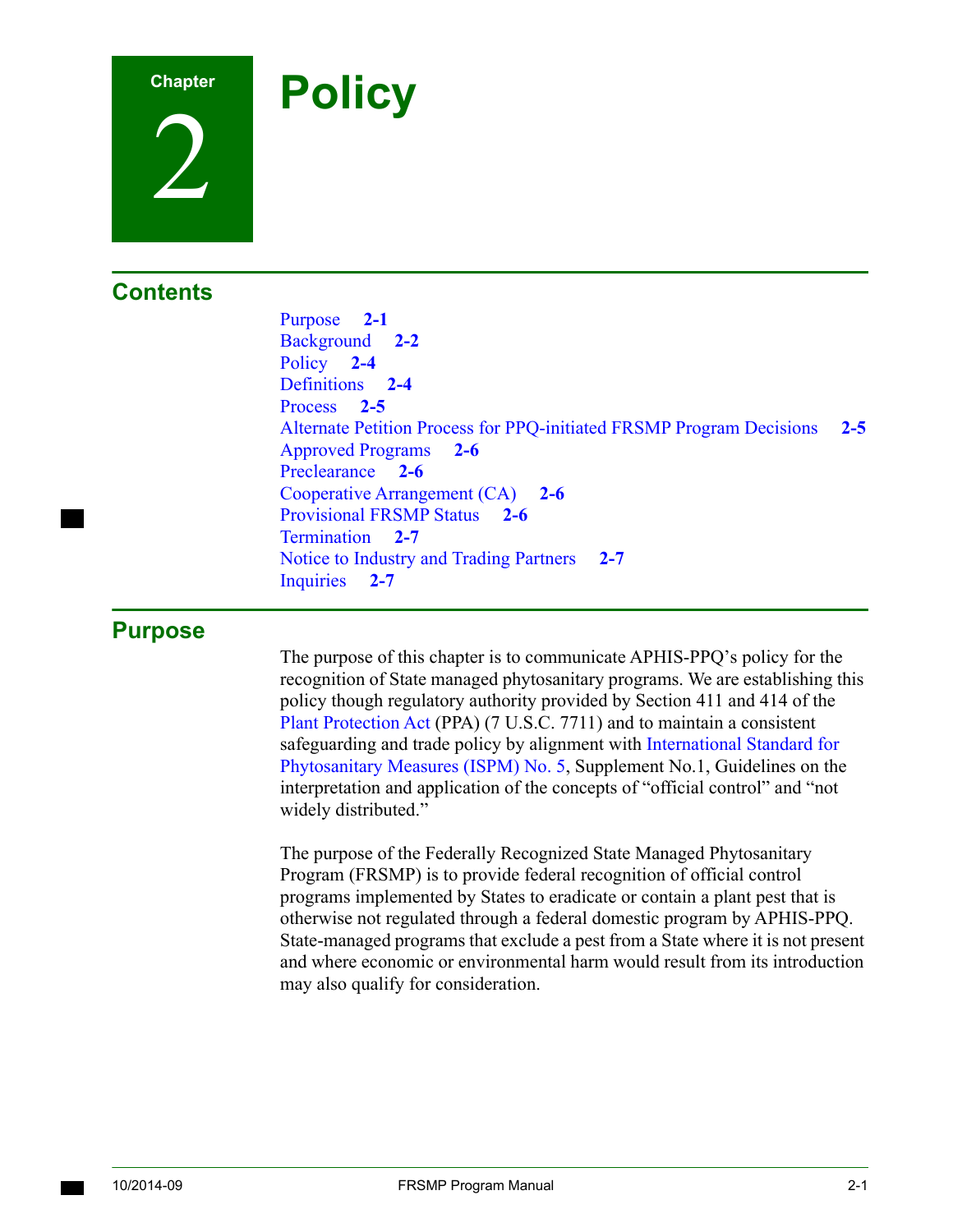# Chapter 2 Policy

## Contents

- Purpose 2-1
- Background 2-2
- Policy 2-4
- Definitions 2-4
- Process 2-5
- Alternate Petition Process for PPQ-initiated FRSMP Program Decisions 2-5
- Approved Programs 2-6
- Preclearance 2-6
- Cooperative Arrangement (CA) 2-6
- Provisional FRSMP Status 2-6
- Termination 2-7
- Notice to Industry and Trading Partners 2-7
- Inquiries 2-7

## Purpose

The purpose of this chapter is to communicate APHIS-PPQ's policy for the recognition of State managed phytosanitary programs. We are establishing this policy though regulatory authority provided by Section 411 and 414 of the Plant Protection Act (PPA) (7 U.S.C. 7711) and to maintain a consistent safeguarding and trade policy by alignment with International Standard for Phytosanitary Measures (ISPM) No. 5, Supplement No.1, Guidelines on the interpretation and application of the concepts of "official control" and "not widely distributed."

The purpose of the Federally Recognized State Managed Phytosanitary Program (FRSMP) is to provide federal recognition of official control programs implemented by States to eradicate or contain a plant pest that is otherwise not regulated through a federal domestic program by APHIS-PPQ. State-managed programs that exclude a pest from a State where it is not present and where economic or environmental harm would result from its introduction may also qualify for consideration.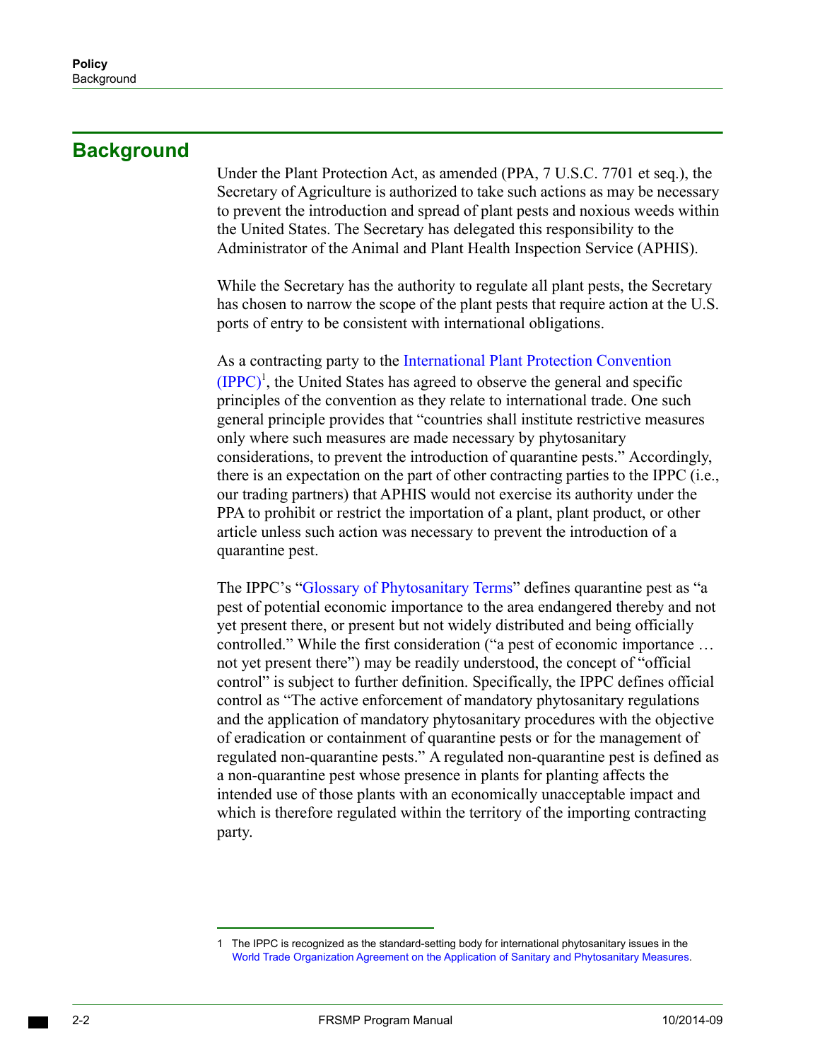## Background

Under the Plant Protection Act, as amended (PPA, 7 U.S.C. 7701 et seq.), the Secretary of Agriculture is authorized to take such actions as may be necessary to prevent the introduction and spread of plant pests and noxious weeds within the United States. The Secretary has delegated this responsibility to the Administrator of the Animal and Plant Health Inspection Service (APHIS).

While the Secretary has the authority to regulate all plant pests, the Secretary has chosen to narrow the scope of the plant pests that require action at the U.S. ports of entry to be consistent with international obligations.

As a contracting party to the International Plant Protection Convention (IPPC)[1], the United States has agreed to observe the general and specific principles of the convention as they relate to international trade. One such general principle provides that "countries shall institute restrictive measures only where such measures are made necessary by phytosanitary considerations, to prevent the introduction of quarantine pests." Accordingly, there is an expectation on the part of other contracting parties to the IPPC (i.e., our trading partners) that APHIS would not exercise its authority under the PPA to prohibit or restrict the importation of a plant, plant product, or other article unless such action was necessary to prevent the introduction of a quarantine pest.

The IPPC's "Glossary of Phytosanitary Terms" defines quarantine pest as "a pest of potential economic importance to the area endangered thereby and not yet present there, or present but not widely distributed and being officially controlled." While the first consideration ("a pest of economic importance … not yet present there") may be readily understood, the concept of "official control" is subject to further definition. Specifically, the IPPC defines official control as "The active enforcement of mandatory phytosanitary regulations and the application of mandatory phytosanitary procedures with the objective of eradication or containment of quarantine pests or for the management of regulated non-quarantine pests." A regulated non-quarantine pest is defined as a non-quarantine pest whose presence in plants for planting affects the intended use of those plants with an economically unacceptable impact and which is therefore regulated within the territory of the importing contracting party.

---

1 The IPPC is recognized as the standard-setting body for international phytosanitary issues in the World Trade Organization Agreement on the Application of Sanitary and Phytosanitary Measures.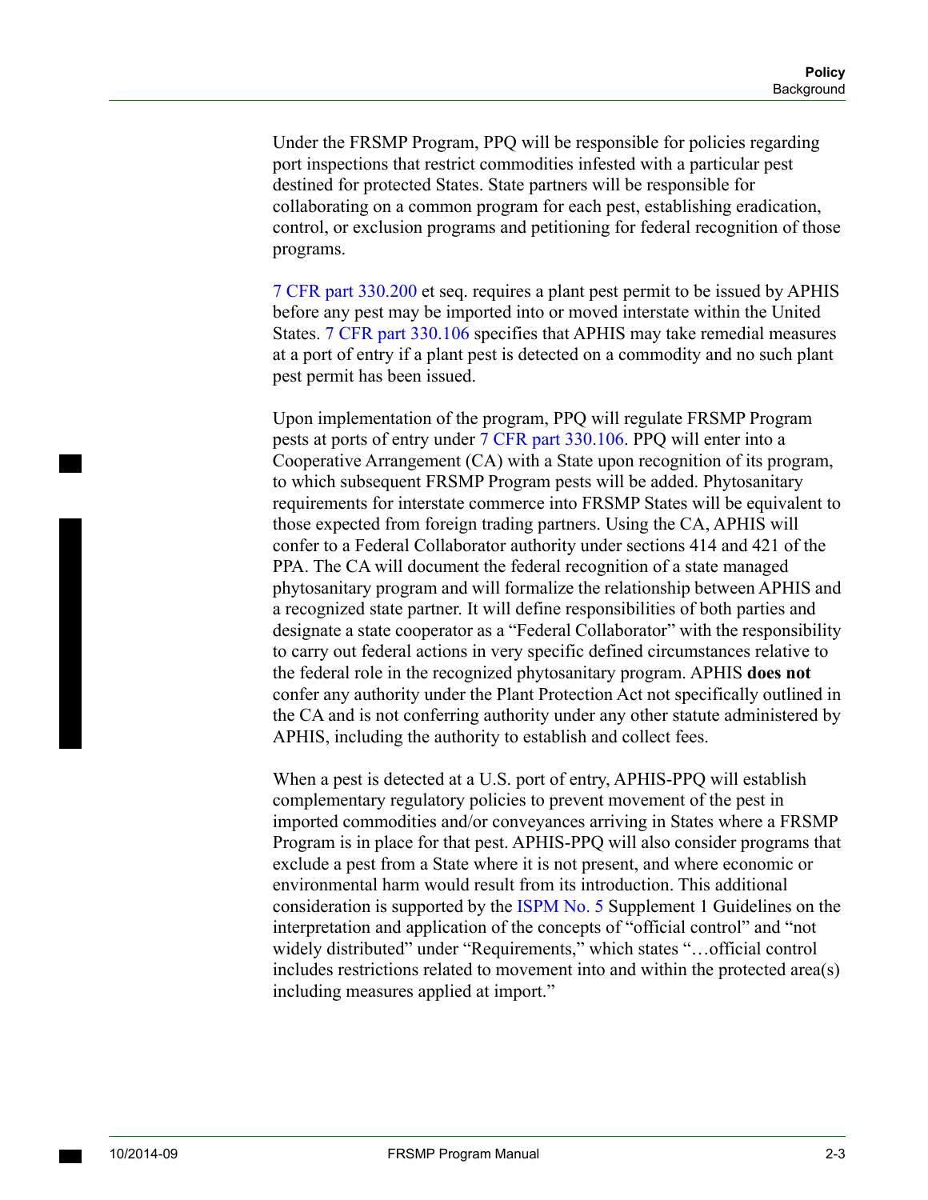Under the FRSMP Program, PPQ will be responsible for policies regarding port inspections that restrict commodities infested with a particular pest destined for protected States. State partners will be responsible for collaborating on a common program for each pest, establishing eradication, control, or exclusion programs and petitioning for federal recognition of those programs.

7 CFR part 330.200 et seq. requires a plant pest permit to be issued by APHIS before any pest may be imported into or moved interstate within the United States. 7 CFR part 330.106 specifies that APHIS may take remedial measures at a port of entry if a plant pest is detected on a commodity and no such plant pest permit has been issued.

Upon implementation of the program, PPQ will regulate FRSMP Program pests at ports of entry under 7 CFR part 330.106. PPQ will enter into a Cooperative Arrangement (CA) with a State upon recognition of its program, to which subsequent FRSMP Program pests will be added. Phytosanitary requirements for interstate commerce into FRSMP States will be equivalent to those expected from foreign trading partners. Using the CA, APHIS will confer to a Federal Collaborator authority under sections 414 and 421 of the PPA. The CA will document the federal recognition of a state managed phytosanitary program and will formalize the relationship between APHIS and a recognized state partner. It will define responsibilities of both parties and designate a state cooperator as a "Federal Collaborator" with the responsibility to carry out federal actions in very specific defined circumstances relative to the federal role in the recognized phytosanitary program. APHIS **does not** confer any authority under the Plant Protection Act not specifically outlined in the CA and is not conferring authority under any other statute administered by APHIS, including the authority to establish and collect fees.

When a pest is detected at a U.S. port of entry, APHIS-PPQ will establish complementary regulatory policies to prevent movement of the pest in imported commodities and/or conveyances arriving in States where a FRSMP Program is in place for that pest. APHIS-PPQ will also consider programs that exclude a pest from a State where it is not present, and where economic or environmental harm would result from its introduction. This additional consideration is supported by the ISPM No. 5 Supplement 1 Guidelines on the interpretation and application of the concepts of "official control" and "not widely distributed" under "Requirements," which states "…official control includes restrictions related to movement into and within the protected area(s) including measures applied at import."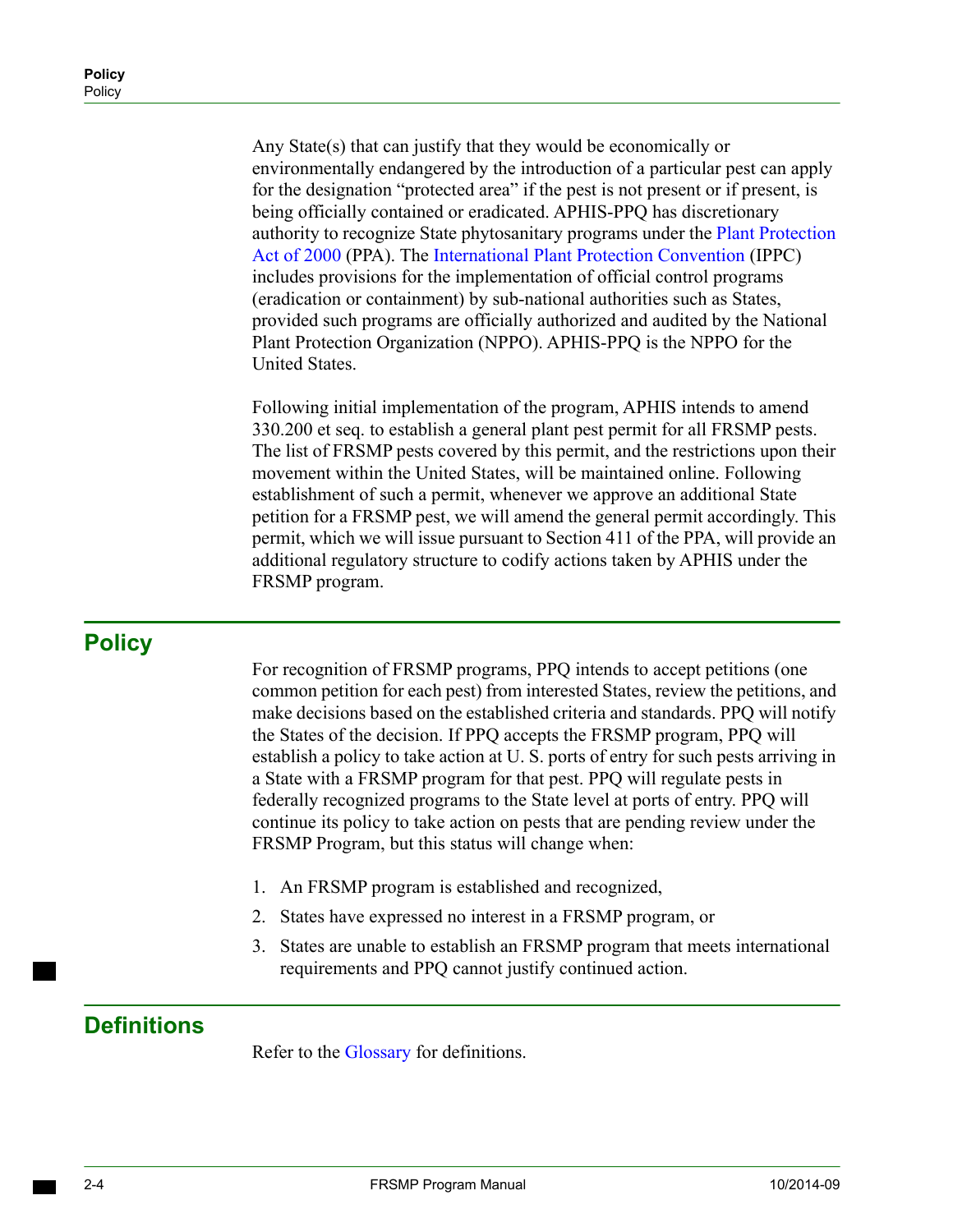Any State(s) that can justify that they would be economically or environmentally endangered by the introduction of a particular pest can apply for the designation “protected area” if the pest is not present or if present, is being officially contained or eradicated. APHIS-PPQ has discretionary authority to recognize State phytosanitary programs under the Plant Protection Act of 2000 (PPA). The International Plant Protection Convention (IPPC) includes provisions for the implementation of official control programs (eradication or containment) by sub-national authorities such as States, provided such programs are officially authorized and audited by the National Plant Protection Organization (NPPO). APHIS-PPQ is the NPPO for the United States.

Following initial implementation of the program, APHIS intends to amend 330.200 et seq. to establish a general plant pest permit for all FRSMP pests. The list of FRSMP pests covered by this permit, and the restrictions upon their movement within the United States, will be maintained online. Following establishment of such a permit, whenever we approve an additional State petition for a FRSMP pest, we will amend the general permit accordingly. This permit, which we will issue pursuant to Section 411 of the PPA, will provide an additional regulatory structure to codify actions taken by APHIS under the FRSMP program.

## Policy

For recognition of FRSMP programs, PPQ intends to accept petitions (one common petition for each pest) from interested States, review the petitions, and make decisions based on the established criteria and standards. PPQ will notify the States of the decision. If PPQ accepts the FRSMP program, PPQ will establish a policy to take action at U. S. ports of entry for such pests arriving in a State with a FRSMP program for that pest. PPQ will regulate pests in federally recognized programs to the State level at ports of entry. PPQ will continue its policy to take action on pests that are pending review under the FRSMP Program, but this status will change when:

1. An FRSMP program is established and recognized,
2. States have expressed no interest in a FRSMP program, or
3. States are unable to establish an FRSMP program that meets international requirements and PPQ cannot justify continued action.

## Definitions

Refer to the Glossary for definitions.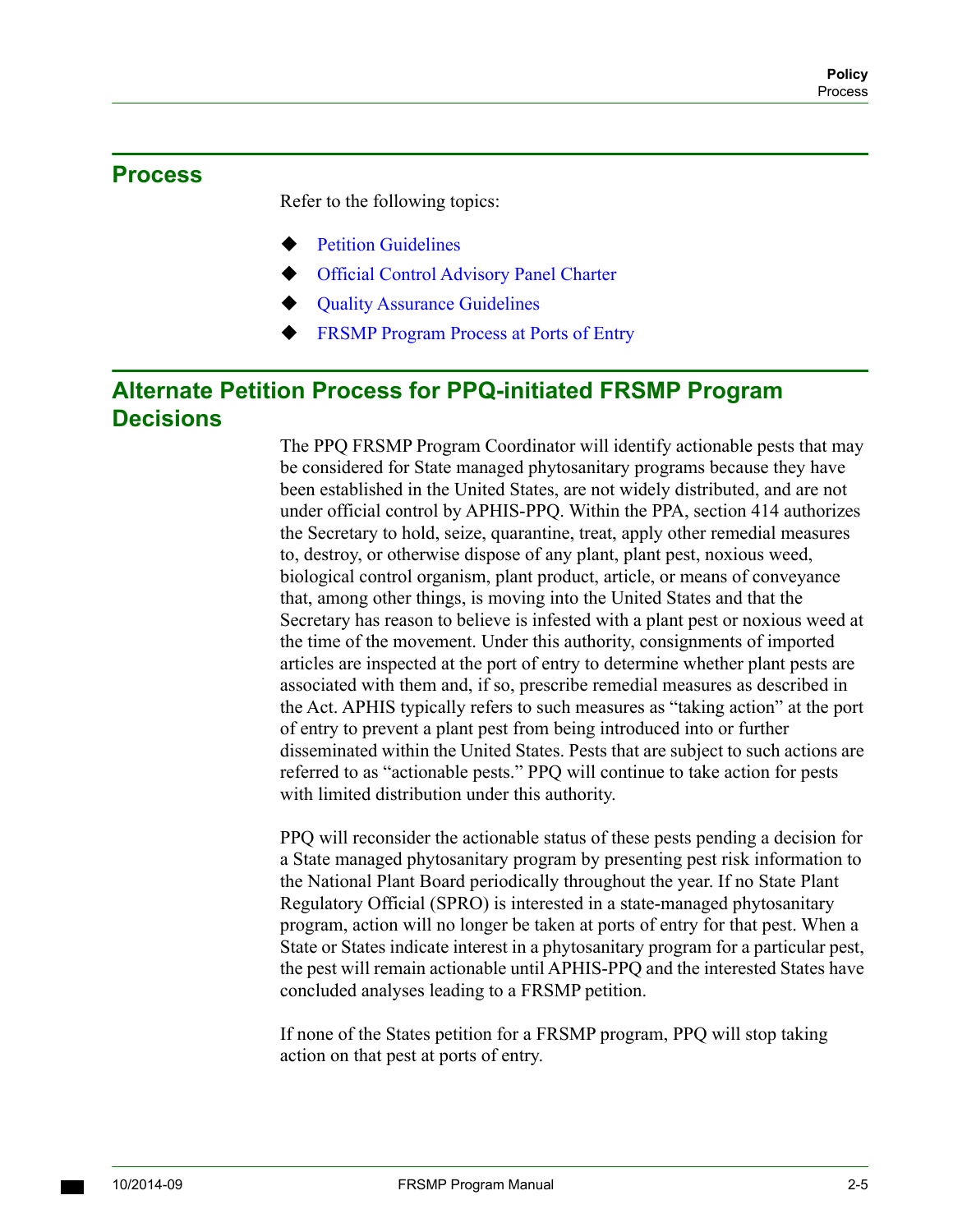## Process

Refer to the following topics:

- Petition Guidelines
- Official Control Advisory Panel Charter
- Quality Assurance Guidelines
- FRSMP Program Process at Ports of Entry

## Alternate Petition Process for PPQ-initiated FRSMP Program Decisions

The PPQ FRSMP Program Coordinator will identify actionable pests that may be considered for State managed phytosanitary programs because they have been established in the United States, are not widely distributed, and are not under official control by APHIS-PPQ. Within the PPA, section 414 authorizes the Secretary to hold, seize, quarantine, treat, apply other remedial measures to, destroy, or otherwise dispose of any plant, plant pest, noxious weed, biological control organism, plant product, article, or means of conveyance that, among other things, is moving into the United States and that the Secretary has reason to believe is infested with a plant pest or noxious weed at the time of the movement. Under this authority, consignments of imported articles are inspected at the port of entry to determine whether plant pests are associated with them and, if so, prescribe remedial measures as described in the Act. APHIS typically refers to such measures as "taking action" at the port of entry to prevent a plant pest from being introduced into or further disseminated within the United States. Pests that are subject to such actions are referred to as "actionable pests." PPQ will continue to take action for pests with limited distribution under this authority.

PPQ will reconsider the actionable status of these pests pending a decision for a State managed phytosanitary program by presenting pest risk information to the National Plant Board periodically throughout the year. If no State Plant Regulatory Official (SPRO) is interested in a state-managed phytosanitary program, action will no longer be taken at ports of entry for that pest. When a State or States indicate interest in a phytosanitary program for a particular pest, the pest will remain actionable until APHIS-PPQ and the interested States have concluded analyses leading to a FRSMP petition.

If none of the States petition for a FRSMP program, PPQ will stop taking action on that pest at ports of entry.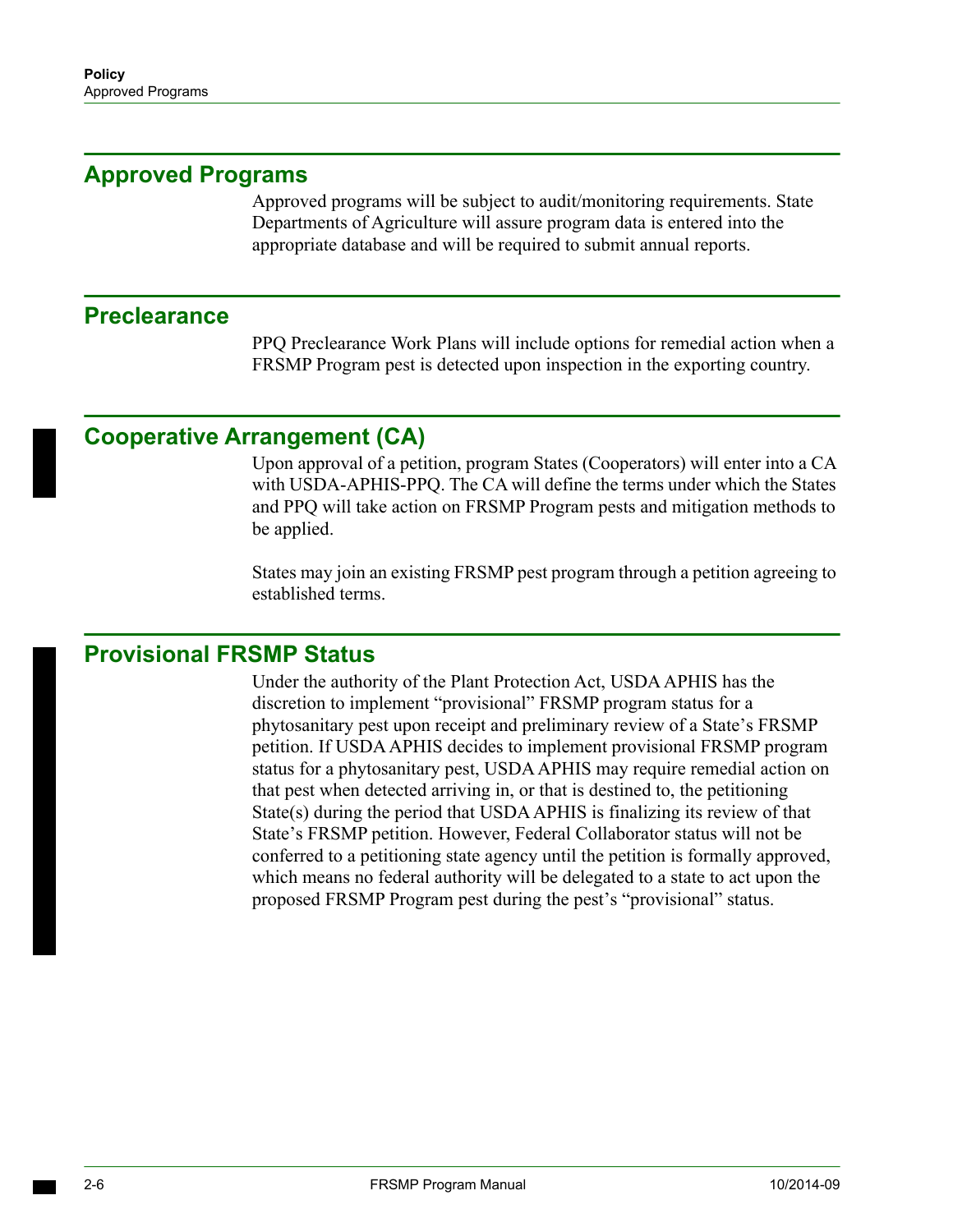## Approved Programs

Approved programs will be subject to audit/monitoring requirements. State Departments of Agriculture will assure program data is entered into the appropriate database and will be required to submit annual reports.

## Preclearance

PPQ Preclearance Work Plans will include options for remedial action when a FRSMP Program pest is detected upon inspection in the exporting country.

## Cooperative Arrangement (CA)

Upon approval of a petition, program States (Cooperators) will enter into a CA with USDA-APHIS-PPQ. The CA will define the terms under which the States and PPQ will take action on FRSMP Program pests and mitigation methods to be applied.

States may join an existing FRSMP pest program through a petition agreeing to established terms.

## Provisional FRSMP Status

Under the authority of the Plant Protection Act, USDA APHIS has the discretion to implement “provisional” FRSMP program status for a phytosanitary pest upon receipt and preliminary review of a State’s FRSMP petition. If USDA APHIS decides to implement provisional FRSMP program status for a phytosanitary pest, USDA APHIS may require remedial action on that pest when detected arriving in, or that is destined to, the petitioning State(s) during the period that USDA APHIS is finalizing its review of that State’s FRSMP petition. However, Federal Collaborator status will not be conferred to a petitioning state agency until the petition is formally approved, which means no federal authority will be delegated to a state to act upon the proposed FRSMP Program pest during the pest’s “provisional” status.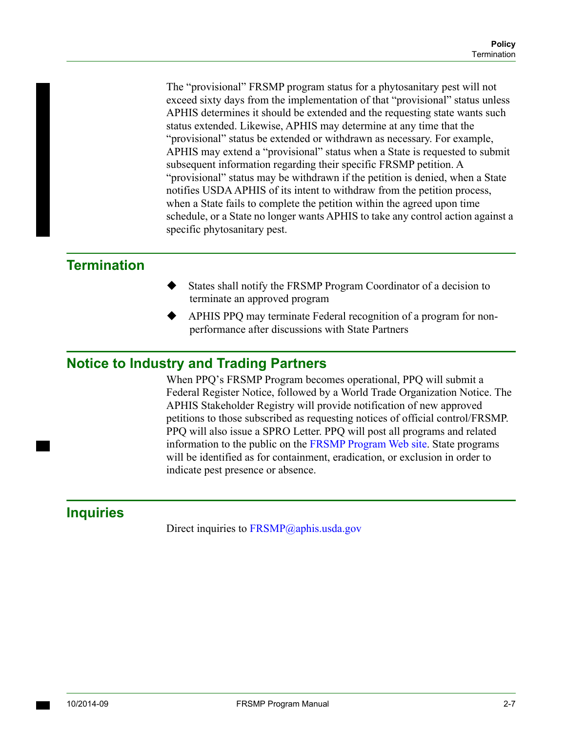The “provisional” FRSMP program status for a phytosanitary pest will not exceed sixty days from the implementation of that “provisional” status unless APHIS determines it should be extended and the requesting state wants such status extended. Likewise, APHIS may determine at any time that the “provisional” status be extended or withdrawn as necessary. For example, APHIS may extend a “provisional” status when a State is requested to submit subsequent information regarding their specific FRSMP petition. A “provisional” status may be withdrawn if the petition is denied, when a State notifies USDA APHIS of its intent to withdraw from the petition process, when a State fails to complete the petition within the agreed upon time schedule, or a State no longer wants APHIS to take any control action against a specific phytosanitary pest.

## Termination

- States shall notify the FRSMP Program Coordinator of a decision to terminate an approved program
- APHIS PPQ may terminate Federal recognition of a program for non-performance after discussions with State Partners

## Notice to Industry and Trading Partners

When PPQ’s FRSMP Program becomes operational, PPQ will submit a Federal Register Notice, followed by a World Trade Organization Notice. The APHIS Stakeholder Registry will provide notification of new approved petitions to those subscribed as requesting notices of official control/FRSMP. PPQ will also issue a SPRO Letter. PPQ will post all programs and related information to the public on the FRSMP Program Web site. State programs will be identified as for containment, eradication, or exclusion in order to indicate pest presence or absence.

## Inquiries

Direct inquiries to FRSMP@aphis.usda.gov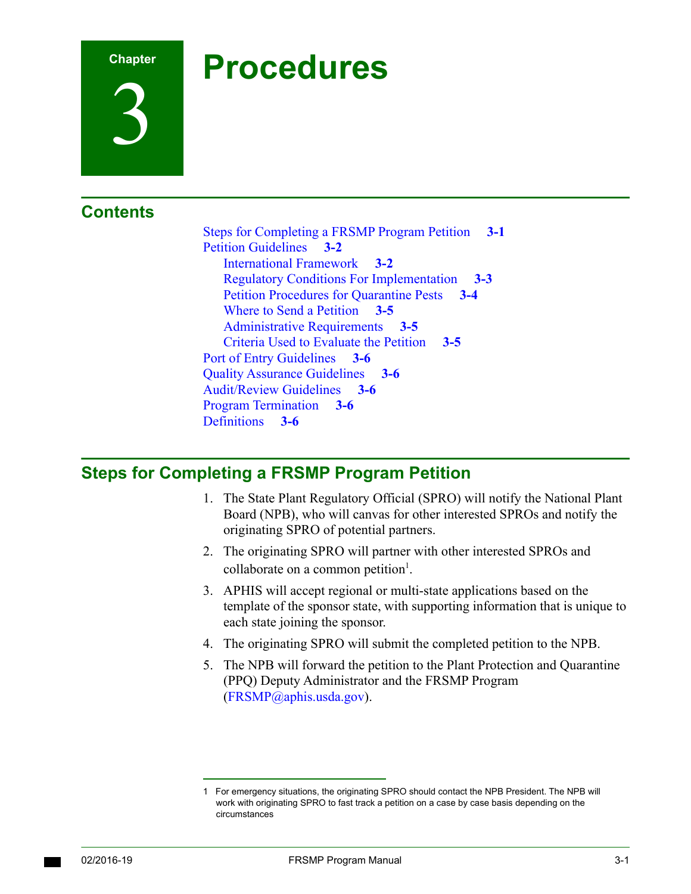# Chapter 3 Procedures

## Contents

Steps for Completing a FRSMP Program Petition 3-1
Petition Guidelines 3-2
- International Framework 3-2
- Regulatory Conditions For Implementation 3-3
- Petition Procedures for Quarantine Pests 3-4
- Where to Send a Petition 3-5
- Administrative Requirements 3-5
- Criteria Used to Evaluate the Petition 3-5

Port of Entry Guidelines 3-6
Quality Assurance Guidelines 3-6
Audit/Review Guidelines 3-6
Program Termination 3-6
Definitions 3-6

## Steps for Completing a FRSMP Program Petition

1. The State Plant Regulatory Official (SPRO) will notify the National Plant Board (NPB), who will canvas for other interested SPROs and notify the originating SPRO of potential partners.
2. The originating SPRO will partner with other interested SPROs and collaborate on a common petition[1].
3. APHIS will accept regional or multi-state applications based on the template of the sponsor state, with supporting information that is unique to each state joining the sponsor.
4. The originating SPRO will submit the completed petition to the NPB.
5. The NPB will forward the petition to the Plant Protection and Quarantine (PPQ) Deputy Administrator and the FRSMP Program (FRSMP@aphis.usda.gov).

---

1 For emergency situations, the originating SPRO should contact the NPB President. The NPB will work with originating SPRO to fast track a petition on a case by case basis depending on the circumstances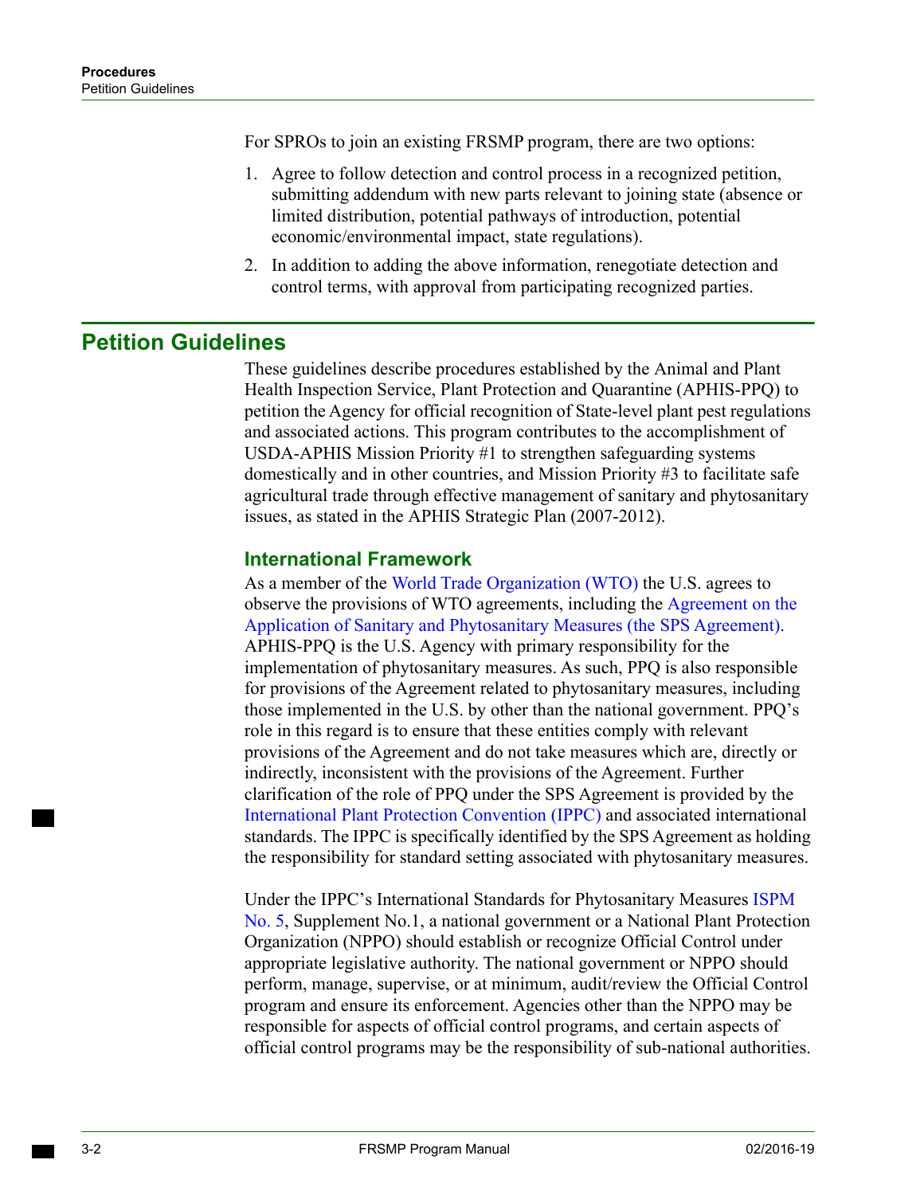For SPROs to join an existing FRSMP program, there are two options:

1. Agree to follow detection and control process in a recognized petition, submitting addendum with new parts relevant to joining state (absence or limited distribution, potential pathways of introduction, potential economic/environmental impact, state regulations).
2. In addition to adding the above information, renegotiate detection and control terms, with approval from participating recognized parties.

## Petition Guidelines

These guidelines describe procedures established by the Animal and Plant Health Inspection Service, Plant Protection and Quarantine (APHIS-PPQ) to petition the Agency for official recognition of State-level plant pest regulations and associated actions. This program contributes to the accomplishment of USDA-APHIS Mission Priority #1 to strengthen safeguarding systems domestically and in other countries, and Mission Priority #3 to facilitate safe agricultural trade through effective management of sanitary and phytosanitary issues, as stated in the APHIS Strategic Plan (2007-2012).

### International Framework

As a member of the World Trade Organization (WTO) the U.S. agrees to observe the provisions of WTO agreements, including the Agreement on the Application of Sanitary and Phytosanitary Measures (the SPS Agreement). APHIS-PPQ is the U.S. Agency with primary responsibility for the implementation of phytosanitary measures. As such, PPQ is also responsible for provisions of the Agreement related to phytosanitary measures, including those implemented in the U.S. by other than the national government. PPQ's role in this regard is to ensure that these entities comply with relevant provisions of the Agreement and do not take measures which are, directly or indirectly, inconsistent with the provisions of the Agreement. Further clarification of the role of PPQ under the SPS Agreement is provided by the International Plant Protection Convention (IPPC) and associated international standards. The IPPC is specifically identified by the SPS Agreement as holding the responsibility for standard setting associated with phytosanitary measures.

Under the IPPC's International Standards for Phytosanitary Measures ISPM No. 5, Supplement No.1, a national government or a National Plant Protection Organization (NPPO) should establish or recognize Official Control under appropriate legislative authority. The national government or NPPO should perform, manage, supervise, or at minimum, audit/review the Official Control program and ensure its enforcement. Agencies other than the NPPO may be responsible for aspects of official control programs, and certain aspects of official control programs may be the responsibility of sub-national authorities.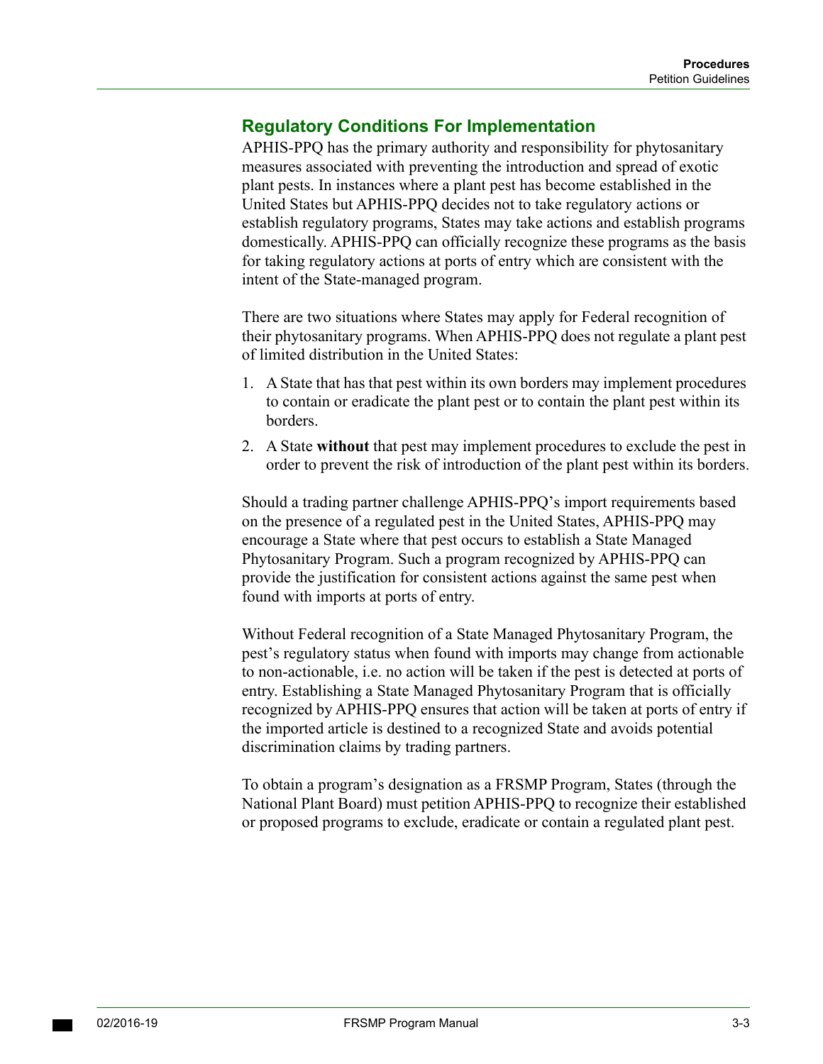## Regulatory Conditions For Implementation

APHIS-PPQ has the primary authority and responsibility for phytosanitary measures associated with preventing the introduction and spread of exotic plant pests. In instances where a plant pest has become established in the United States but APHIS-PPQ decides not to take regulatory actions or establish regulatory programs, States may take actions and establish programs domestically. APHIS-PPQ can officially recognize these programs as the basis for taking regulatory actions at ports of entry which are consistent with the intent of the State-managed program.

There are two situations where States may apply for Federal recognition of their phytosanitary programs. When APHIS-PPQ does not regulate a plant pest of limited distribution in the United States:

1. A State that has that pest within its own borders may implement procedures to contain or eradicate the plant pest or to contain the plant pest within its borders.
2. A State **without** that pest may implement procedures to exclude the pest in order to prevent the risk of introduction of the plant pest within its borders.

Should a trading partner challenge APHIS-PPQ's import requirements based on the presence of a regulated pest in the United States, APHIS-PPQ may encourage a State where that pest occurs to establish a State Managed Phytosanitary Program. Such a program recognized by APHIS-PPQ can provide the justification for consistent actions against the same pest when found with imports at ports of entry.

Without Federal recognition of a State Managed Phytosanitary Program, the pest's regulatory status when found with imports may change from actionable to non-actionable, i.e. no action will be taken if the pest is detected at ports of entry. Establishing a State Managed Phytosanitary Program that is officially recognized by APHIS-PPQ ensures that action will be taken at ports of entry if the imported article is destined to a recognized State and avoids potential discrimination claims by trading partners.

To obtain a program's designation as a FRSMP Program, States (through the National Plant Board) must petition APHIS-PPQ to recognize their established or proposed programs to exclude, eradicate or contain a regulated plant pest.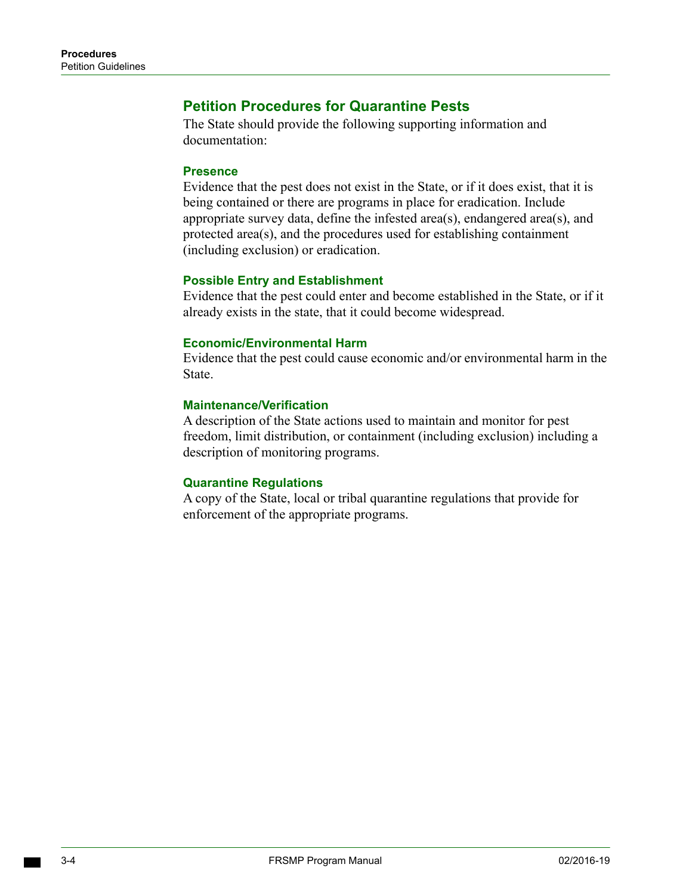## Petition Procedures for Quarantine Pests

The State should provide the following supporting information and documentation:

### Presence

Evidence that the pest does not exist in the State, or if it does exist, that it is being contained or there are programs in place for eradication. Include appropriate survey data, define the infested area(s), endangered area(s), and protected area(s), and the procedures used for establishing containment (including exclusion) or eradication.

### Possible Entry and Establishment

Evidence that the pest could enter and become established in the State, or if it already exists in the state, that it could become widespread.

### Economic/Environmental Harm

Evidence that the pest could cause economic and/or environmental harm in the State.

### Maintenance/Verification

A description of the State actions used to maintain and monitor for pest freedom, limit distribution, or containment (including exclusion) including a description of monitoring programs.

### Quarantine Regulations

A copy of the State, local or tribal quarantine regulations that provide for enforcement of the appropriate programs.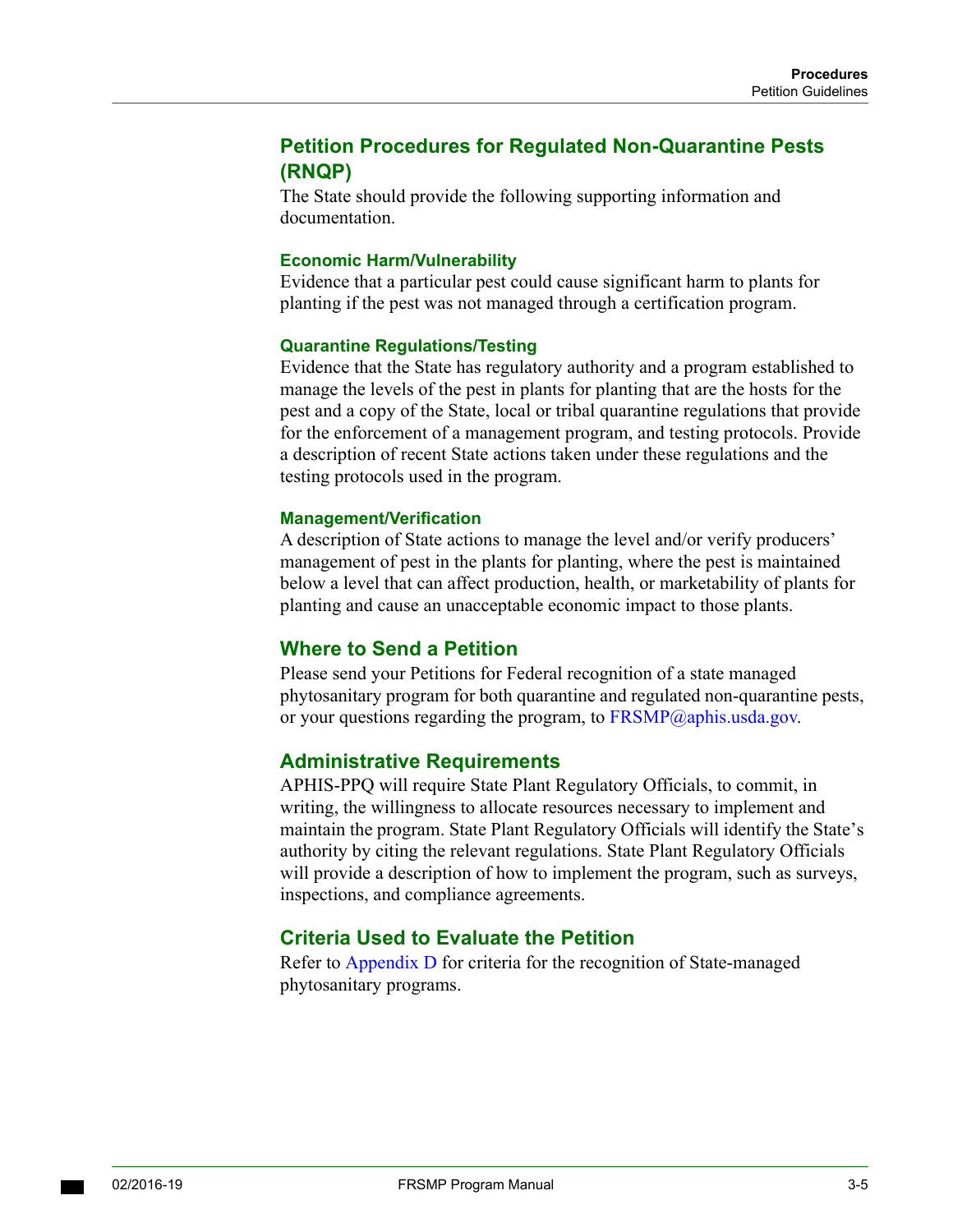## Petition Procedures for Regulated Non-Quarantine Pests (RNQP)

The State should provide the following supporting information and documentation.

### Economic Harm/Vulnerability

Evidence that a particular pest could cause significant harm to plants for planting if the pest was not managed through a certification program.

### Quarantine Regulations/Testing

Evidence that the State has regulatory authority and a program established to manage the levels of the pest in plants for planting that are the hosts for the pest and a copy of the State, local or tribal quarantine regulations that provide for the enforcement of a management program, and testing protocols. Provide a description of recent State actions taken under these regulations and the testing protocols used in the program.

### Management/Verification

A description of State actions to manage the level and/or verify producers' management of pest in the plants for planting, where the pest is maintained below a level that can affect production, health, or marketability of plants for planting and cause an unacceptable economic impact to those plants.

## Where to Send a Petition

Please send your Petitions for Federal recognition of a state managed phytosanitary program for both quarantine and regulated non-quarantine pests, or your questions regarding the program, to FRSMP@aphis.usda.gov.

## Administrative Requirements

APHIS-PPQ will require State Plant Regulatory Officials, to commit, in writing, the willingness to allocate resources necessary to implement and maintain the program. State Plant Regulatory Officials will identify the State's authority by citing the relevant regulations. State Plant Regulatory Officials will provide a description of how to implement the program, such as surveys, inspections, and compliance agreements.

## Criteria Used to Evaluate the Petition

Refer to Appendix D for criteria for the recognition of State-managed phytosanitary programs.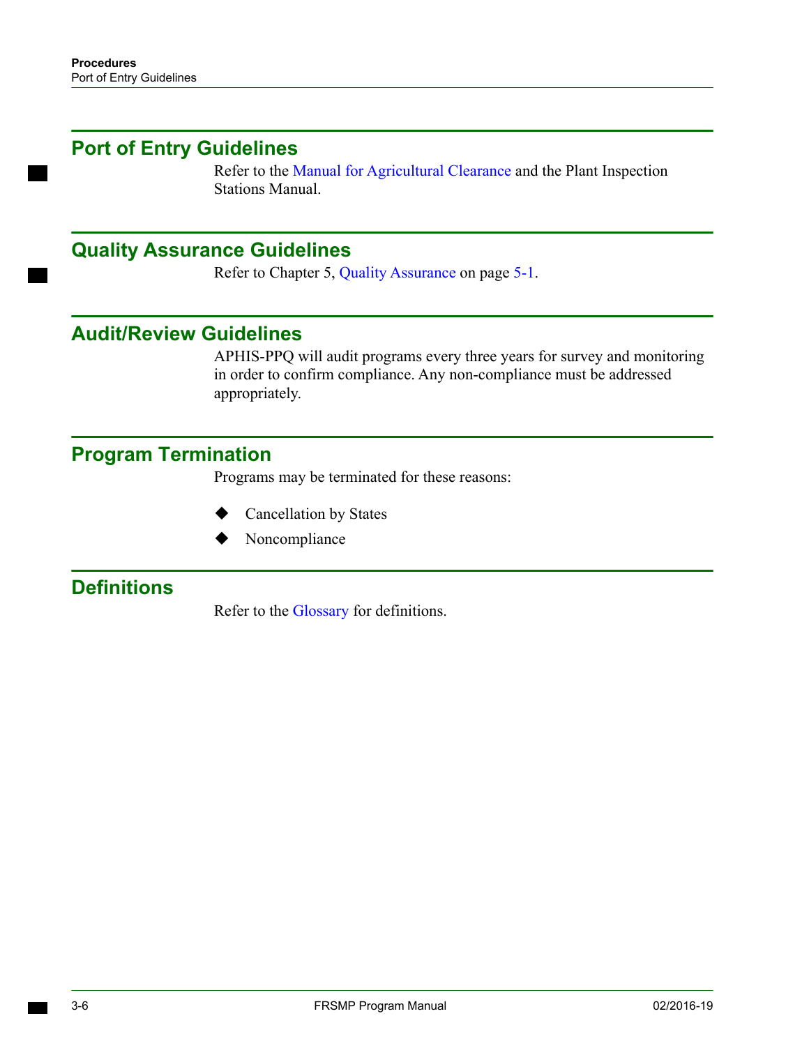## Port of Entry Guidelines

Refer to the Manual for Agricultural Clearance and the Plant Inspection Stations Manual.

## Quality Assurance Guidelines

Refer to Chapter 5, Quality Assurance on page 5-1.

## Audit/Review Guidelines

APHIS-PPQ will audit programs every three years for survey and monitoring in order to confirm compliance. Any non-compliance must be addressed appropriately.

## Program Termination

Programs may be terminated for these reasons:

- Cancellation by States
- Noncompliance

## Definitions

Refer to the Glossary for definitions.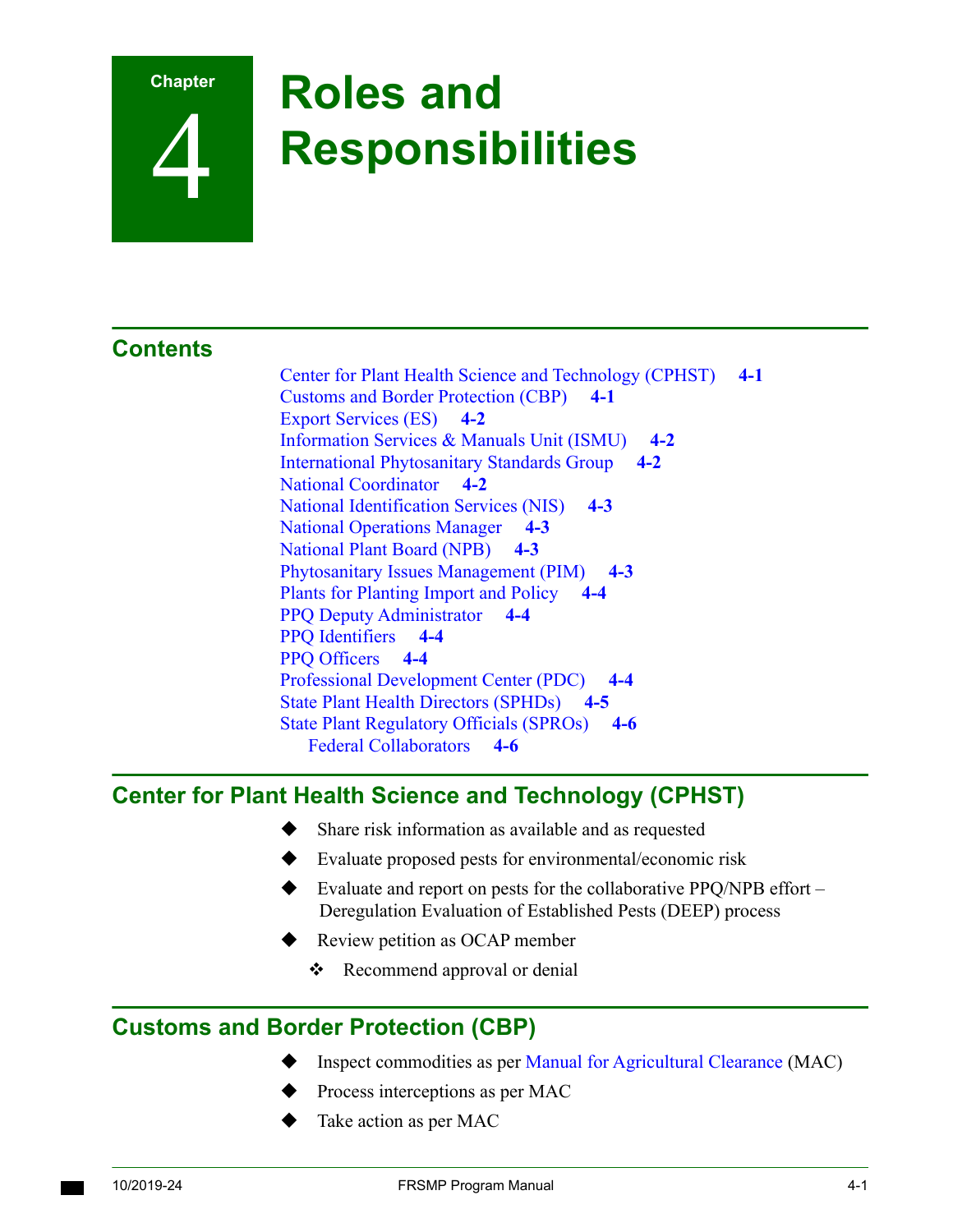# Chapter 4 Roles and Responsibilities

## Contents

- Center for Plant Health Science and Technology (CPHST) **4-1**
- Customs and Border Protection (CBP) **4-1**
- Export Services (ES) **4-2**
- Information Services & Manuals Unit (ISMU) **4-2**
- International Phytosanitary Standards Group **4-2**
- National Coordinator **4-2**
- National Identification Services (NIS) **4-3**
- National Operations Manager **4-3**
- National Plant Board (NPB) **4-3**
- Phytosanitary Issues Management (PIM) **4-3**
- Plants for Planting Import and Policy **4-4**
- PPQ Deputy Administrator **4-4**
- PPQ Identifiers **4-4**
- PPQ Officers **4-4**
- Professional Development Center (PDC) **4-4**
- State Plant Health Directors (SPHDs) **4-5**
- State Plant Regulatory Officials (SPROs) **4-6**
  - Federal Collaborators **4-6**

## Center for Plant Health Science and Technology (CPHST)

- Share risk information as available and as requested
- Evaluate proposed pests for environmental/economic risk
- Evaluate and report on pests for the collaborative PPQ/NPB effort – Deregulation Evaluation of Established Pests (DEEP) process
- Review petition as OCAP member
  - Recommend approval or denial

## Customs and Border Protection (CBP)

- Inspect commodities as per Manual for Agricultural Clearance (MAC)
- Process interceptions as per MAC
- Take action as per MAC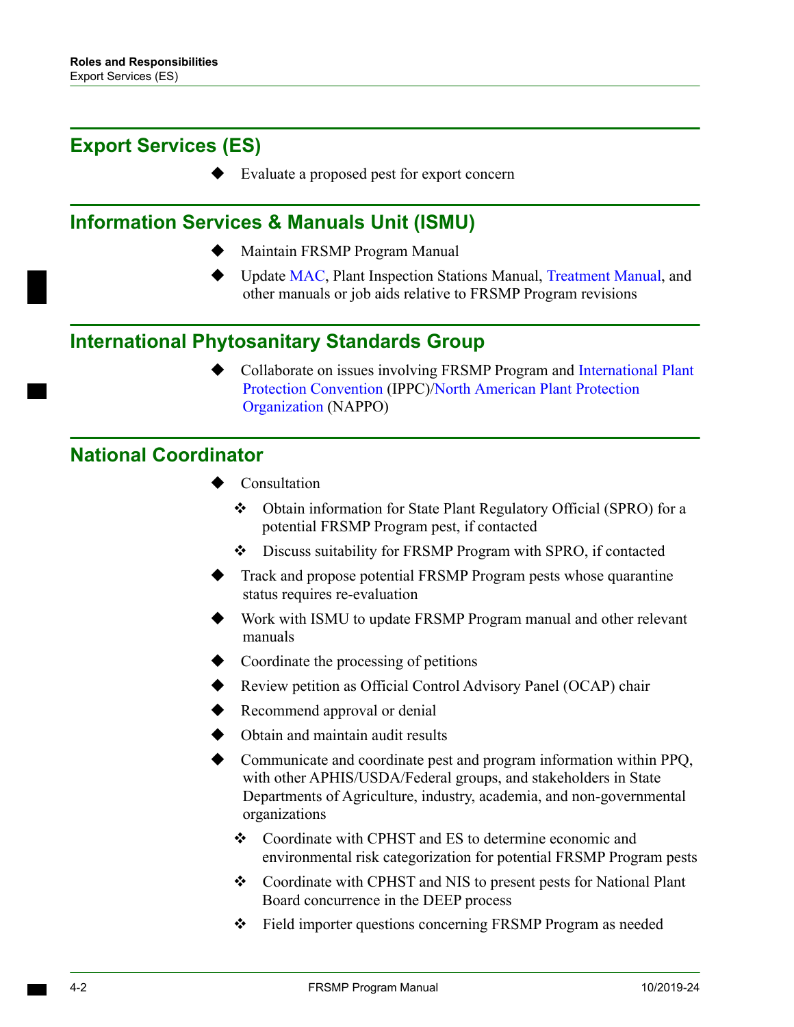## Export Services (ES)

- Evaluate a proposed pest for export concern

## Information Services & Manuals Unit (ISMU)

- Maintain FRSMP Program Manual
- Update MAC, Plant Inspection Stations Manual, Treatment Manual, and other manuals or job aids relative to FRSMP Program revisions

## International Phytosanitary Standards Group

- Collaborate on issues involving FRSMP Program and International Plant Protection Convention (IPPC)/North American Plant Protection Organization (NAPPO)

## National Coordinator

- Consultation
  - Obtain information for State Plant Regulatory Official (SPRO) for a potential FRSMP Program pest, if contacted
  - Discuss suitability for FRSMP Program with SPRO, if contacted
- Track and propose potential FRSMP Program pests whose quarantine status requires re-evaluation
- Work with ISMU to update FRSMP Program manual and other relevant manuals
- Coordinate the processing of petitions
- Review petition as Official Control Advisory Panel (OCAP) chair
- Recommend approval or denial
- Obtain and maintain audit results
- Communicate and coordinate pest and program information within PPQ, with other APHIS/USDA/Federal groups, and stakeholders in State Departments of Agriculture, industry, academia, and non-governmental organizations
  - Coordinate with CPHST and ES to determine economic and environmental risk categorization for potential FRSMP Program pests
  - Coordinate with CPHST and NIS to present pests for National Plant Board concurrence in the DEEP process
  - Field importer questions concerning FRSMP Program as needed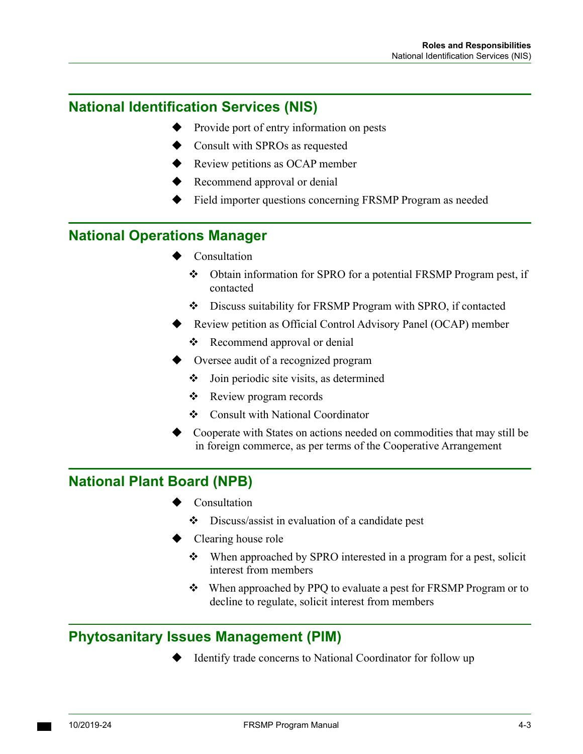## National Identification Services (NIS)

- Provide port of entry information on pests
- Consult with SPROs as requested
- Review petitions as OCAP member
- Recommend approval or denial
- Field importer questions concerning FRSMP Program as needed

## National Operations Manager

- Consultation
  - Obtain information for SPRO for a potential FRSMP Program pest, if contacted
  - Discuss suitability for FRSMP Program with SPRO, if contacted
- Review petition as Official Control Advisory Panel (OCAP) member
  - Recommend approval or denial
- Oversee audit of a recognized program
  - Join periodic site visits, as determined
  - Review program records
  - Consult with National Coordinator
- Cooperate with States on actions needed on commodities that may still be in foreign commerce, as per terms of the Cooperative Arrangement

## National Plant Board (NPB)

- Consultation
  - Discuss/assist in evaluation of a candidate pest
- Clearing house role
  - When approached by SPRO interested in a program for a pest, solicit interest from members
  - When approached by PPQ to evaluate a pest for FRSMP Program or to decline to regulate, solicit interest from members

## Phytosanitary Issues Management (PIM)

- Identify trade concerns to National Coordinator for follow up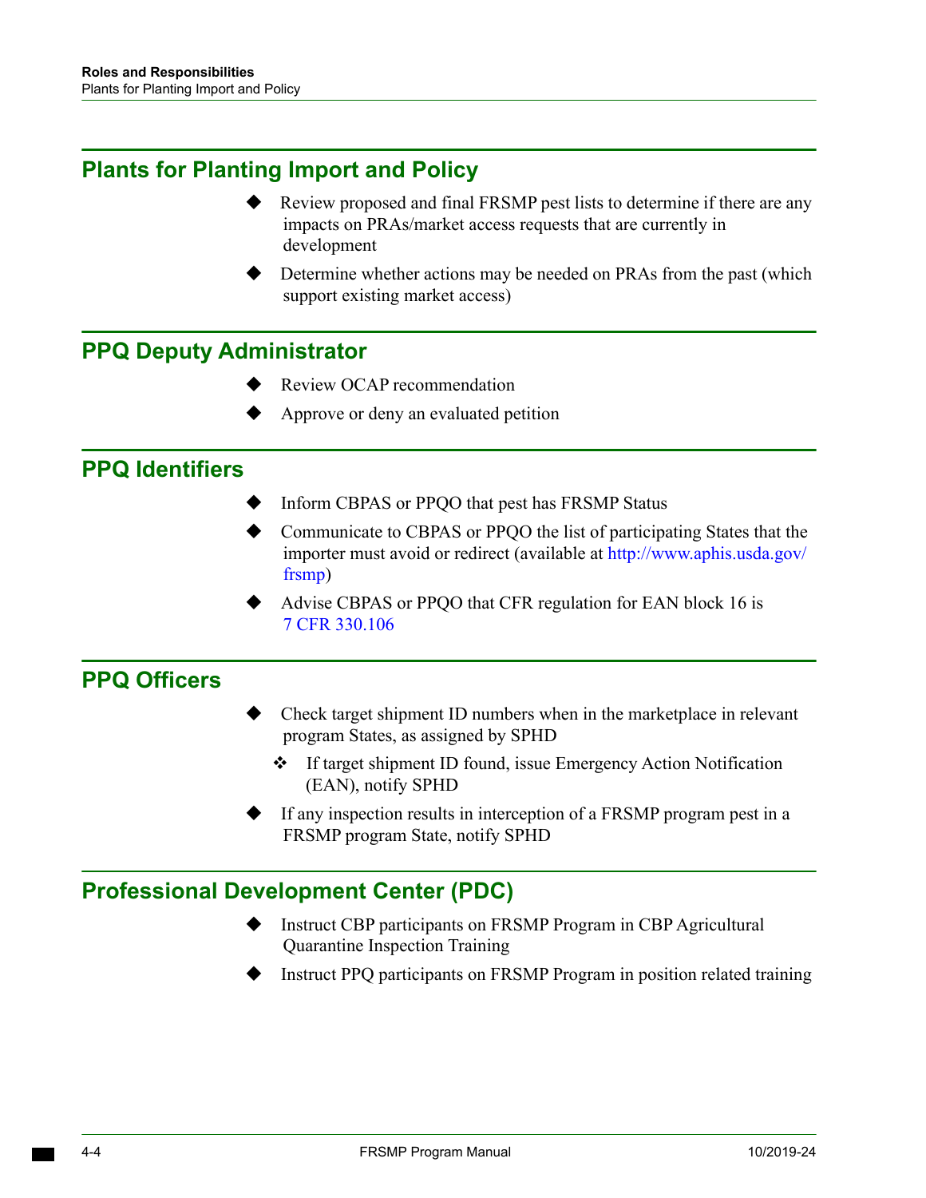## Plants for Planting Import and Policy

- Review proposed and final FRSMP pest lists to determine if there are any impacts on PRAs/market access requests that are currently in development
- Determine whether actions may be needed on PRAs from the past (which support existing market access)

## PPQ Deputy Administrator

- Review OCAP recommendation
- Approve or deny an evaluated petition

## PPQ Identifiers

- Inform CBPAS or PPQO that pest has FRSMP Status
- Communicate to CBPAS or PPQO the list of participating States that the importer must avoid or redirect (available at http://www.aphis.usda.gov/frsmp)
- Advise CBPAS or PPQO that CFR regulation for EAN block 16 is 7 CFR 330.106

## PPQ Officers

- Check target shipment ID numbers when in the marketplace in relevant program States, as assigned by SPHD
  - If target shipment ID found, issue Emergency Action Notification (EAN), notify SPHD
- If any inspection results in interception of a FRSMP program pest in a FRSMP program State, notify SPHD

## Professional Development Center (PDC)

- Instruct CBP participants on FRSMP Program in CBP Agricultural Quarantine Inspection Training
- Instruct PPQ participants on FRSMP Program in position related training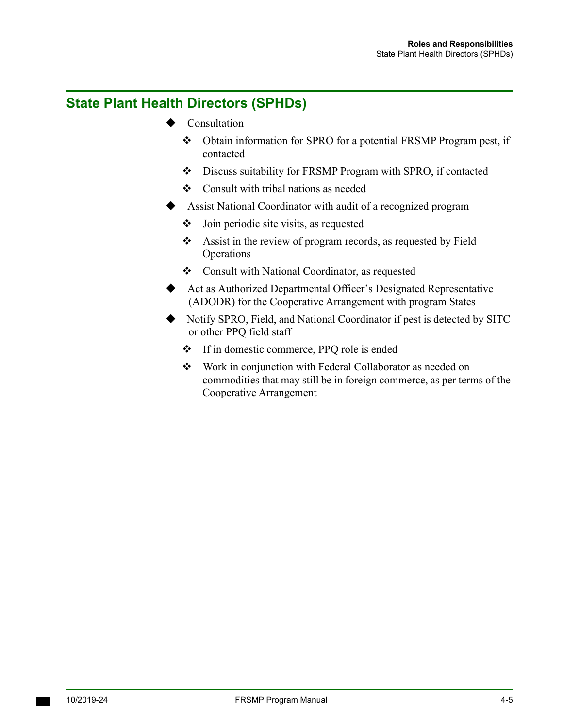## State Plant Health Directors (SPHDs)

- Consultation
  - Obtain information for SPRO for a potential FRSMP Program pest, if contacted
  - Discuss suitability for FRSMP Program with SPRO, if contacted
  - Consult with tribal nations as needed
- Assist National Coordinator with audit of a recognized program
  - Join periodic site visits, as requested
  - Assist in the review of program records, as requested by Field Operations
  - Consult with National Coordinator, as requested
- Act as Authorized Departmental Officer's Designated Representative (ADODR) for the Cooperative Arrangement with program States
- Notify SPRO, Field, and National Coordinator if pest is detected by SITC or other PPQ field staff
  - If in domestic commerce, PPQ role is ended
  - Work in conjunction with Federal Collaborator as needed on commodities that may still be in foreign commerce, as per terms of the Cooperative Arrangement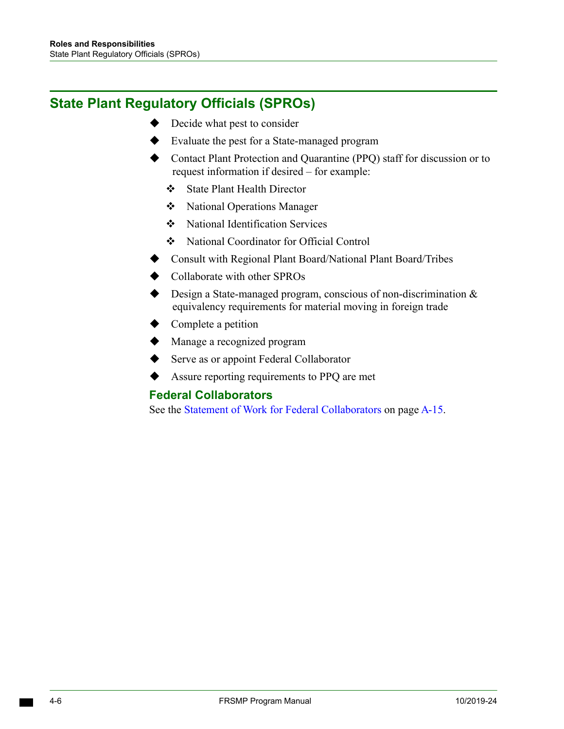## State Plant Regulatory Officials (SPROs)

- Decide what pest to consider
- Evaluate the pest for a State-managed program
- Contact Plant Protection and Quarantine (PPQ) staff for discussion or to request information if desired – for example:
    - State Plant Health Director
    - National Operations Manager
    - National Identification Services
    - National Coordinator for Official Control
- Consult with Regional Plant Board/National Plant Board/Tribes
- Collaborate with other SPROs
- Design a State-managed program, conscious of non-discrimination & equivalency requirements for material moving in foreign trade
- Complete a petition
- Manage a recognized program
- Serve as or appoint Federal Collaborator
- Assure reporting requirements to PPQ are met

### Federal Collaborators

See the Statement of Work for Federal Collaborators on page A-15.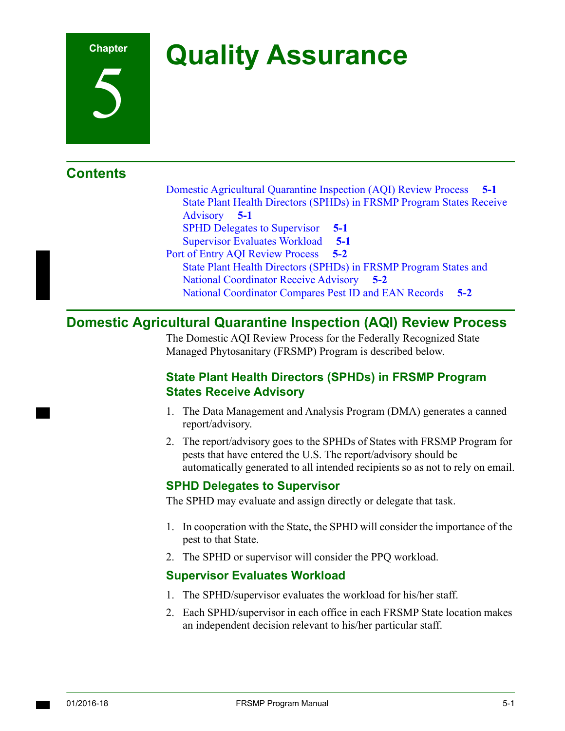# Chapter 5 Quality Assurance

## Contents

- Domestic Agricultural Quarantine Inspection (AQI) Review Process **5-1**
  - State Plant Health Directors (SPHDs) in FRSMP Program States Receive Advisory **5-1**
  - SPHD Delegates to Supervisor **5-1**
  - Supervisor Evaluates Workload **5-1**
- Port of Entry AQI Review Process **5-2**
  - State Plant Health Directors (SPHDs) in FRSMP Program States and National Coordinator Receive Advisory **5-2**
  - National Coordinator Compares Pest ID and EAN Records **5-2**

## Domestic Agricultural Quarantine Inspection (AQI) Review Process

The Domestic AQI Review Process for the Federally Recognized State Managed Phytosanitary (FRSMP) Program is described below.

### State Plant Health Directors (SPHDs) in FRSMP Program States Receive Advisory

1. The Data Management and Analysis Program (DMA) generates a canned report/advisory.
2. The report/advisory goes to the SPHDs of States with FRSMP Program for pests that have entered the U.S. The report/advisory should be automatically generated to all intended recipients so as not to rely on email.

### SPHD Delegates to Supervisor

The SPHD may evaluate and assign directly or delegate that task.

1. In cooperation with the State, the SPHD will consider the importance of the pest to that State.
2. The SPHD or supervisor will consider the PPQ workload.

### Supervisor Evaluates Workload

1. The SPHD/supervisor evaluates the workload for his/her staff.
2. Each SPHD/supervisor in each office in each FRSMP State location makes an independent decision relevant to his/her particular staff.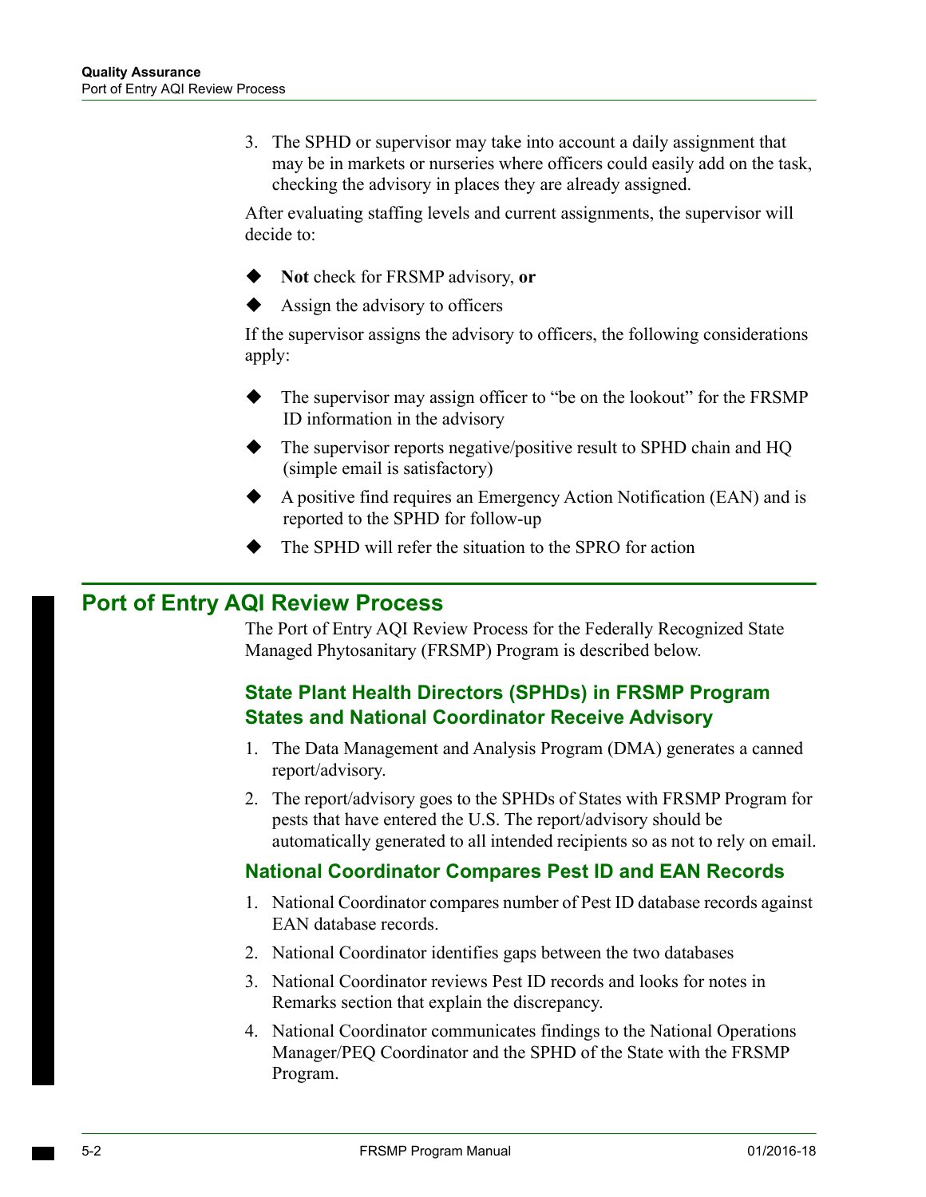3. The SPHD or supervisor may take into account a daily assignment that may be in markets or nurseries where officers could easily add on the task, checking the advisory in places they are already assigned.

After evaluating staffing levels and current assignments, the supervisor will decide to:

- **Not** check for FRSMP advisory, **or**
- Assign the advisory to officers

If the supervisor assigns the advisory to officers, the following considerations apply:

- The supervisor may assign officer to “be on the lookout” for the FRSMP ID information in the advisory
- The supervisor reports negative/positive result to SPHD chain and HQ (simple email is satisfactory)
- A positive find requires an Emergency Action Notification (EAN) and is reported to the SPHD for follow-up
- The SPHD will refer the situation to the SPRO for action

## Port of Entry AQI Review Process

The Port of Entry AQI Review Process for the Federally Recognized State Managed Phytosanitary (FRSMP) Program is described below.

### State Plant Health Directors (SPHDs) in FRSMP Program States and National Coordinator Receive Advisory

1. The Data Management and Analysis Program (DMA) generates a canned report/advisory.
2. The report/advisory goes to the SPHDs of States with FRSMP Program for pests that have entered the U.S. The report/advisory should be automatically generated to all intended recipients so as not to rely on email.

### National Coordinator Compares Pest ID and EAN Records

1. National Coordinator compares number of Pest ID database records against EAN database records.
2. National Coordinator identifies gaps between the two databases
3. National Coordinator reviews Pest ID records and looks for notes in Remarks section that explain the discrepancy.
4. National Coordinator communicates findings to the National Operations Manager/PEQ Coordinator and the SPHD of the State with the FRSMP Program.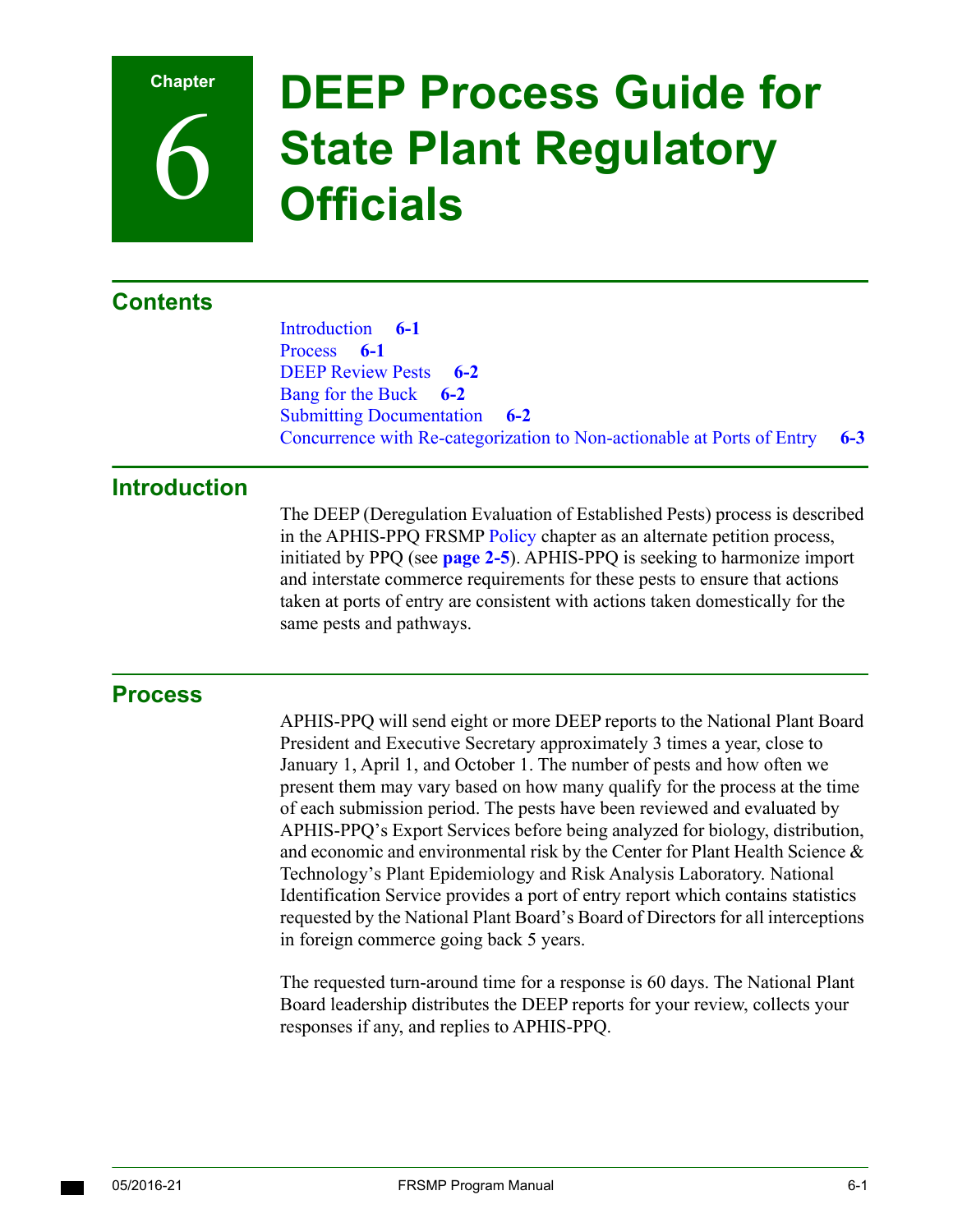# Chapter 6 DEEP Process Guide for State Plant Regulatory Officials

## Contents

Introduction **6-1**
Process **6-1**
DEEP Review Pests **6-2**
Bang for the Buck **6-2**
Submitting Documentation **6-2**
Concurrence with Re-categorization to Non-actionable at Ports of Entry **6-3**

## Introduction

The DEEP (Deregulation Evaluation of Established Pests) process is described in the APHIS-PPQ FRSMP Policy chapter as an alternate petition process, initiated by PPQ (see **page 2-5**). APHIS-PPQ is seeking to harmonize import and interstate commerce requirements for these pests to ensure that actions taken at ports of entry are consistent with actions taken domestically for the same pests and pathways.

## Process

APHIS-PPQ will send eight or more DEEP reports to the National Plant Board President and Executive Secretary approximately 3 times a year, close to January 1, April 1, and October 1. The number of pests and how often we present them may vary based on how many qualify for the process at the time of each submission period. The pests have been reviewed and evaluated by APHIS-PPQ's Export Services before being analyzed for biology, distribution, and economic and environmental risk by the Center for Plant Health Science & Technology's Plant Epidemiology and Risk Analysis Laboratory. National Identification Service provides a port of entry report which contains statistics requested by the National Plant Board's Board of Directors for all interceptions in foreign commerce going back 5 years.

The requested turn-around time for a response is 60 days. The National Plant Board leadership distributes the DEEP reports for your review, collects your responses if any, and replies to APHIS-PPQ.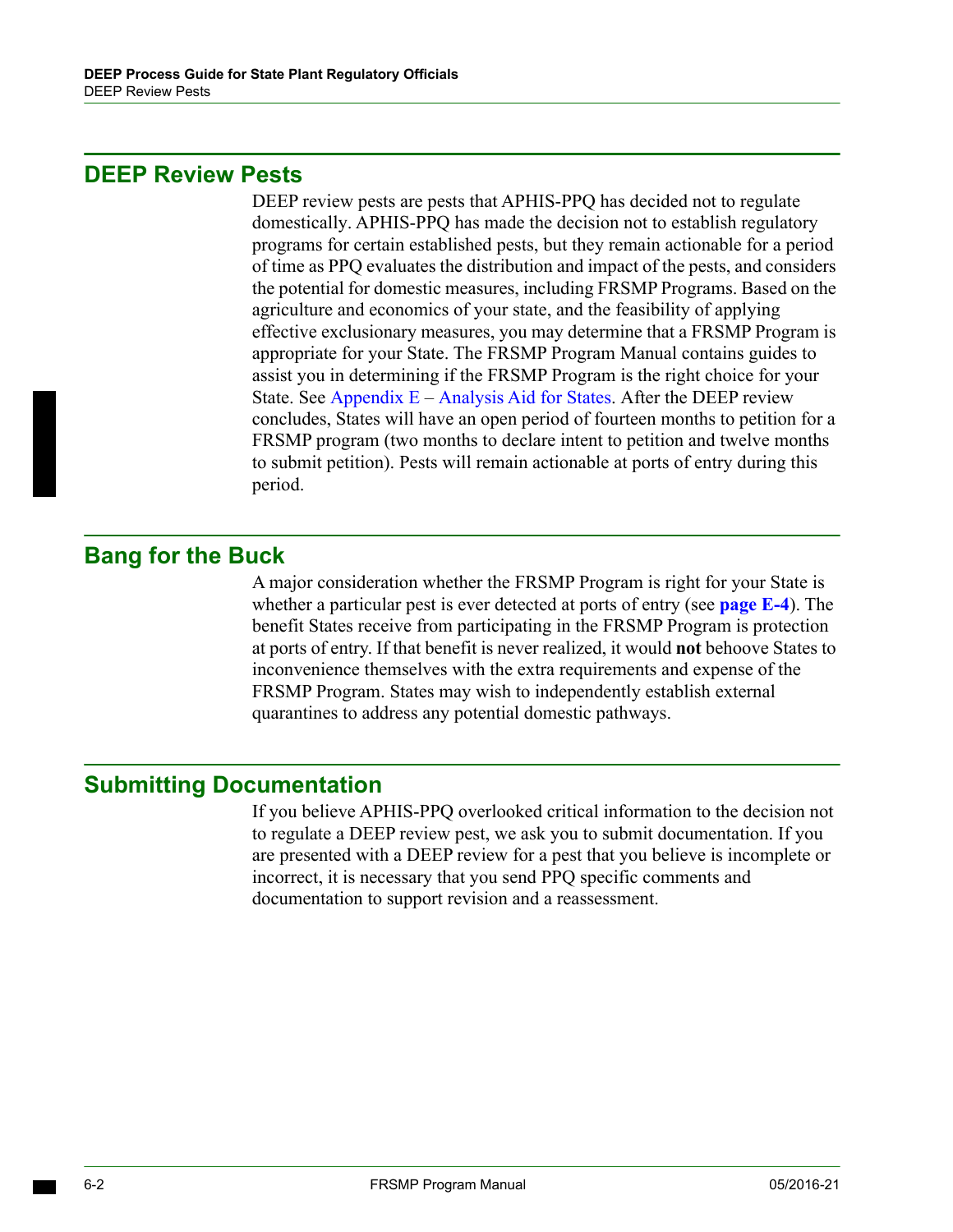## DEEP Review Pests

DEEP review pests are pests that APHIS-PPQ has decided not to regulate domestically. APHIS-PPQ has made the decision not to establish regulatory programs for certain established pests, but they remain actionable for a period of time as PPQ evaluates the distribution and impact of the pests, and considers the potential for domestic measures, including FRSMP Programs. Based on the agriculture and economics of your state, and the feasibility of applying effective exclusionary measures, you may determine that a FRSMP Program is appropriate for your State. The FRSMP Program Manual contains guides to assist you in determining if the FRSMP Program is the right choice for your State. See Appendix E – Analysis Aid for States. After the DEEP review concludes, States will have an open period of fourteen months to petition for a FRSMP program (two months to declare intent to petition and twelve months to submit petition). Pests will remain actionable at ports of entry during this period.

## Bang for the Buck

A major consideration whether the FRSMP Program is right for your State is whether a particular pest is ever detected at ports of entry (see **page E-4**). The benefit States receive from participating in the FRSMP Program is protection at ports of entry. If that benefit is never realized, it would **not** behoove States to inconvenience themselves with the extra requirements and expense of the FRSMP Program. States may wish to independently establish external quarantines to address any potential domestic pathways.

## Submitting Documentation

If you believe APHIS-PPQ overlooked critical information to the decision not to regulate a DEEP review pest, we ask you to submit documentation. If you are presented with a DEEP review for a pest that you believe is incomplete or incorrect, it is necessary that you send PPQ specific comments and documentation to support revision and a reassessment.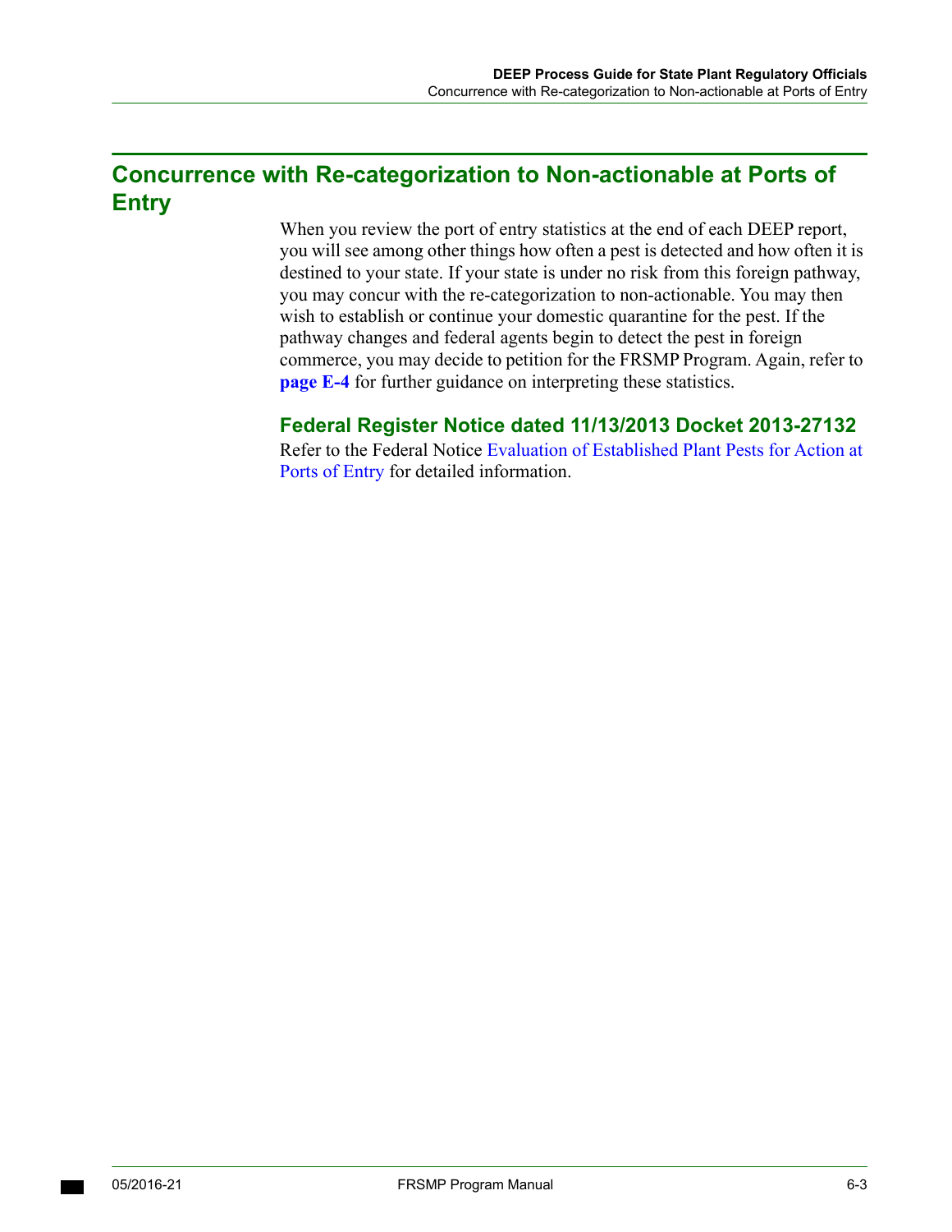## Concurrence with Re-categorization to Non-actionable at Ports of Entry

When you review the port of entry statistics at the end of each DEEP report, you will see among other things how often a pest is detected and how often it is destined to your state. If your state is under no risk from this foreign pathway, you may concur with the re-categorization to non-actionable. You may then wish to establish or continue your domestic quarantine for the pest. If the pathway changes and federal agents begin to detect the pest in foreign commerce, you may decide to petition for the FRSMP Program. Again, refer to **page E-4** for further guidance on interpreting these statistics.

### Federal Register Notice dated 11/13/2013 Docket 2013-27132

Refer to the Federal Notice Evaluation of Established Plant Pests for Action at Ports of Entry for detailed information.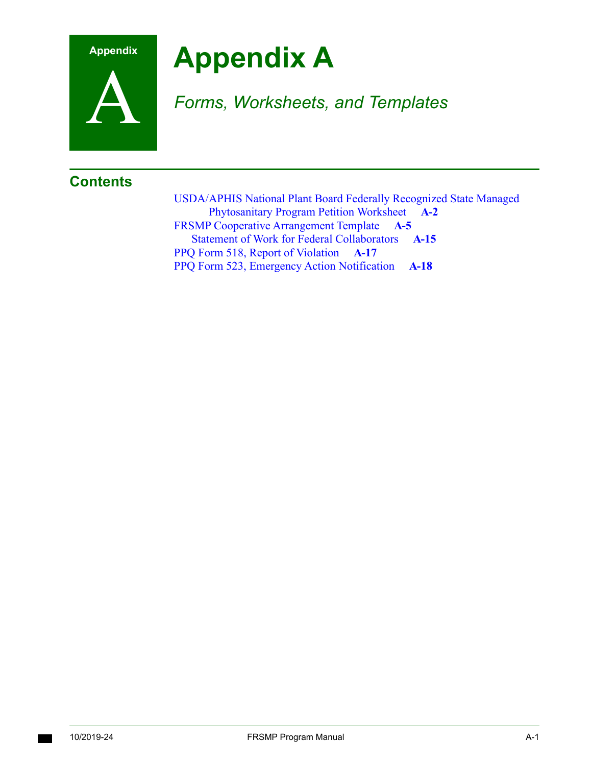# Appendix A

*Forms, Worksheets, and Templates*

## Contents

USDA/APHIS National Plant Board Federally Recognized State Managed Phytosanitary Program Petition Worksheet **A-2**
FRSMP Cooperative Arrangement Template **A-5**
  Statement of Work for Federal Collaborators **A-15**
PPQ Form 518, Report of Violation **A-17**
PPQ Form 523, Emergency Action Notification **A-18**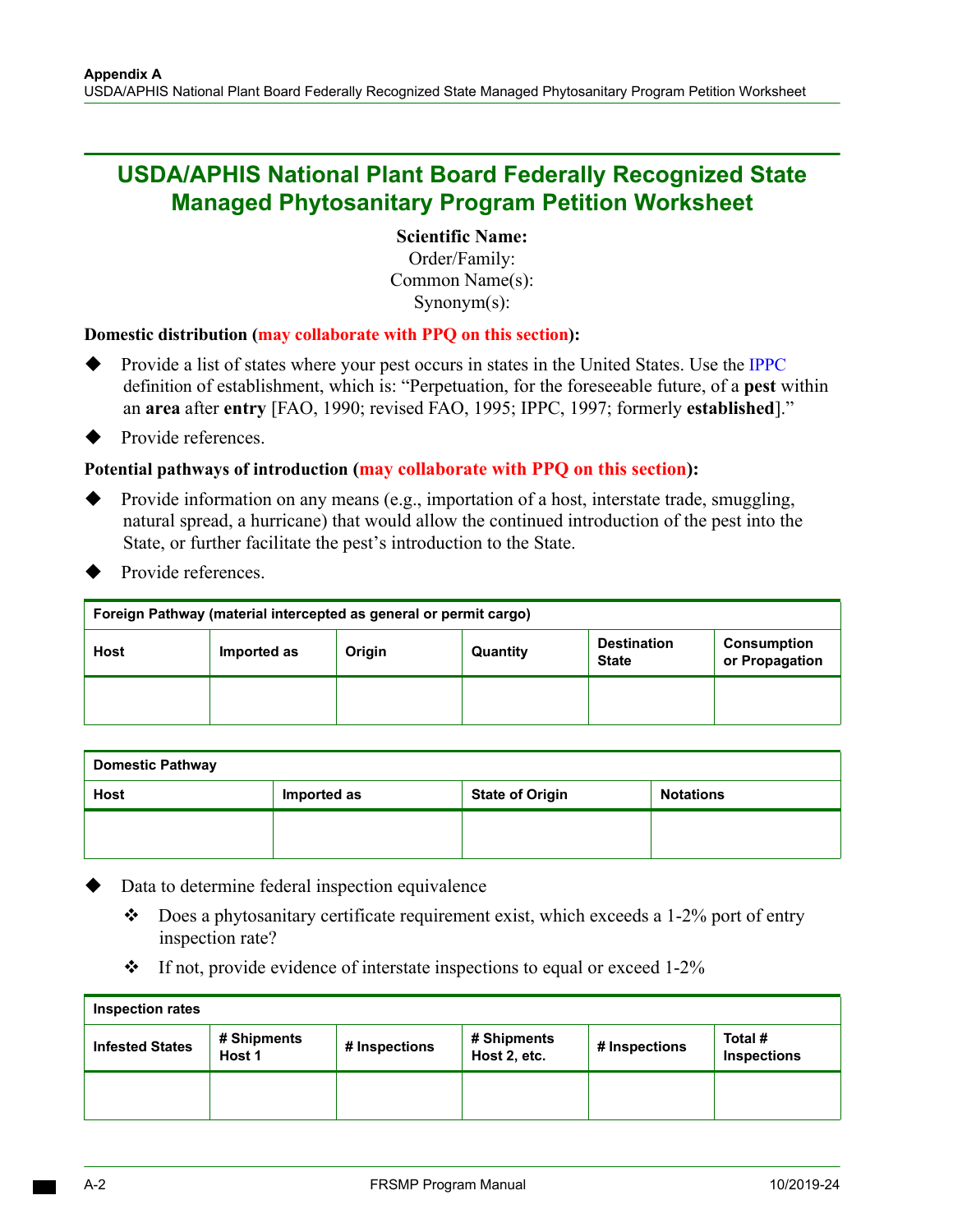# USDA/APHIS National Plant Board Federally Recognized State Managed Phytosanitary Program Petition Worksheet

**Scientific Name:**
Order/Family:
Common Name(s):
Synonym(s):

**Domestic distribution (may collaborate with PPQ on this section):**

- Provide a list of states where your pest occurs in states in the United States. Use the IPPC definition of establishment, which is: "Perpetuation, for the foreseeable future, of a **pest** within an **area** after **entry** [FAO, 1990; revised FAO, 1995; IPPC, 1997; formerly **established**]."
- Provide references.

**Potential pathways of introduction (may collaborate with PPQ on this section):**

- Provide information on any means (e.g., importation of a host, interstate trade, smuggling, natural spread, a hurricane) that would allow the continued introduction of the pest into the State, or further facilitate the pest's introduction to the State.
- Provide references.

| Foreign Pathway (material intercepted as general or permit cargo) | | | | | |
|---|---|---|---|---|---|
| Host | Imported as | Origin | Quantity | Destination State | Consumption or Propagation |
| | | | | | |

| Domestic Pathway | | | |
|---|---|---|---|
| Host | Imported as | State of Origin | Notations |
| | | | |

- Data to determine federal inspection equivalence
  - Does a phytosanitary certificate requirement exist, which exceeds a 1-2% port of entry inspection rate?
  - If not, provide evidence of interstate inspections to equal or exceed 1-2%

| Inspection rates | | | | | |
|---|---|---|---|---|---|
| Infested States | # Shipments Host 1 | # Inspections | # Shipments Host 2, etc. | # Inspections | Total # Inspections |
| | | | | | |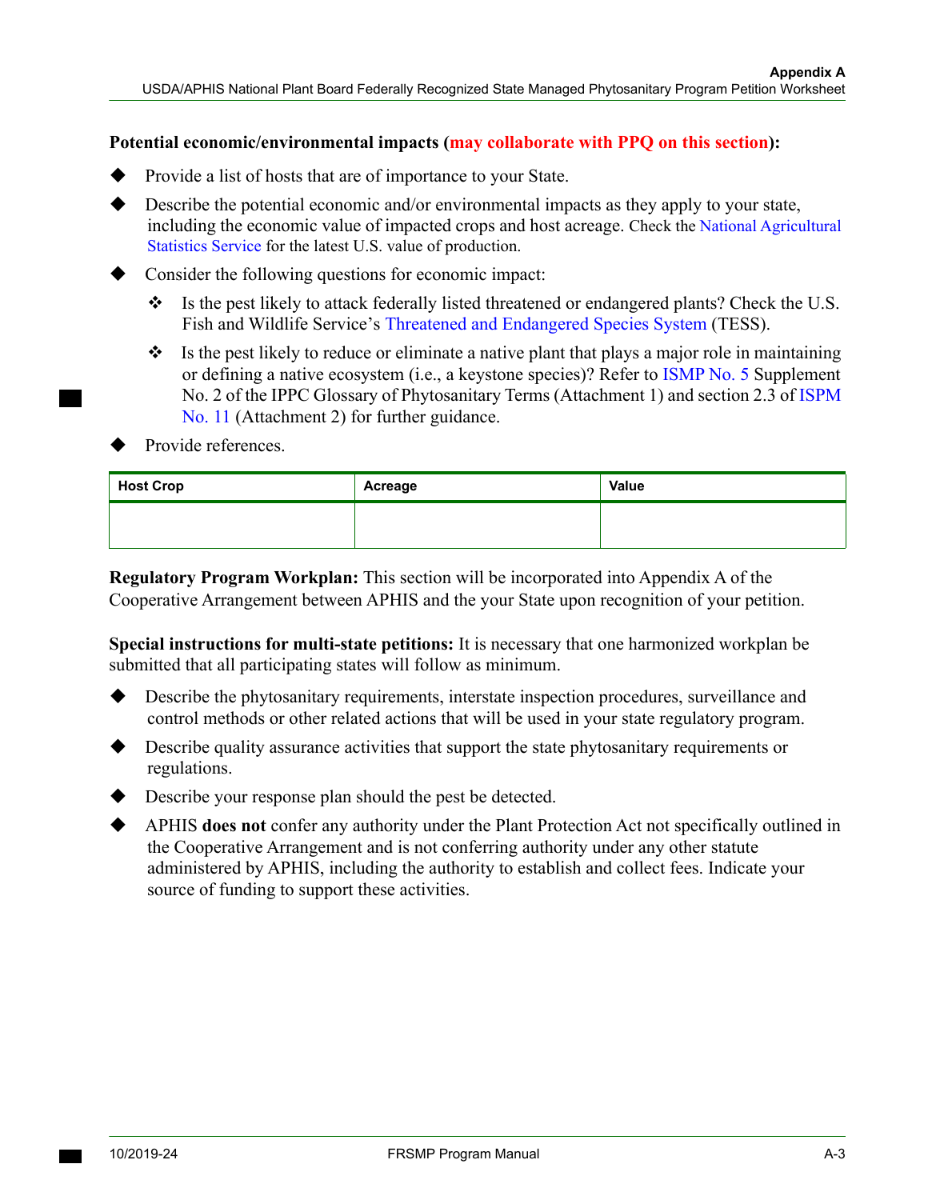**Potential economic/environmental impacts (may collaborate with PPQ on this section):**

- Provide a list of hosts that are of importance to your State.
- Describe the potential economic and/or environmental impacts as they apply to your state, including the economic value of impacted crops and host acreage. Check the National Agricultural Statistics Service for the latest U.S. value of production.
- Consider the following questions for economic impact:
  - Is the pest likely to attack federally listed threatened or endangered plants? Check the U.S. Fish and Wildlife Service's Threatened and Endangered Species System (TESS).
  - Is the pest likely to reduce or eliminate a native plant that plays a major role in maintaining or defining a native ecosystem (i.e., a keystone species)? Refer to ISMP No. 5 Supplement No. 2 of the IPPC Glossary of Phytosanitary Terms (Attachment 1) and section 2.3 of ISPM No. 11 (Attachment 2) for further guidance.
- Provide references.

| Host Crop | Acreage | Value |
|---|---|---|
| | | |

**Regulatory Program Workplan:** This section will be incorporated into Appendix A of the Cooperative Arrangement between APHIS and the your State upon recognition of your petition.

**Special instructions for multi-state petitions:** It is necessary that one harmonized workplan be submitted that all participating states will follow as minimum.

- Describe the phytosanitary requirements, interstate inspection procedures, surveillance and control methods or other related actions that will be used in your state regulatory program.
- Describe quality assurance activities that support the state phytosanitary requirements or regulations.
- Describe your response plan should the pest be detected.
- APHIS **does not** confer any authority under the Plant Protection Act not specifically outlined in the Cooperative Arrangement and is not conferring authority under any other statute administered by APHIS, including the authority to establish and collect fees. Indicate your source of funding to support these activities.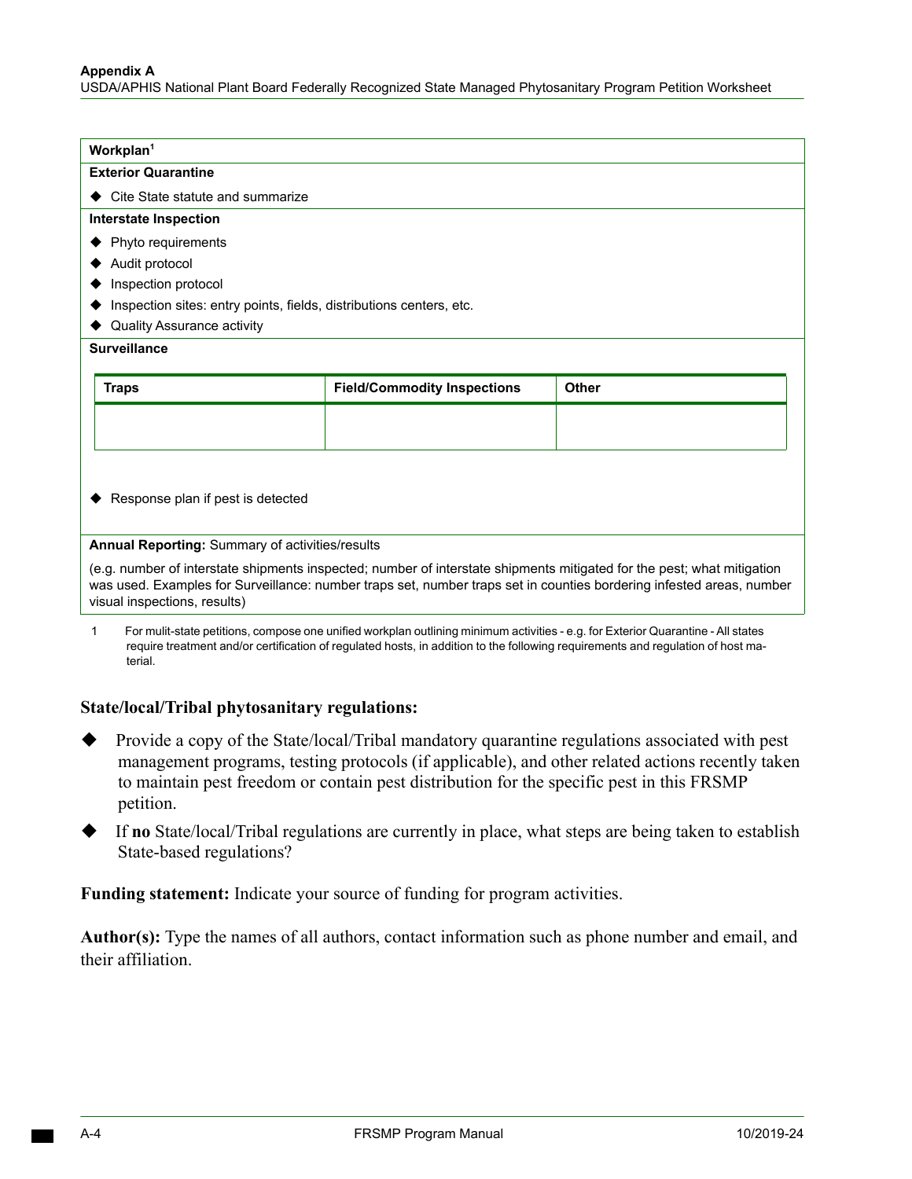**Workplan**[1]

**Exterior Quarantine**

- Cite State statute and summarize

**Interstate Inspection**

- Phyto requirements
- Audit protocol
- Inspection protocol
- Inspection sites: entry points, fields, distributions centers, etc.
- Quality Assurance activity

**Surveillance**

| Traps | Field/Commodity Inspections | Other |
|---|---|---|
| | | |

- Response plan if pest is detected

**Annual Reporting:** Summary of activities/results

(e.g. number of interstate shipments inspected; number of interstate shipments mitigated for the pest; what mitigation was used. Examples for Surveillance: number traps set, number traps set in counties bordering infested areas, number visual inspections, results)

1 For mulit-state petitions, compose one unified workplan outlining minimum activities - e.g. for Exterior Quarantine - All states require treatment and/or certification of regulated hosts, in addition to the following requirements and regulation of host material.

**State/local/Tribal phytosanitary regulations:**

- Provide a copy of the State/local/Tribal mandatory quarantine regulations associated with pest management programs, testing protocols (if applicable), and other related actions recently taken to maintain pest freedom or contain pest distribution for the specific pest in this FRSMP petition.
- If **no** State/local/Tribal regulations are currently in place, what steps are being taken to establish State-based regulations?

**Funding statement:** Indicate your source of funding for program activities.

**Author(s):** Type the names of all authors, contact information such as phone number and email, and their affiliation.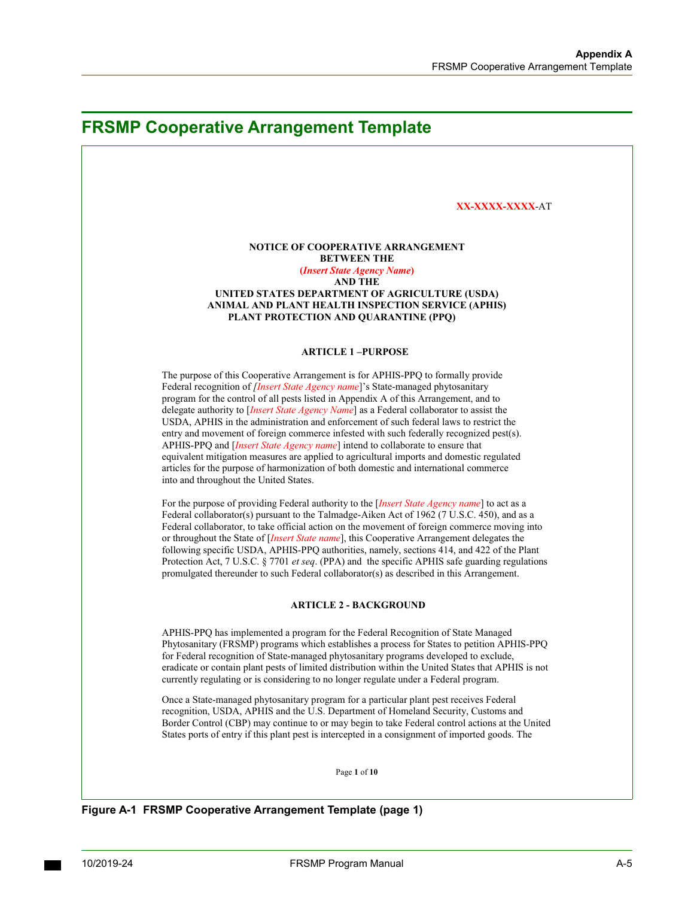# FRSMP Cooperative Arrangement Template

XX-XXXX-XXXX-AT

**NOTICE OF COOPERATIVE ARRANGEMENT**
**BETWEEN THE**
**(*Insert State Agency Name*)**
**AND THE**
**UNITED STATES DEPARTMENT OF AGRICULTURE (USDA)**
**ANIMAL AND PLANT HEALTH INSPECTION SERVICE (APHIS)**
**PLANT PROTECTION AND QUARANTINE (PPQ)**

**ARTICLE 1 –PURPOSE**

The purpose of this Cooperative Arrangement is for APHIS-PPQ to formally provide Federal recognition of *[Insert State Agency name*]'s State-managed phytosanitary program for the control of all pests listed in Appendix A of this Arrangement, and to delegate authority to [*Insert State Agency Name*] as a Federal collaborator to assist the USDA, APHIS in the administration and enforcement of such federal laws to restrict the entry and movement of foreign commerce infested with such federally recognized pest(s). APHIS-PPQ and [*Insert State Agency name*] intend to collaborate to ensure that equivalent mitigation measures are applied to agricultural imports and domestic regulated articles for the purpose of harmonization of both domestic and international commerce into and throughout the United States.

For the purpose of providing Federal authority to the [*Insert State Agency name*] to act as a Federal collaborator(s) pursuant to the Talmadge-Aiken Act of 1962 (7 U.S.C. 450), and as a Federal collaborator, to take official action on the movement of foreign commerce moving into or throughout the State of [*Insert State name*], this Cooperative Arrangement delegates the following specific USDA, APHIS-PPQ authorities, namely, sections 414, and 422 of the Plant Protection Act, 7 U.S.C. § 7701 *et seq*. (PPA) and the specific APHIS safe guarding regulations promulgated thereunder to such Federal collaborator(s) as described in this Arrangement.

**ARTICLE 2 - BACKGROUND**

APHIS-PPQ has implemented a program for the Federal Recognition of State Managed Phytosanitary (FRSMP) programs which establishes a process for States to petition APHIS-PPQ for Federal recognition of State-managed phytosanitary programs developed to exclude, eradicate or contain plant pests of limited distribution within the United States that APHIS is not currently regulating or is considering to no longer regulate under a Federal program.

Once a State-managed phytosanitary program for a particular plant pest receives Federal recognition, USDA, APHIS and the U.S. Department of Homeland Security, Customs and Border Control (CBP) may continue to or may begin to take Federal control actions at the United States ports of entry if this plant pest is intercepted in a consignment of imported goods. The

**Figure A-1 FRSMP Cooperative Arrangement Template (page 1)**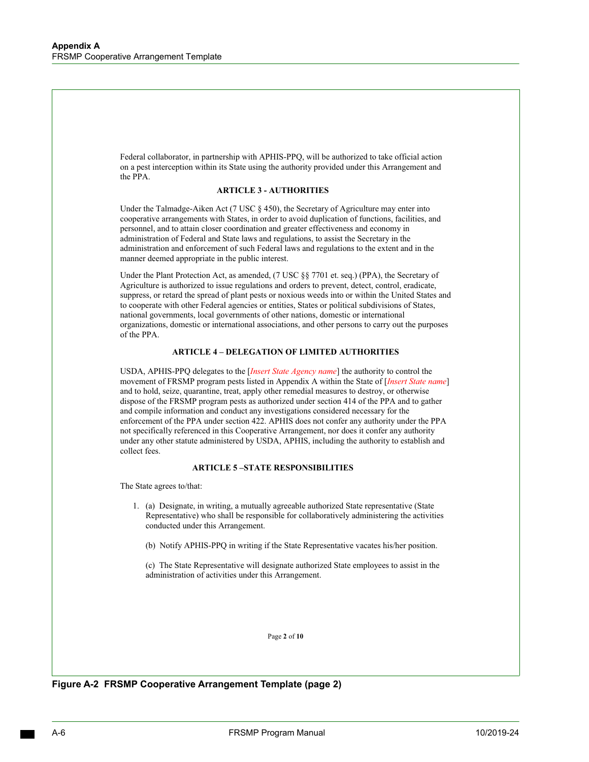Federal collaborator, in partnership with APHIS-PPQ, will be authorized to take official action on a pest interception within its State using the authority provided under this Arrangement and the PPA.

**ARTICLE 3 - AUTHORITIES**

Under the Talmadge-Aiken Act (7 USC § 450), the Secretary of Agriculture may enter into cooperative arrangements with States, in order to avoid duplication of functions, facilities, and personnel, and to attain closer coordination and greater effectiveness and economy in administration of Federal and State laws and regulations, to assist the Secretary in the administration and enforcement of such Federal laws and regulations to the extent and in the manner deemed appropriate in the public interest.

Under the Plant Protection Act, as amended, (7 USC §§ 7701 et. seq.) (PPA), the Secretary of Agriculture is authorized to issue regulations and orders to prevent, detect, control, eradicate, suppress, or retard the spread of plant pests or noxious weeds into or within the United States and to cooperate with other Federal agencies or entities, States or political subdivisions of States, national governments, local governments of other nations, domestic or international organizations, domestic or international associations, and other persons to carry out the purposes of the PPA.

**ARTICLE 4 – DELEGATION OF LIMITED AUTHORITIES**

USDA, APHIS-PPQ delegates to the [*Insert State Agency name*] the authority to control the movement of FRSMP program pests listed in Appendix A within the State of [*Insert State name*] and to hold, seize, quarantine, treat, apply other remedial measures to destroy, or otherwise dispose of the FRSMP program pests as authorized under section 414 of the PPA and to gather and compile information and conduct any investigations considered necessary for the enforcement of the PPA under section 422. APHIS does not confer any authority under the PPA not specifically referenced in this Cooperative Arrangement, nor does it confer any authority under any other statute administered by USDA, APHIS, including the authority to establish and collect fees.

**ARTICLE 5 –STATE RESPONSIBILITIES**

The State agrees to/that:

1. (a) Designate, in writing, a mutually agreeable authorized State representative (State Representative) who shall be responsible for collaboratively administering the activities conducted under this Arrangement.

   (b) Notify APHIS-PPQ in writing if the State Representative vacates his/her position.

   (c) The State Representative will designate authorized State employees to assist in the administration of activities under this Arrangement.

**Figure A-2 FRSMP Cooperative Arrangement Template (page 2)**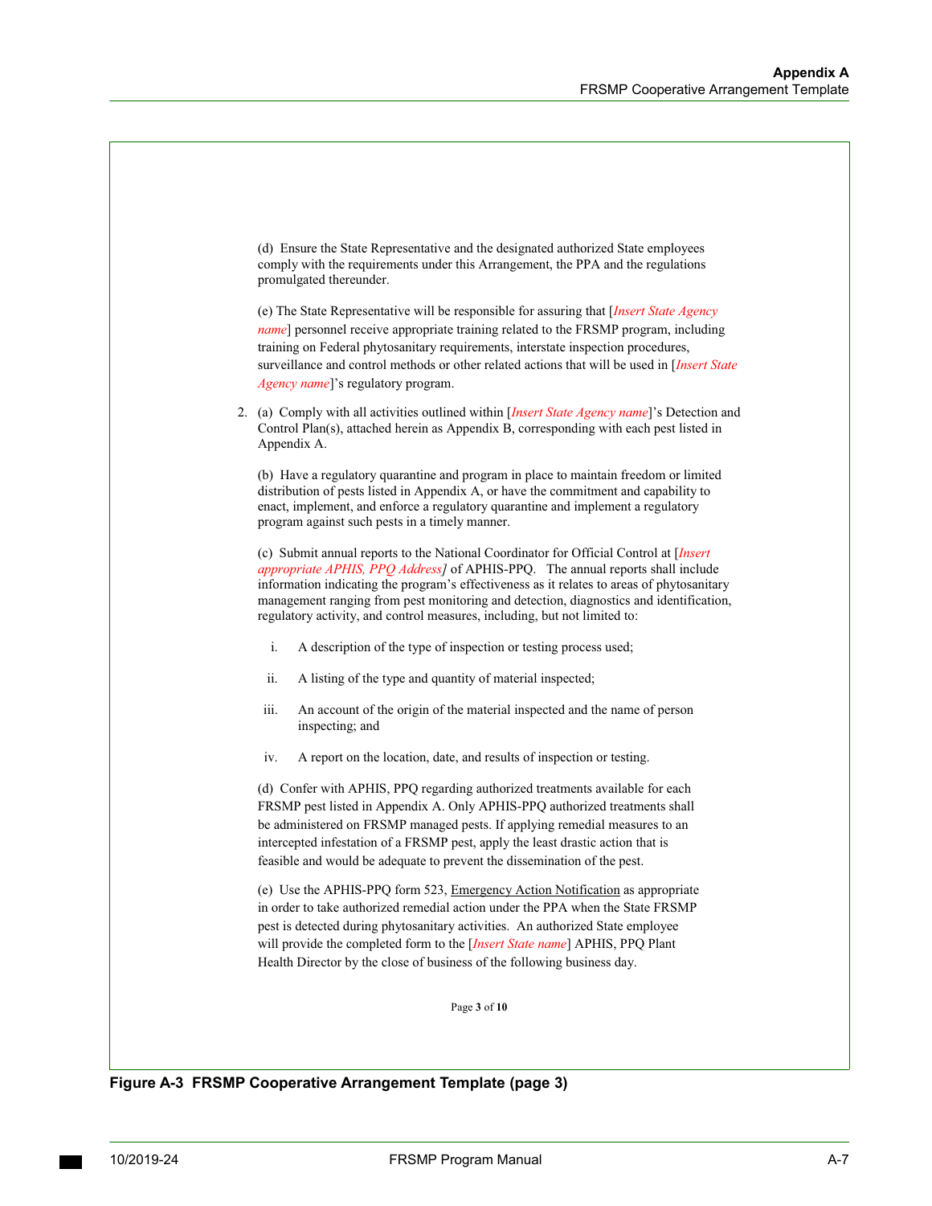(d) Ensure the State Representative and the designated authorized State employees comply with the requirements under this Arrangement, the PPA and the regulations promulgated thereunder.

(e) The State Representative will be responsible for assuring that [*Insert State Agency name*] personnel receive appropriate training related to the FRSMP program, including training on Federal phytosanitary requirements, interstate inspection procedures, surveillance and control methods or other related actions that will be used in [*Insert State Agency name*]'s regulatory program.

2. (a) Comply with all activities outlined within [*Insert State Agency name*]'s Detection and Control Plan(s), attached herein as Appendix B, corresponding with each pest listed in Appendix A.

   (b) Have a regulatory quarantine and program in place to maintain freedom or limited distribution of pests listed in Appendix A, or have the commitment and capability to enact, implement, and enforce a regulatory quarantine and implement a regulatory program against such pests in a timely manner.

   (c) Submit annual reports to the National Coordinator for Official Control at [*Insert appropriate APHIS, PPQ Address*] of APHIS-PPQ. The annual reports shall include information indicating the program's effectiveness as it relates to areas of phytosanitary management ranging from pest monitoring and detection, diagnostics and identification, regulatory activity, and control measures, including, but not limited to:

   i. A description of the type of inspection or testing process used;

   ii. A listing of the type and quantity of material inspected;

   iii. An account of the origin of the material inspected and the name of person inspecting; and

   iv. A report on the location, date, and results of inspection or testing.

   (d) Confer with APHIS, PPQ regarding authorized treatments available for each FRSMP pest listed in Appendix A. Only APHIS-PPQ authorized treatments shall be administered on FRSMP managed pests. If applying remedial measures to an intercepted infestation of a FRSMP pest, apply the least drastic action that is feasible and would be adequate to prevent the dissemination of the pest.

   (e) Use the APHIS-PPQ form 523, Emergency Action Notification as appropriate in order to take authorized remedial action under the PPA when the State FRSMP pest is detected during phytosanitary activities. An authorized State employee will provide the completed form to the [*Insert State name*] APHIS, PPQ Plant Health Director by the close of business of the following business day.

Page 3 of 10

**Figure A-3 FRSMP Cooperative Arrangement Template (page 3)**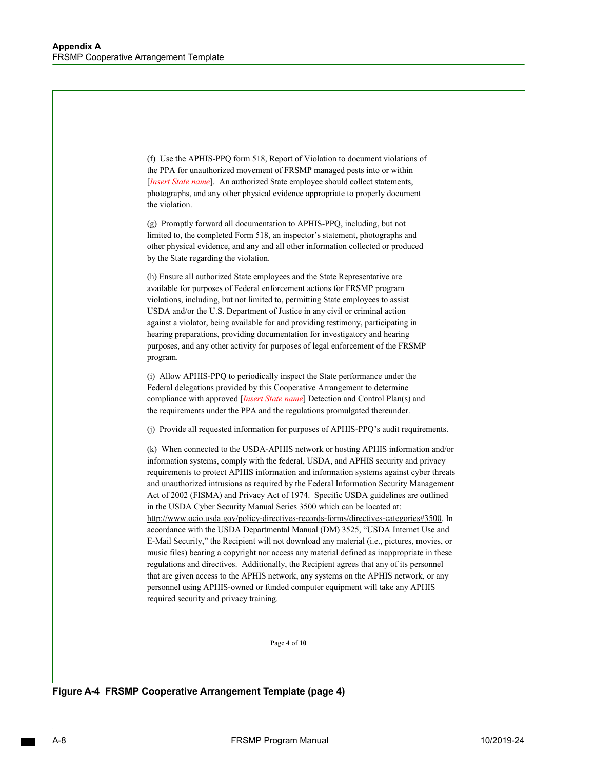(f) Use the APHIS-PPQ form 518, Report of Violation to document violations of the PPA for unauthorized movement of FRSMP managed pests into or within [*Insert State name*]. An authorized State employee should collect statements, photographs, and any other physical evidence appropriate to properly document the violation.

(g) Promptly forward all documentation to APHIS-PPQ, including, but not limited to, the completed Form 518, an inspector's statement, photographs and other physical evidence, and any and all other information collected or produced by the State regarding the violation.

(h) Ensure all authorized State employees and the State Representative are available for purposes of Federal enforcement actions for FRSMP program violations, including, but not limited to, permitting State employees to assist USDA and/or the U.S. Department of Justice in any civil or criminal action against a violator, being available for and providing testimony, participating in hearing preparations, providing documentation for investigatory and hearing purposes, and any other activity for purposes of legal enforcement of the FRSMP program.

(i) Allow APHIS-PPQ to periodically inspect the State performance under the Federal delegations provided by this Cooperative Arrangement to determine compliance with approved [*Insert State name*] Detection and Control Plan(s) and the requirements under the PPA and the regulations promulgated thereunder.

(j) Provide all requested information for purposes of APHIS-PPQ's audit requirements.

(k) When connected to the USDA-APHIS network or hosting APHIS information and/or information systems, comply with the federal, USDA, and APHIS security and privacy requirements to protect APHIS information and information systems against cyber threats and unauthorized intrusions as required by the Federal Information Security Management Act of 2002 (FISMA) and Privacy Act of 1974. Specific USDA guidelines are outlined in the USDA Cyber Security Manual Series 3500 which can be located at: http://www.ocio.usda.gov/policy-directives-records-forms/directives-categories#3500. In accordance with the USDA Departmental Manual (DM) 3525, "USDA Internet Use and E-Mail Security," the Recipient will not download any material (i.e., pictures, movies, or music files) bearing a copyright nor access any material defined as inappropriate in these regulations and directives. Additionally, the Recipient agrees that any of its personnel that are given access to the APHIS network, any systems on the APHIS network, or any personnel using APHIS-owned or funded computer equipment will take any APHIS required security and privacy training.

Page **4** of **10**

**Figure A-4 FRSMP Cooperative Arrangement Template (page 4)**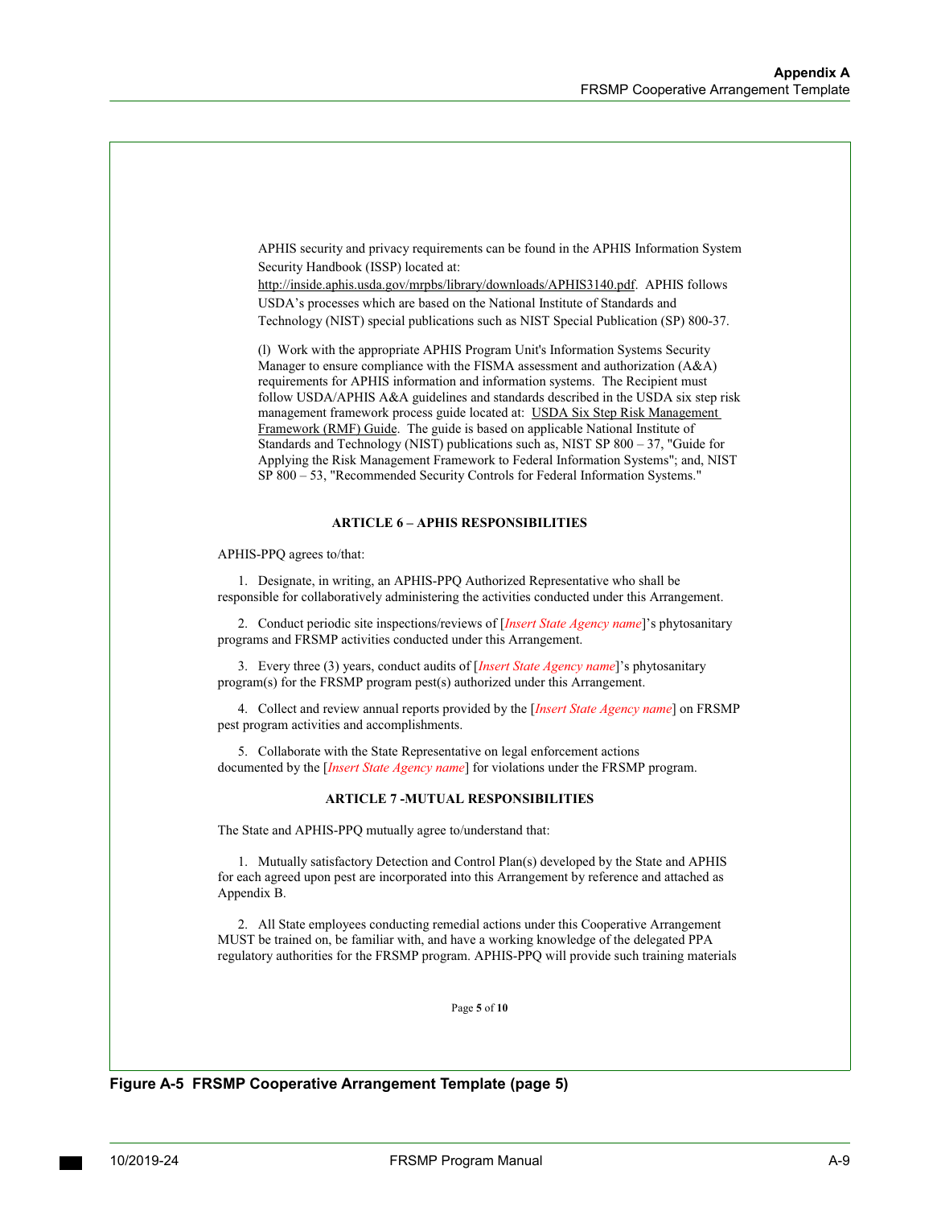APHIS security and privacy requirements can be found in the APHIS Information System Security Handbook (ISSP) located at: http://inside.aphis.usda.gov/mrpbs/library/downloads/APHIS3140.pdf. APHIS follows USDA's processes which are based on the National Institute of Standards and Technology (NIST) special publications such as NIST Special Publication (SP) 800-37.

(l) Work with the appropriate APHIS Program Unit's Information Systems Security Manager to ensure compliance with the FISMA assessment and authorization (A&A) requirements for APHIS information and information systems. The Recipient must follow USDA/APHIS A&A guidelines and standards described in the USDA six step risk management framework process guide located at: USDA Six Step Risk Management Framework (RMF) Guide. The guide is based on applicable National Institute of Standards and Technology (NIST) publications such as, NIST SP 800 – 37, "Guide for Applying the Risk Management Framework to Federal Information Systems"; and, NIST SP 800 – 53, "Recommended Security Controls for Federal Information Systems."

**ARTICLE 6 – APHIS RESPONSIBILITIES**

APHIS-PPQ agrees to/that:

1. Designate, in writing, an APHIS-PPQ Authorized Representative who shall be responsible for collaboratively administering the activities conducted under this Arrangement.

2. Conduct periodic site inspections/reviews of [*Insert State Agency name*]'s phytosanitary programs and FRSMP activities conducted under this Arrangement.

3. Every three (3) years, conduct audits of [*Insert State Agency name*]'s phytosanitary program(s) for the FRSMP program pest(s) authorized under this Arrangement.

4. Collect and review annual reports provided by the [*Insert State Agency name*] on FRSMP pest program activities and accomplishments.

5. Collaborate with the State Representative on legal enforcement actions documented by the [*Insert State Agency name*] for violations under the FRSMP program.

**ARTICLE 7 -MUTUAL RESPONSIBILITIES**

The State and APHIS-PPQ mutually agree to/understand that:

1. Mutually satisfactory Detection and Control Plan(s) developed by the State and APHIS for each agreed upon pest are incorporated into this Arrangement by reference and attached as Appendix B.

2. All State employees conducting remedial actions under this Cooperative Arrangement MUST be trained on, be familiar with, and have a working knowledge of the delegated PPA regulatory authorities for the FRSMP program. APHIS-PPQ will provide such training materials

**Figure A-5 FRSMP Cooperative Arrangement Template (page 5)**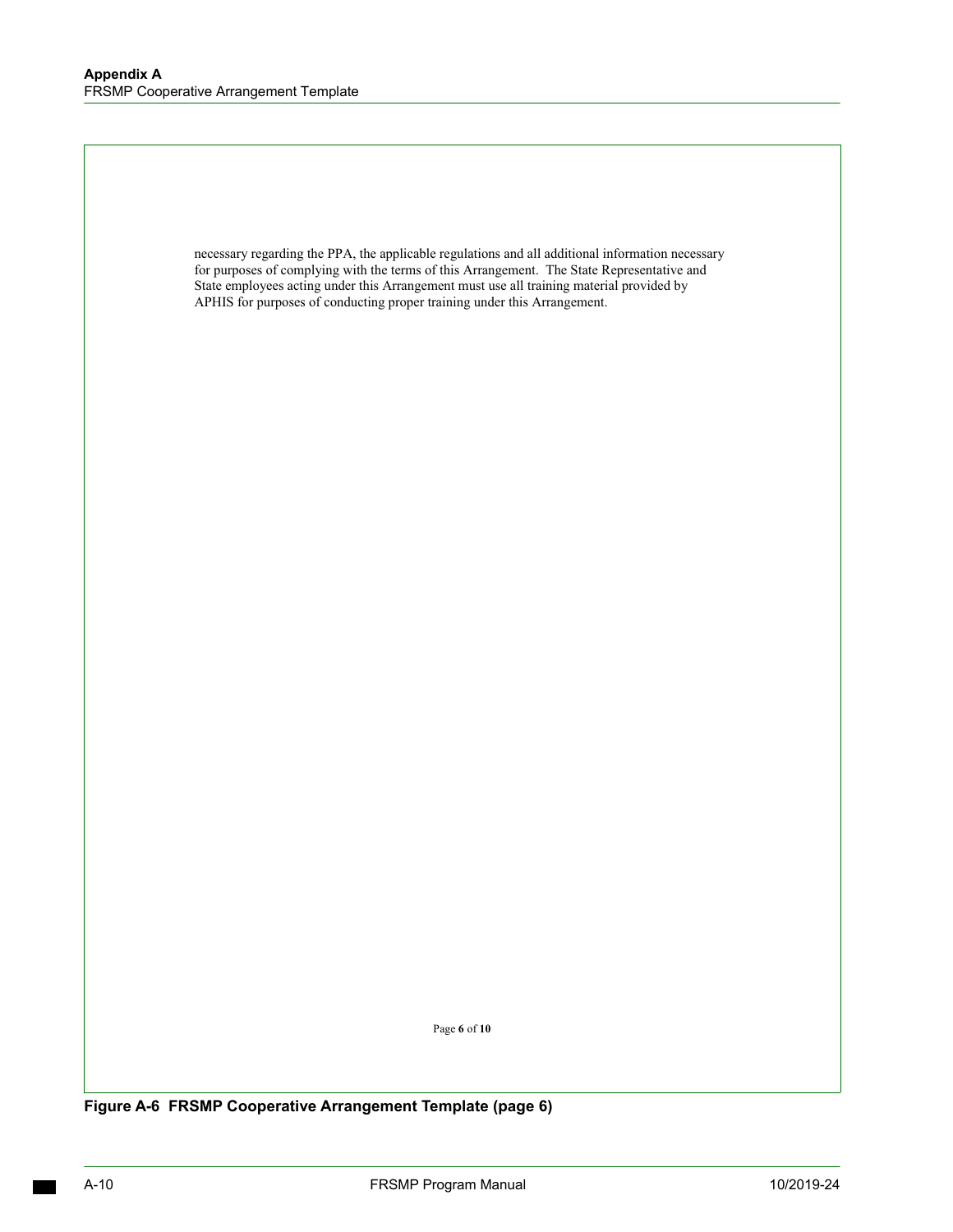necessary regarding the PPA, the applicable regulations and all additional information necessary for purposes of complying with the terms of this Arrangement. The State Representative and State employees acting under this Arrangement must use all training material provided by APHIS for purposes of conducting proper training under this Arrangement.

**Figure A-6 FRSMP Cooperative Arrangement Template (page 6)**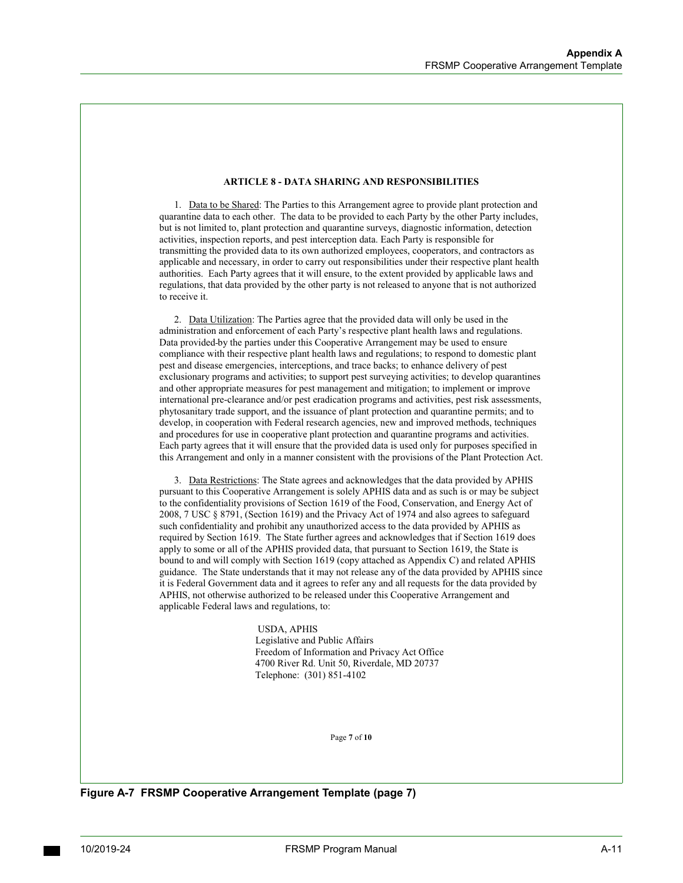**ARTICLE 8 - DATA SHARING AND RESPONSIBILITIES**

1. Data to be Shared: The Parties to this Arrangement agree to provide plant protection and quarantine data to each other. The data to be provided to each Party by the other Party includes, but is not limited to, plant protection and quarantine surveys, diagnostic information, detection activities, inspection reports, and pest interception data. Each Party is responsible for transmitting the provided data to its own authorized employees, cooperators, and contractors as applicable and necessary, in order to carry out responsibilities under their respective plant health authorities. Each Party agrees that it will ensure, to the extent provided by applicable laws and regulations, that data provided by the other party is not released to anyone that is not authorized to receive it.

2. Data Utilization: The Parties agree that the provided data will only be used in the administration and enforcement of each Party's respective plant health laws and regulations. Data provided-by the parties under this Cooperative Arrangement may be used to ensure compliance with their respective plant health laws and regulations; to respond to domestic plant pest and disease emergencies, interceptions, and trace backs; to enhance delivery of pest exclusionary programs and activities; to support pest surveying activities; to develop quarantines and other appropriate measures for pest management and mitigation; to implement or improve international pre-clearance and/or pest eradication programs and activities, pest risk assessments, phytosanitary trade support, and the issuance of plant protection and quarantine permits; and to develop, in cooperation with Federal research agencies, new and improved methods, techniques and procedures for use in cooperative plant protection and quarantine programs and activities. Each party agrees that it will ensure that the provided data is used only for purposes specified in this Arrangement and only in a manner consistent with the provisions of the Plant Protection Act.

3. Data Restrictions: The State agrees and acknowledges that the data provided by APHIS pursuant to this Cooperative Arrangement is solely APHIS data and as such is or may be subject to the confidentiality provisions of Section 1619 of the Food, Conservation, and Energy Act of 2008, 7 USC § 8791, (Section 1619) and the Privacy Act of 1974 and also agrees to safeguard such confidentiality and prohibit any unauthorized access to the data provided by APHIS as required by Section 1619. The State further agrees and acknowledges that if Section 1619 does apply to some or all of the APHIS provided data, that pursuant to Section 1619, the State is bound to and will comply with Section 1619 (copy attached as Appendix C) and related APHIS guidance. The State understands that it may not release any of the data provided by APHIS since it is Federal Government data and it agrees to refer any and all requests for the data provided by APHIS, not otherwise authorized to be released under this Cooperative Arrangement and applicable Federal laws and regulations, to:

USDA, APHIS
Legislative and Public Affairs
Freedom of Information and Privacy Act Office
4700 River Rd. Unit 50, Riverdale, MD 20737
Telephone: (301) 851-4102

**Figure A-7 FRSMP Cooperative Arrangement Template (page 7)**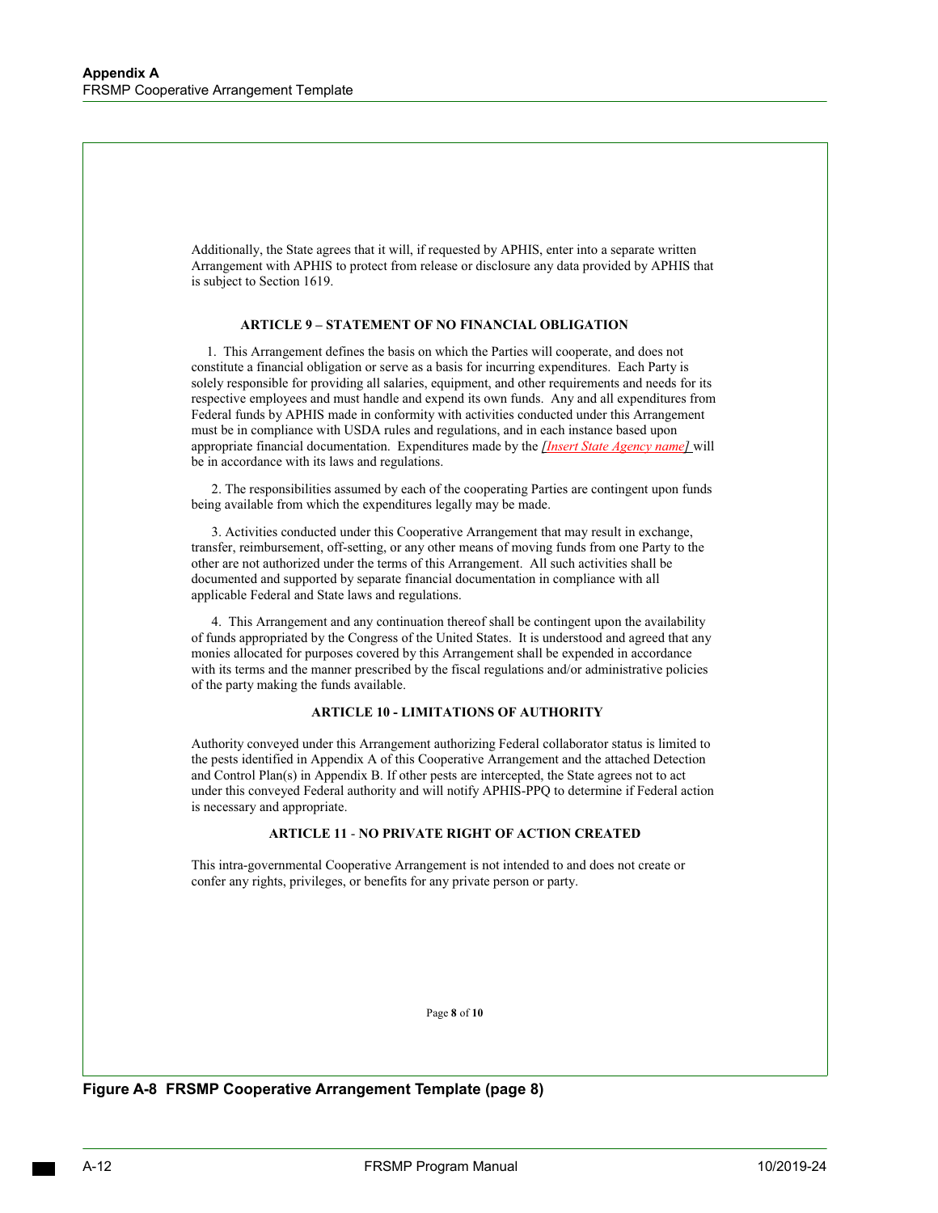Additionally, the State agrees that it will, if requested by APHIS, enter into a separate written Arrangement with APHIS to protect from release or disclosure any data provided by APHIS that is subject to Section 1619.

**ARTICLE 9 – STATEMENT OF NO FINANCIAL OBLIGATION**

1. This Arrangement defines the basis on which the Parties will cooperate, and does not constitute a financial obligation or serve as a basis for incurring expenditures. Each Party is solely responsible for providing all salaries, equipment, and other requirements and needs for its respective employees and must handle and expend its own funds. Any and all expenditures from Federal funds by APHIS made in conformity with activities conducted under this Arrangement must be in compliance with USDA rules and regulations, and in each instance based upon appropriate financial documentation. Expenditures made by the *[Insert State Agency name]* will be in accordance with its laws and regulations.

2. The responsibilities assumed by each of the cooperating Parties are contingent upon funds being available from which the expenditures legally may be made.

3. Activities conducted under this Cooperative Arrangement that may result in exchange, transfer, reimbursement, off-setting, or any other means of moving funds from one Party to the other are not authorized under the terms of this Arrangement. All such activities shall be documented and supported by separate financial documentation in compliance with all applicable Federal and State laws and regulations.

4. This Arrangement and any continuation thereof shall be contingent upon the availability of funds appropriated by the Congress of the United States. It is understood and agreed that any monies allocated for purposes covered by this Arrangement shall be expended in accordance with its terms and the manner prescribed by the fiscal regulations and/or administrative policies of the party making the funds available.

**ARTICLE 10 - LIMITATIONS OF AUTHORITY**

Authority conveyed under this Arrangement authorizing Federal collaborator status is limited to the pests identified in Appendix A of this Cooperative Arrangement and the attached Detection and Control Plan(s) in Appendix B. If other pests are intercepted, the State agrees not to act under this conveyed Federal authority and will notify APHIS-PPQ to determine if Federal action is necessary and appropriate.

**ARTICLE 11 - NO PRIVATE RIGHT OF ACTION CREATED**

This intra-governmental Cooperative Arrangement is not intended to and does not create or confer any rights, privileges, or benefits for any private person or party.

Page **8** of **10**

**Figure A-8 FRSMP Cooperative Arrangement Template (page 8)**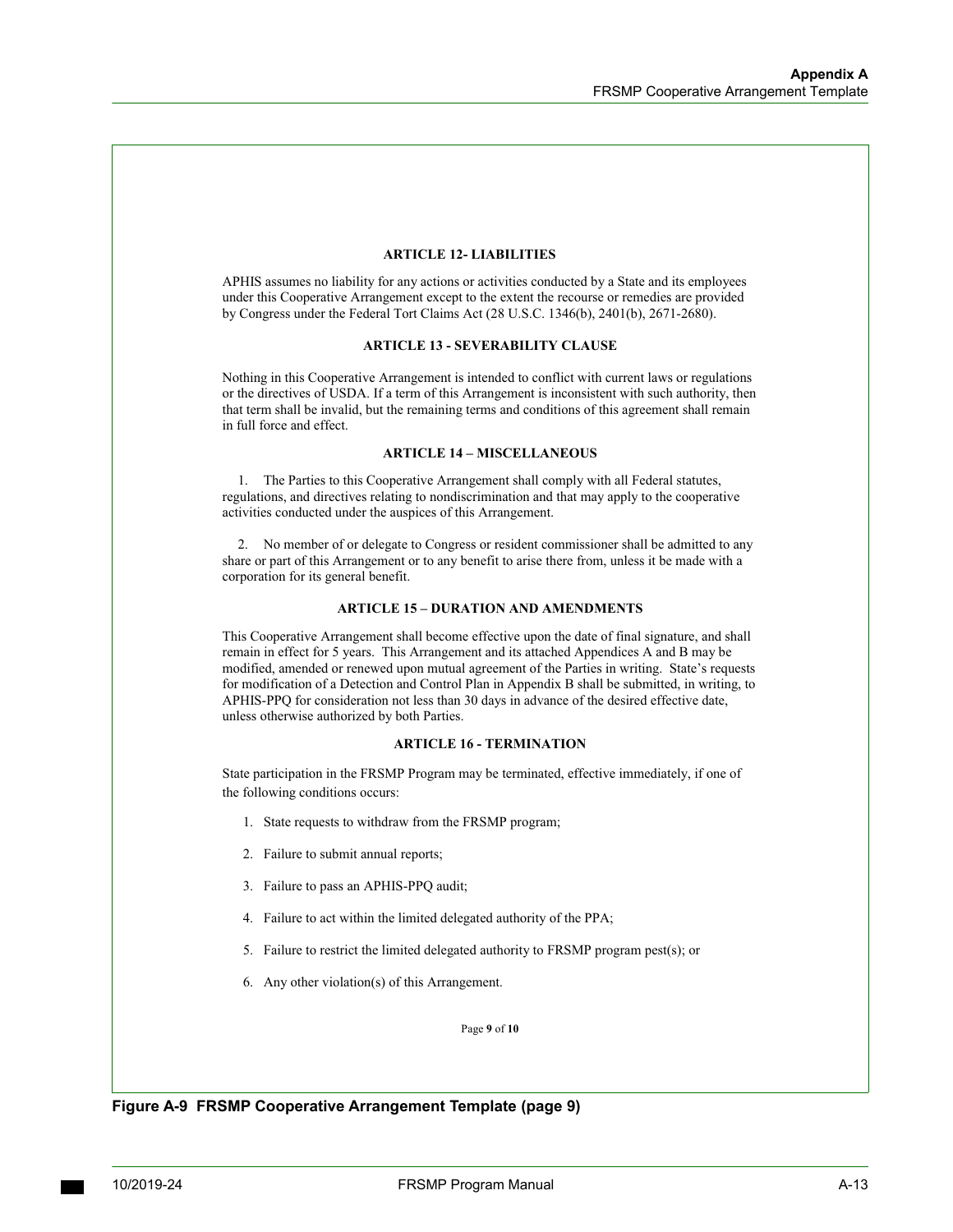### ARTICLE 12- LIABILITIES

APHIS assumes no liability for any actions or activities conducted by a State and its employees under this Cooperative Arrangement except to the extent the recourse or remedies are provided by Congress under the Federal Tort Claims Act (28 U.S.C. 1346(b), 2401(b), 2671-2680).

### ARTICLE 13 - SEVERABILITY CLAUSE

Nothing in this Cooperative Arrangement is intended to conflict with current laws or regulations or the directives of USDA. If a term of this Arrangement is inconsistent with such authority, then that term shall be invalid, but the remaining terms and conditions of this agreement shall remain in full force and effect.

### ARTICLE 14 – MISCELLANEOUS

1. The Parties to this Cooperative Arrangement shall comply with all Federal statutes, regulations, and directives relating to nondiscrimination and that may apply to the cooperative activities conducted under the auspices of this Arrangement.

2. No member of or delegate to Congress or resident commissioner shall be admitted to any share or part of this Arrangement or to any benefit to arise there from, unless it be made with a corporation for its general benefit.

### ARTICLE 15 – DURATION AND AMENDMENTS

This Cooperative Arrangement shall become effective upon the date of final signature, and shall remain in effect for 5 years. This Arrangement and its attached Appendices A and B may be modified, amended or renewed upon mutual agreement of the Parties in writing. State's requests for modification of a Detection and Control Plan in Appendix B shall be submitted, in writing, to APHIS-PPQ for consideration not less than 30 days in advance of the desired effective date, unless otherwise authorized by both Parties.

### ARTICLE 16 - TERMINATION

State participation in the FRSMP Program may be terminated, effective immediately, if one of the following conditions occurs:

1. State requests to withdraw from the FRSMP program;
2. Failure to submit annual reports;
3. Failure to pass an APHIS-PPQ audit;
4. Failure to act within the limited delegated authority of the PPA;
5. Failure to restrict the limited delegated authority to FRSMP program pest(s); or
6. Any other violation(s) of this Arrangement.

Page **9** of **10**

**Figure A-9 FRSMP Cooperative Arrangement Template (page 9)**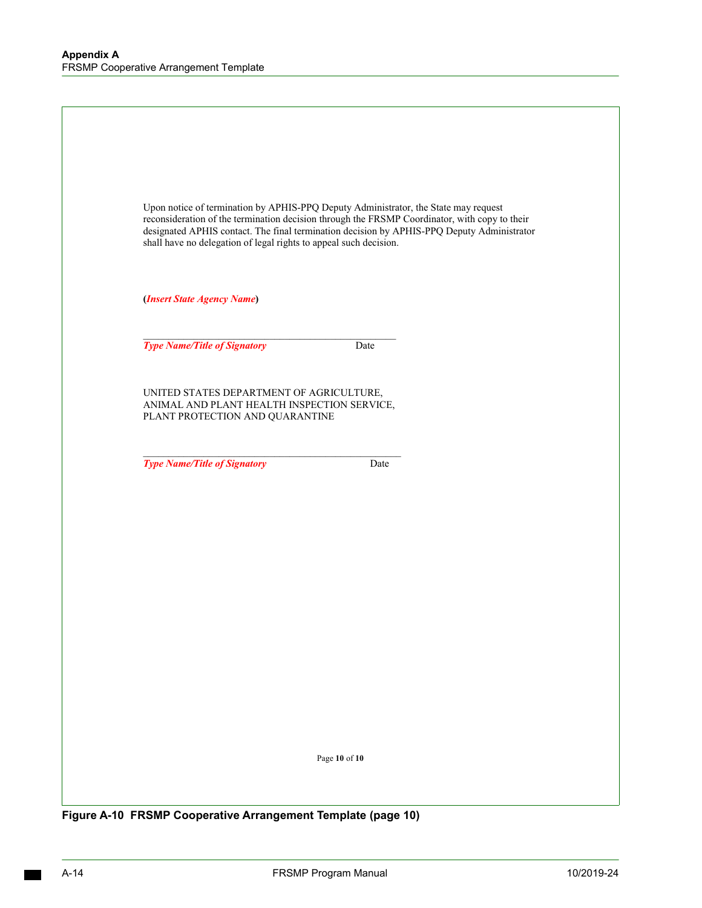Upon notice of termination by APHIS-PPQ Deputy Administrator, the State may request reconsideration of the termination decision through the FRSMP Coordinator, with copy to their designated APHIS contact. The final termination decision by APHIS-PPQ Deputy Administrator shall have no delegation of legal rights to appeal such decision.

**(*Insert State Agency Name*)**

\_\_\_\_\_\_\_\_\_\_\_\_\_\_\_\_\_\_\_\_\_\_\_\_\_\_\_\_\_\_\_\_\_\_\_\_\_\_\_\_\_\_\_\_\_\_\_\_\_\_\_\_\_\_

***Type Name/Title of Signatory*** Date

UNITED STATES DEPARTMENT OF AGRICULTURE,
ANIMAL AND PLANT HEALTH INSPECTION SERVICE,
PLANT PROTECTION AND QUARANTINE

\_\_\_\_\_\_\_\_\_\_\_\_\_\_\_\_\_\_\_\_\_\_\_\_\_\_\_\_\_\_\_\_\_\_\_\_\_\_\_\_\_\_\_\_\_\_\_\_\_\_\_\_\_\_

***Type Name/Title of Signatory*** Date

**Figure A-10 FRSMP Cooperative Arrangement Template (page 10)**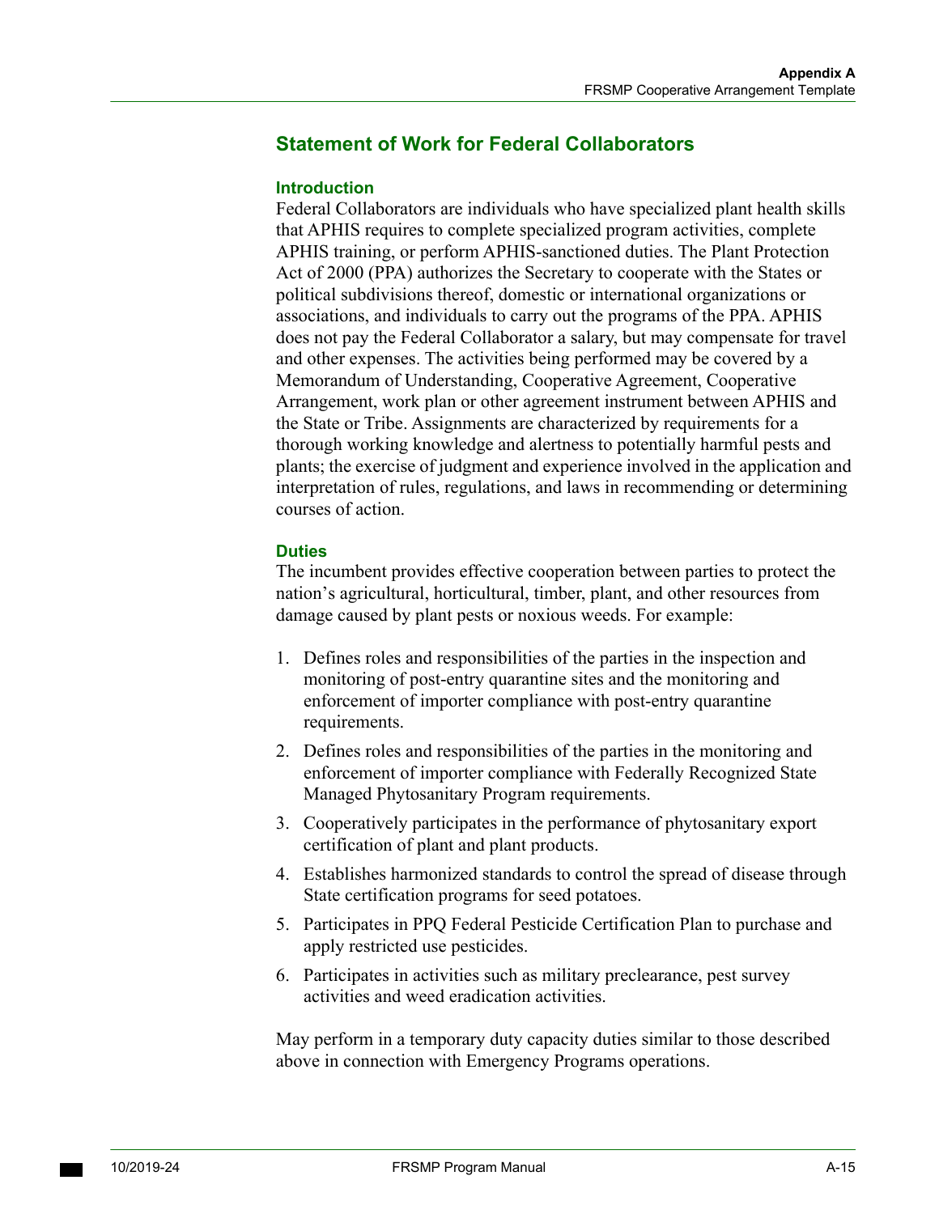## Statement of Work for Federal Collaborators

### Introduction

Federal Collaborators are individuals who have specialized plant health skills that APHIS requires to complete specialized program activities, complete APHIS training, or perform APHIS-sanctioned duties. The Plant Protection Act of 2000 (PPA) authorizes the Secretary to cooperate with the States or political subdivisions thereof, domestic or international organizations or associations, and individuals to carry out the programs of the PPA. APHIS does not pay the Federal Collaborator a salary, but may compensate for travel and other expenses. The activities being performed may be covered by a Memorandum of Understanding, Cooperative Agreement, Cooperative Arrangement, work plan or other agreement instrument between APHIS and the State or Tribe. Assignments are characterized by requirements for a thorough working knowledge and alertness to potentially harmful pests and plants; the exercise of judgment and experience involved in the application and interpretation of rules, regulations, and laws in recommending or determining courses of action.

### Duties

The incumbent provides effective cooperation between parties to protect the nation's agricultural, horticultural, timber, plant, and other resources from damage caused by plant pests or noxious weeds. For example:

1. Defines roles and responsibilities of the parties in the inspection and monitoring of post-entry quarantine sites and the monitoring and enforcement of importer compliance with post-entry quarantine requirements.
2. Defines roles and responsibilities of the parties in the monitoring and enforcement of importer compliance with Federally Recognized State Managed Phytosanitary Program requirements.
3. Cooperatively participates in the performance of phytosanitary export certification of plant and plant products.
4. Establishes harmonized standards to control the spread of disease through State certification programs for seed potatoes.
5. Participates in PPQ Federal Pesticide Certification Plan to purchase and apply restricted use pesticides.
6. Participates in activities such as military preclearance, pest survey activities and weed eradication activities.

May perform in a temporary duty capacity duties similar to those described above in connection with Emergency Programs operations.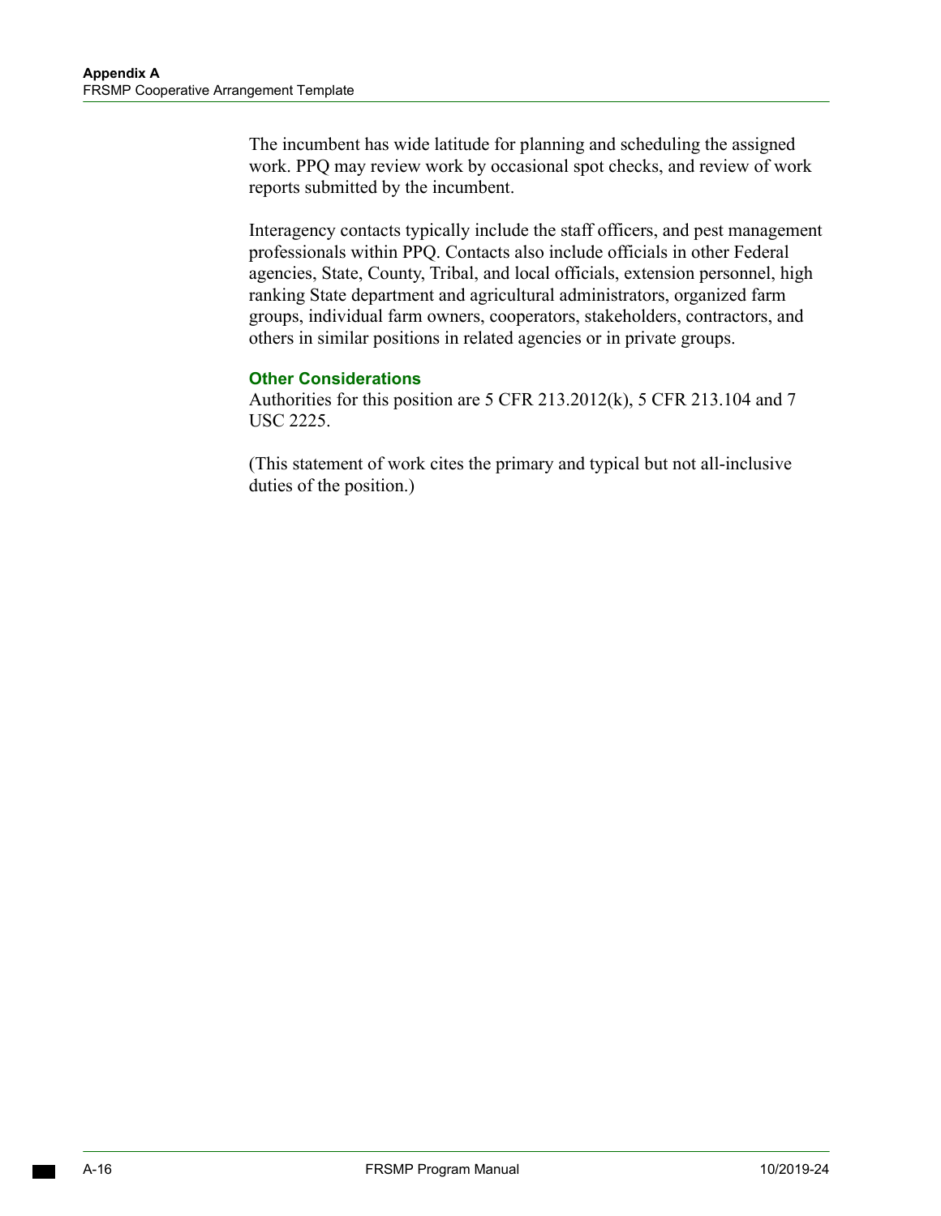The incumbent has wide latitude for planning and scheduling the assigned work. PPQ may review work by occasional spot checks, and review of work reports submitted by the incumbent.

Interagency contacts typically include the staff officers, and pest management professionals within PPQ. Contacts also include officials in other Federal agencies, State, County, Tribal, and local officials, extension personnel, high ranking State department and agricultural administrators, organized farm groups, individual farm owners, cooperators, stakeholders, contractors, and others in similar positions in related agencies or in private groups.

### Other Considerations

Authorities for this position are 5 CFR 213.2012(k), 5 CFR 213.104 and 7 USC 2225.

(This statement of work cites the primary and typical but not all-inclusive duties of the position.)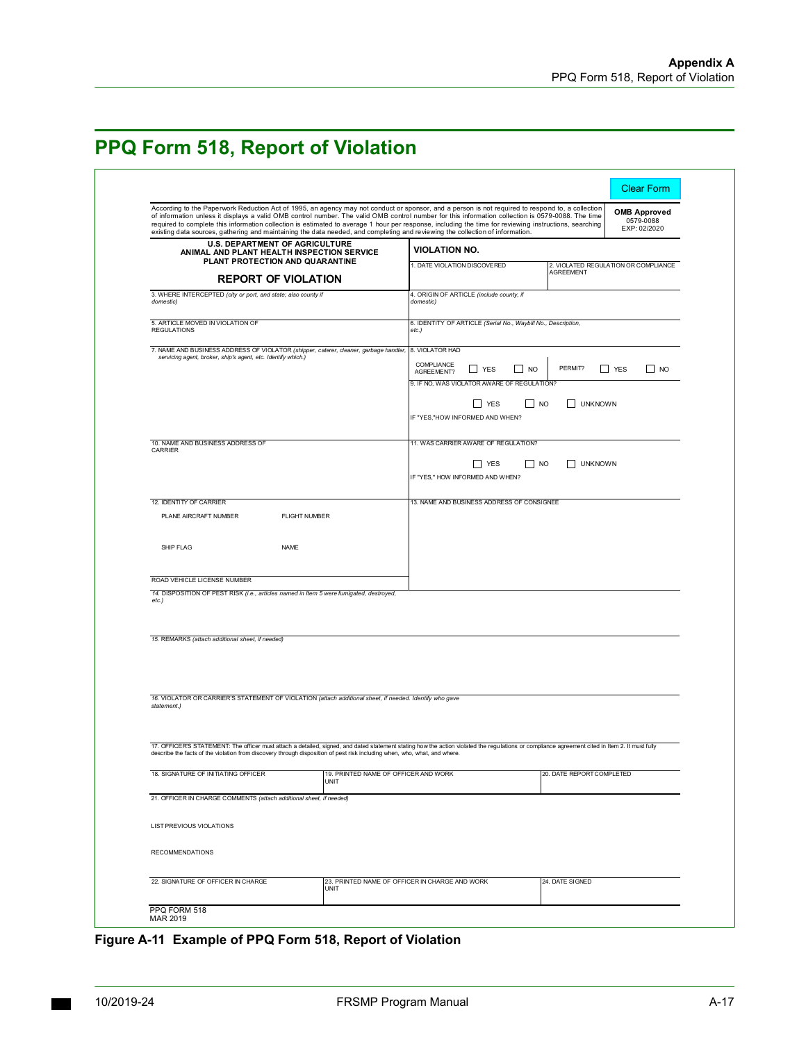# PPQ Form 518, Report of Violation

Clear Form

According to the Paperwork Reduction Act of 1995, an agency may not conduct or sponsor, and a person is not required to respond to, a collection of information unless it displays a valid OMB control number. The valid OMB control number for this information collection is 0579-0088. The time required to complete this information collection is estimated to average 1 hour per response, including the time for reviewing instructions, searching existing data sources, gathering and maintaining the data needed, and completing and reviewing the collection of information.

**OMB Approved**
0579-0088
EXP: 02/2020

**U.S. DEPARTMENT OF AGRICULTURE**
**ANIMAL AND PLANT HEALTH INSPECTION SERVICE**
**PLANT PROTECTION AND QUARANTINE**

**REPORT OF VIOLATION**

**VIOLATION NO.**

1. DATE VIOLATION DISCOVERED
2. VIOLATED REGULATION OR COMPLIANCE AGREEMENT
3. WHERE INTERCEPTED *(city or port, and state; also county if domestic)*
4. ORIGIN OF ARTICLE *(include county, if domestic)*
5. ARTICLE MOVED IN VIOLATION OF REGULATIONS
6. IDENTITY OF ARTICLE *(Serial No., Waybill No., Description, etc.)*
7. NAME AND BUSINESS ADDRESS OF VIOLATOR *(shipper, caterer, cleaner, garbage handler, servicing agent, broker, ship's agent, etc. Identify which.)*
8. VIOLATOR HAD
   COMPLIANCE AGREEMENT? ☐ YES ☐ NO   PERMIT? ☐ YES ☐ NO
9. IF NO, WAS VIOLATOR AWARE OF REGULATION?
   ☐ YES ☐ NO ☐ UNKNOWN
   IF "YES,"HOW INFORMED AND WHEN?
10. NAME AND BUSINESS ADDRESS OF CARRIER
11. WAS CARRIER AWARE OF REGULATION?
    ☐ YES ☐ NO ☐ UNKNOWN
    IF "YES," HOW INFORMED AND WHEN?
12. IDENTITY OF CARRIER
    PLANE AIRCRAFT NUMBER    FLIGHT NUMBER
    SHIP FLAG    NAME
    ROAD VEHICLE LICENSE NUMBER
13. NAME AND BUSINESS ADDRESS OF CONSIGNEE
14. DISPOSITION OF PEST RISK *(i.e., articles named in Item 5 were fumigated, destroyed, etc.)*
15. REMARKS *(attach additional sheet, if needed)*
16. VIOLATOR OR CARRIER'S STATEMENT OF VIOLATION *(attach additional sheet, if needed. Identify who gave statement.)*
17. OFFICER'S STATEMENT: The officer must attach a detailed, signed, and dated statement stating how the action violated the regulations or compliance agreement cited in Item 2. It must fully describe the facts of the violation from discovery through disposition of pest risk including when, who, what, and where.
18. SIGNATURE OF INITIATING OFFICER
19. PRINTED NAME OF OFFICER AND WORK UNIT
20. DATE REPORT COMPLETED
21. OFFICER IN CHARGE COMMENTS *(attach additional sheet, if needed)*
    LIST PREVIOUS VIOLATIONS
    RECOMMENDATIONS
22. SIGNATURE OF OFFICER IN CHARGE
23. PRINTED NAME OF OFFICER IN CHARGE AND WORK UNIT
24. DATE SIGNED

PPQ FORM 518
MAR 2019

**Figure A-11 Example of PPQ Form 518, Report of Violation**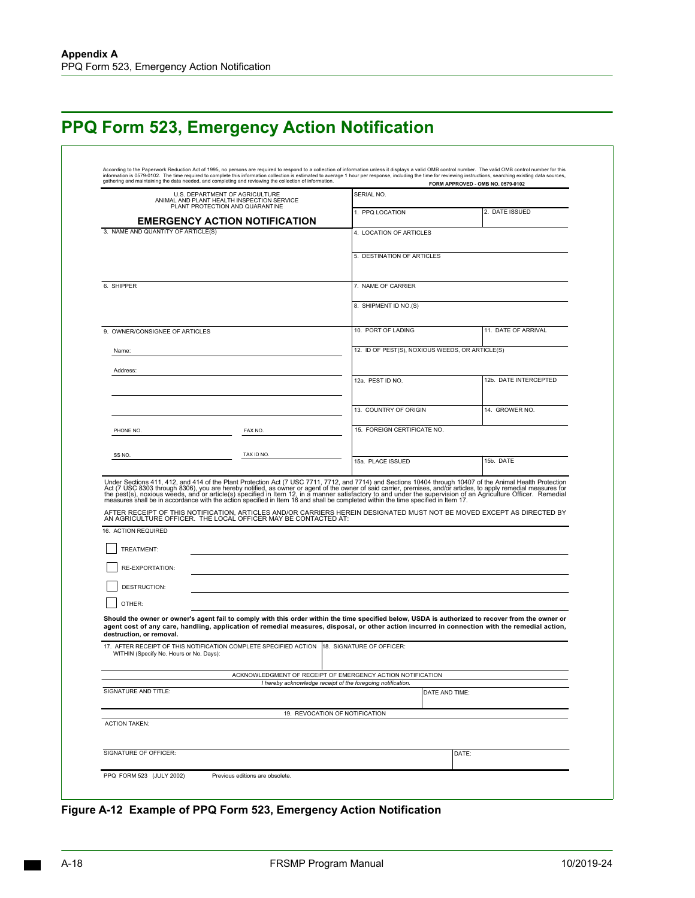# PPQ Form 523, Emergency Action Notification

According to the Paperwork Reduction Act of 1995, no persons are required to respond to a collection of information unless it displays a valid OMB control number. The valid OMB control number for this information is 0579-0102. The time required to complete this information collection is estimated to average 1 hour per response, including the time for reviewing instructions, searching existing data sources, gathering and maintaining the data needed, and completing and reviewing the collection of information.

**FORM APPROVED - OMB NO. 0579-0102**

U.S. DEPARTMENT OF AGRICULTURE
ANIMAL AND PLANT HEALTH INSPECTION SERVICE
PLANT PROTECTION AND QUARANTINE

**EMERGENCY ACTION NOTIFICATION**

| | | |
|---|---|---|
| | SERIAL NO. | |
| | 1. PPQ LOCATION | 2. DATE ISSUED |
| 3. NAME AND QUANTITY OF ARTICLE(S) | 4. LOCATION OF ARTICLES | |
| | 5. DESTINATION OF ARTICLES | |
| 6. SHIPPER | 7. NAME OF CARRIER | |
| | 8. SHIPMENT ID NO.(S) | |
| 9. OWNER/CONSIGNEE OF ARTICLES | 10. PORT OF LADING | 11. DATE OF ARRIVAL |
| Name: | 12. ID OF PEST(S), NOXIOUS WEEDS, OR ARTICLE(S) | |
| Address: | 12a. PEST ID NO. | 12b. DATE INTERCEPTED |
| | 13. COUNTRY OF ORIGIN | 14. GROWER NO. |
| PHONE NO. / FAX NO. | 15. FOREIGN CERTIFICATE NO. | |
| SS NO. / TAX ID NO. | 15a. PLACE ISSUED | 15b. DATE |

Under Sections 411, 412, and 414 of the Plant Protection Act (7 USC 7711, 7712, and 7714) and Sections 10404 through 10407 of the Animal Health Protection Act (7 USC 8303 through 8306), you are hereby notified, as owner or agent of the owner of said carrier, premises, and/or articles, to apply remedial measures for the pest(s), noxious weeds, and/or article(s) specified in Item 12, in a manner satisfactory to and under the supervision of an Agriculture Officer. Remedial measures shall be in accordance with the action specified in Item 16 and shall be completed within the time specified in Item 17.

AFTER RECEIPT OF THIS NOTIFICATION, ARTICLES AND/OR CARRIERS HEREIN DESIGNATED MUST NOT BE MOVED EXCEPT AS DIRECTED BY AN AGRICULTURE OFFICER. THE LOCAL OFFICER MAY BE CONTACTED AT:

16. ACTION REQUIRED

- ☐ TREATMENT:
- ☐ RE-EXPORTATION:
- ☐ DESTRUCTION:
- ☐ OTHER:

**Should the owner or owner's agent fail to comply with this order within the time specified below, USDA is authorized to recover from the owner or agent cost of any care, handling, application of remedial measures, disposal, or other action incurred in connection with the remedial action, destruction, or removal.**

| | |
|---|---|
| 17. AFTER RECEIPT OF THIS NOTIFICATION COMPLETE SPECIFIED ACTION WITHIN (Specify No. Hours or No. Days): | 18. SIGNATURE OF OFFICER: |

ACKNOWLEDGMENT OF RECEIPT OF EMERGENCY ACTION NOTIFICATION

*I hereby acknowledge receipt of the foregoing notification.*

| | |
|---|---|
| SIGNATURE AND TITLE: | DATE AND TIME: |

19. REVOCATION OF NOTIFICATION

ACTION TAKEN:

| | |
|---|---|
| SIGNATURE OF OFFICER: | DATE: |

PPQ FORM 523 (JULY 2002) Previous editions are obsolete.

**Figure A-12 Example of PPQ Form 523, Emergency Action Notification**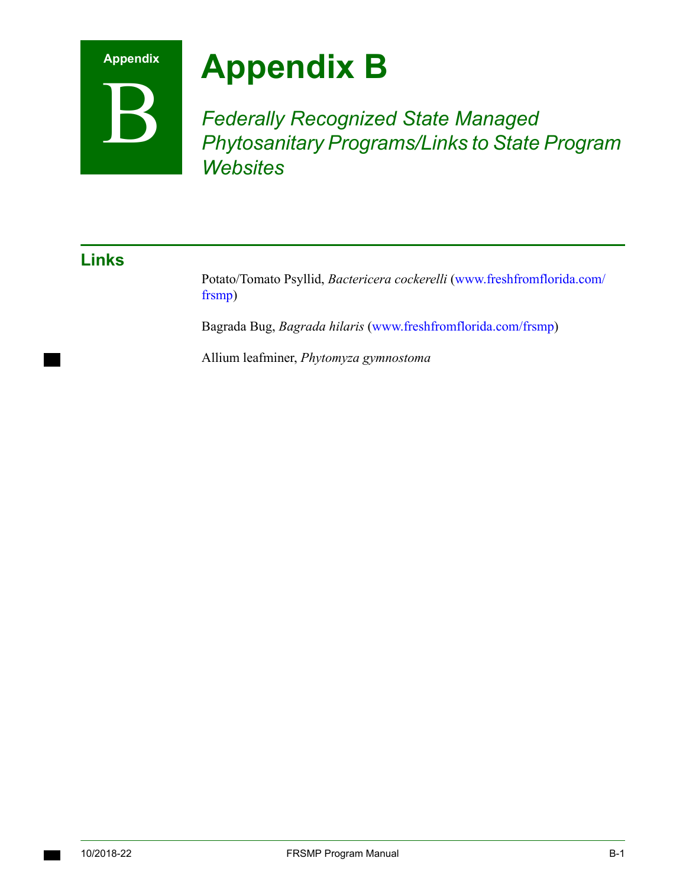# Appendix B

*Federally Recognized State Managed Phytosanitary Programs/Links to State Program Websites*

## Links

Potato/Tomato Psyllid, *Bactericera cockerelli* (www.freshfromflorida.com/frsmp)

Bagrada Bug, *Bagrada hilaris* (www.freshfromflorida.com/frsmp)

Allium leafminer, *Phytomyza gymnostoma*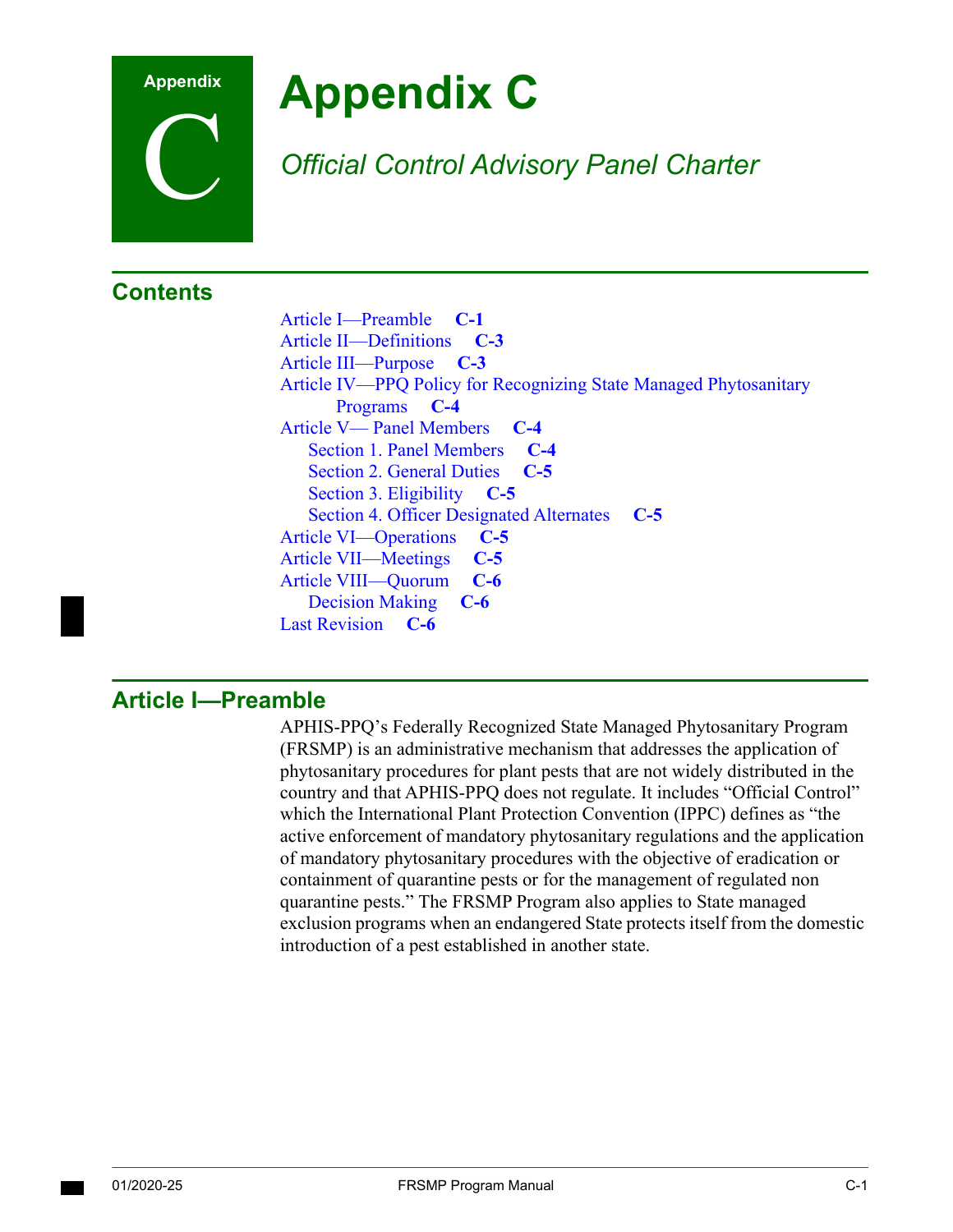# Appendix C

## *Official Control Advisory Panel Charter*

## Contents

- Article I—Preamble **C-1**
- Article II—Definitions **C-3**
- Article III—Purpose **C-3**
- Article IV—PPQ Policy for Recognizing State Managed Phytosanitary Programs **C-4**
- Article V— Panel Members **C-4**
  - Section 1. Panel Members **C-4**
  - Section 2. General Duties **C-5**
  - Section 3. Eligibility **C-5**
  - Section 4. Officer Designated Alternates **C-5**
- Article VI—Operations **C-5**
- Article VII—Meetings **C-5**
- Article VIII—Quorum **C-6**
  - Decision Making **C-6**
- Last Revision **C-6**

## Article I—Preamble

APHIS-PPQ's Federally Recognized State Managed Phytosanitary Program (FRSMP) is an administrative mechanism that addresses the application of phytosanitary procedures for plant pests that are not widely distributed in the country and that APHIS-PPQ does not regulate. It includes "Official Control" which the International Plant Protection Convention (IPPC) defines as "the active enforcement of mandatory phytosanitary regulations and the application of mandatory phytosanitary procedures with the objective of eradication or containment of quarantine pests or for the management of regulated non quarantine pests." The FRSMP Program also applies to State managed exclusion programs when an endangered State protects itself from the domestic introduction of a pest established in another state.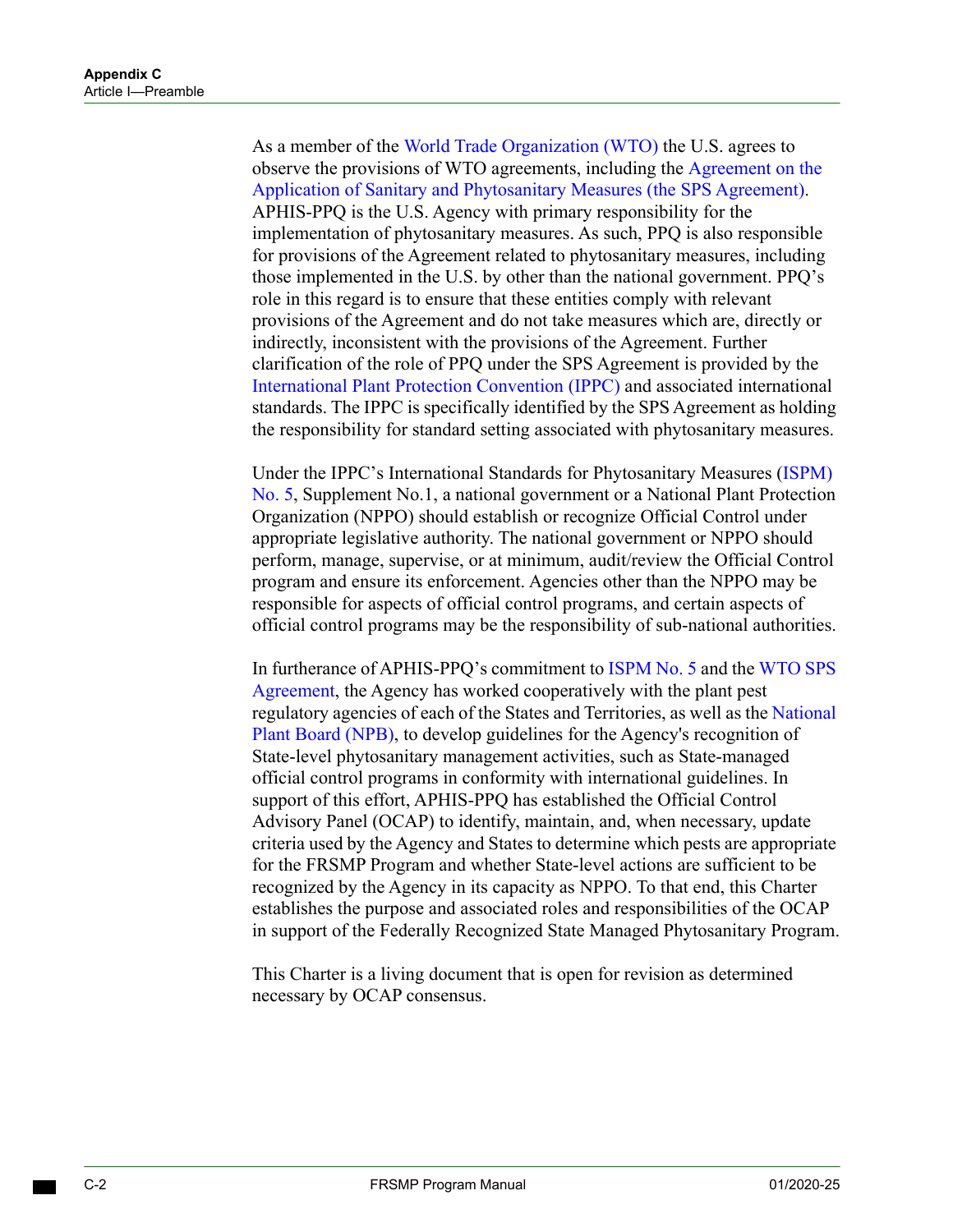As a member of the World Trade Organization (WTO) the U.S. agrees to observe the provisions of WTO agreements, including the Agreement on the Application of Sanitary and Phytosanitary Measures (the SPS Agreement). APHIS-PPQ is the U.S. Agency with primary responsibility for the implementation of phytosanitary measures. As such, PPQ is also responsible for provisions of the Agreement related to phytosanitary measures, including those implemented in the U.S. by other than the national government. PPQ's role in this regard is to ensure that these entities comply with relevant provisions of the Agreement and do not take measures which are, directly or indirectly, inconsistent with the provisions of the Agreement. Further clarification of the role of PPQ under the SPS Agreement is provided by the International Plant Protection Convention (IPPC) and associated international standards. The IPPC is specifically identified by the SPS Agreement as holding the responsibility for standard setting associated with phytosanitary measures.

Under the IPPC's International Standards for Phytosanitary Measures (ISPM) No. 5, Supplement No.1, a national government or a National Plant Protection Organization (NPPO) should establish or recognize Official Control under appropriate legislative authority. The national government or NPPO should perform, manage, supervise, or at minimum, audit/review the Official Control program and ensure its enforcement. Agencies other than the NPPO may be responsible for aspects of official control programs, and certain aspects of official control programs may be the responsibility of sub-national authorities.

In furtherance of APHIS-PPQ's commitment to ISPM No. 5 and the WTO SPS Agreement, the Agency has worked cooperatively with the plant pest regulatory agencies of each of the States and Territories, as well as the National Plant Board (NPB), to develop guidelines for the Agency's recognition of State-level phytosanitary management activities, such as State-managed official control programs in conformity with international guidelines. In support of this effort, APHIS-PPQ has established the Official Control Advisory Panel (OCAP) to identify, maintain, and, when necessary, update criteria used by the Agency and States to determine which pests are appropriate for the FRSMP Program and whether State-level actions are sufficient to be recognized by the Agency in its capacity as NPPO. To that end, this Charter establishes the purpose and associated roles and responsibilities of the OCAP in support of the Federally Recognized State Managed Phytosanitary Program.

This Charter is a living document that is open for revision as determined necessary by OCAP consensus.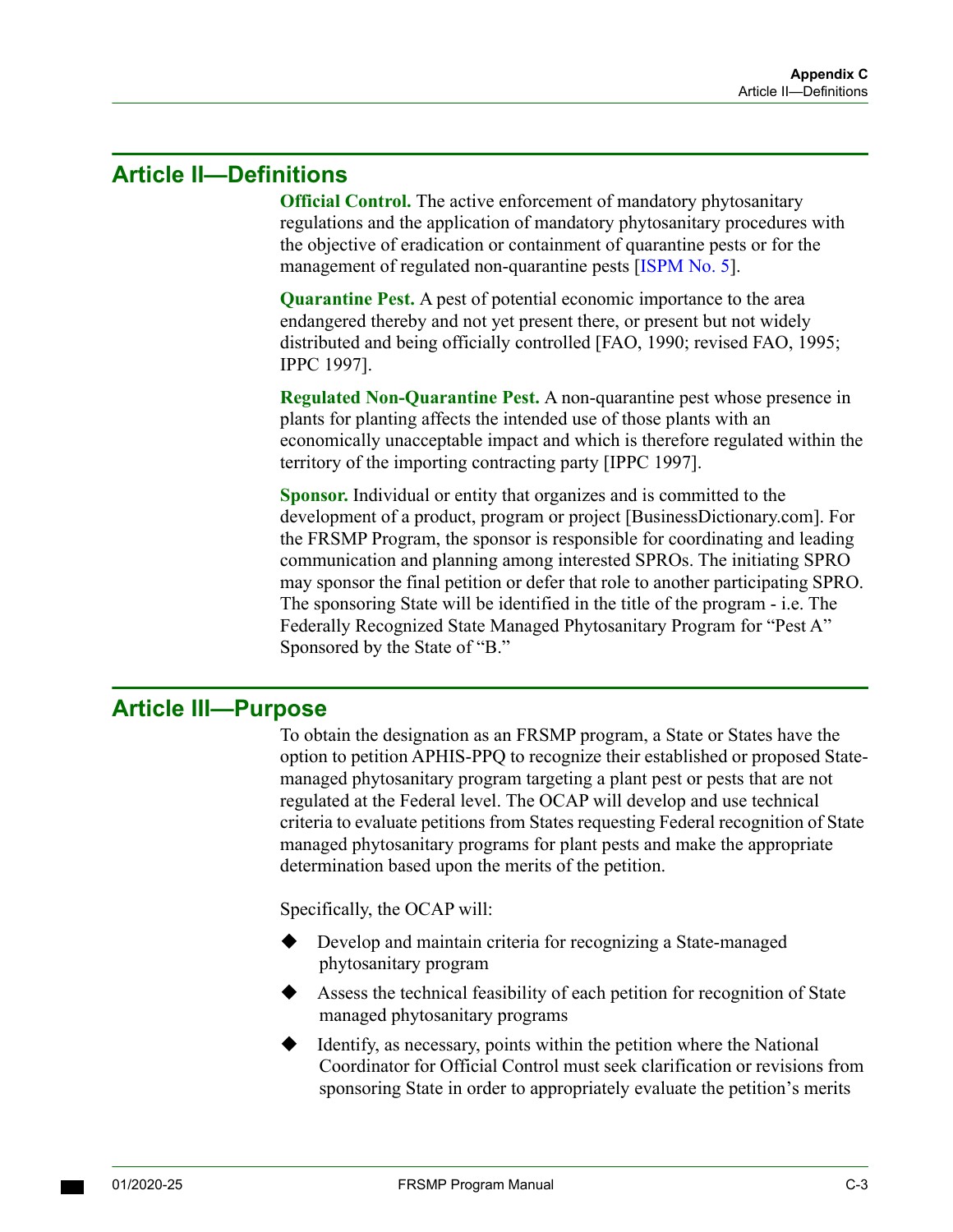## Article II—Definitions

**Official Control.** The active enforcement of mandatory phytosanitary regulations and the application of mandatory phytosanitary procedures with the objective of eradication or containment of quarantine pests or for the management of regulated non-quarantine pests [ISPM No. 5].

**Quarantine Pest.** A pest of potential economic importance to the area endangered thereby and not yet present there, or present but not widely distributed and being officially controlled [FAO, 1990; revised FAO, 1995; IPPC 1997].

**Regulated Non-Quarantine Pest.** A non-quarantine pest whose presence in plants for planting affects the intended use of those plants with an economically unacceptable impact and which is therefore regulated within the territory of the importing contracting party [IPPC 1997].

**Sponsor.** Individual or entity that organizes and is committed to the development of a product, program or project [BusinessDictionary.com]. For the FRSMP Program, the sponsor is responsible for coordinating and leading communication and planning among interested SPROs. The initiating SPRO may sponsor the final petition or defer that role to another participating SPRO. The sponsoring State will be identified in the title of the program - i.e. The Federally Recognized State Managed Phytosanitary Program for "Pest A" Sponsored by the State of "B."

## Article III—Purpose

To obtain the designation as an FRSMP program, a State or States have the option to petition APHIS-PPQ to recognize their established or proposed State-managed phytosanitary program targeting a plant pest or pests that are not regulated at the Federal level. The OCAP will develop and use technical criteria to evaluate petitions from States requesting Federal recognition of State managed phytosanitary programs for plant pests and make the appropriate determination based upon the merits of the petition.

Specifically, the OCAP will:

- Develop and maintain criteria for recognizing a State-managed phytosanitary program
- Assess the technical feasibility of each petition for recognition of State managed phytosanitary programs
- Identify, as necessary, points within the petition where the National Coordinator for Official Control must seek clarification or revisions from sponsoring State in order to appropriately evaluate the petition's merits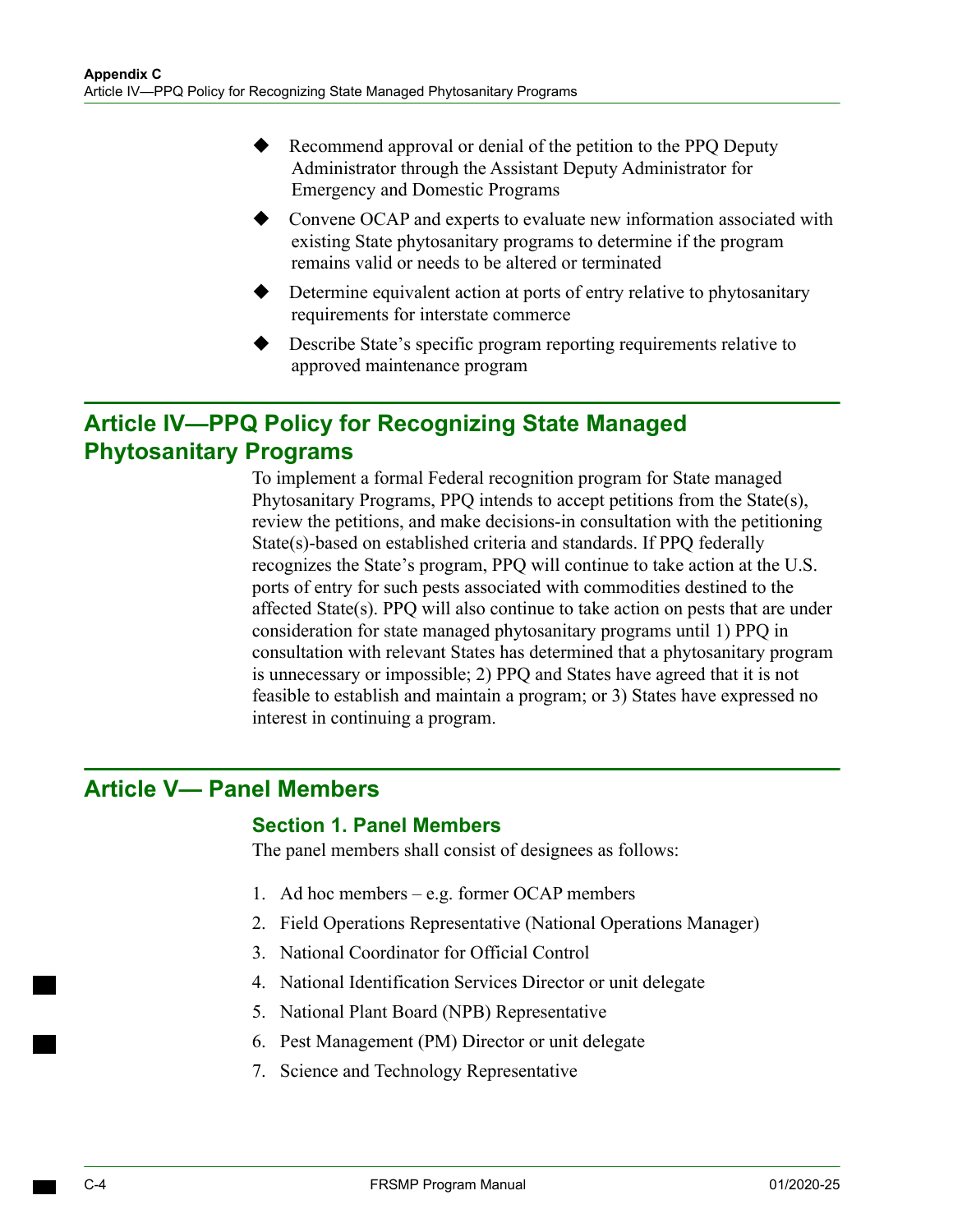- Recommend approval or denial of the petition to the PPQ Deputy Administrator through the Assistant Deputy Administrator for Emergency and Domestic Programs
- Convene OCAP and experts to evaluate new information associated with existing State phytosanitary programs to determine if the program remains valid or needs to be altered or terminated
- Determine equivalent action at ports of entry relative to phytosanitary requirements for interstate commerce
- Describe State's specific program reporting requirements relative to approved maintenance program

## Article IV—PPQ Policy for Recognizing State Managed Phytosanitary Programs

To implement a formal Federal recognition program for State managed Phytosanitary Programs, PPQ intends to accept petitions from the State(s), review the petitions, and make decisions-in consultation with the petitioning State(s)-based on established criteria and standards. If PPQ federally recognizes the State's program, PPQ will continue to take action at the U.S. ports of entry for such pests associated with commodities destined to the affected State(s). PPQ will also continue to take action on pests that are under consideration for state managed phytosanitary programs until 1) PPQ in consultation with relevant States has determined that a phytosanitary program is unnecessary or impossible; 2) PPQ and States have agreed that it is not feasible to establish and maintain a program; or 3) States have expressed no interest in continuing a program.

## Article V— Panel Members

### Section 1. Panel Members

The panel members shall consist of designees as follows:

1. Ad hoc members – e.g. former OCAP members
2. Field Operations Representative (National Operations Manager)
3. National Coordinator for Official Control
4. National Identification Services Director or unit delegate
5. National Plant Board (NPB) Representative
6. Pest Management (PM) Director or unit delegate
7. Science and Technology Representative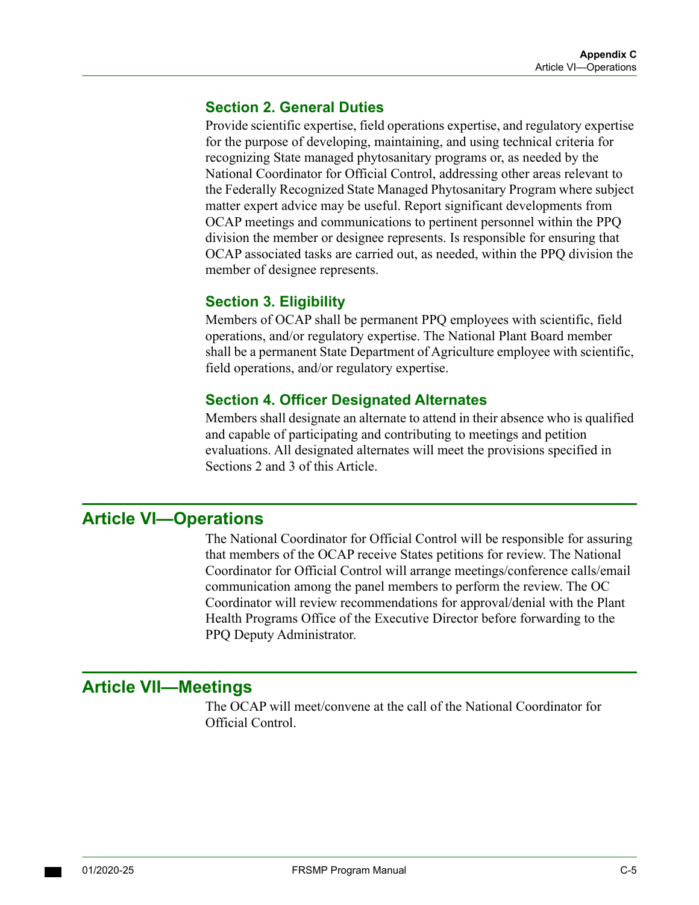### Section 2. General Duties

Provide scientific expertise, field operations expertise, and regulatory expertise for the purpose of developing, maintaining, and using technical criteria for recognizing State managed phytosanitary programs or, as needed by the National Coordinator for Official Control, addressing other areas relevant to the Federally Recognized State Managed Phytosanitary Program where subject matter expert advice may be useful. Report significant developments from OCAP meetings and communications to pertinent personnel within the PPQ division the member or designee represents. Is responsible for ensuring that OCAP associated tasks are carried out, as needed, within the PPQ division the member of designee represents.

### Section 3. Eligibility

Members of OCAP shall be permanent PPQ employees with scientific, field operations, and/or regulatory expertise. The National Plant Board member shall be a permanent State Department of Agriculture employee with scientific, field operations, and/or regulatory expertise.

### Section 4. Officer Designated Alternates

Members shall designate an alternate to attend in their absence who is qualified and capable of participating and contributing to meetings and petition evaluations. All designated alternates will meet the provisions specified in Sections 2 and 3 of this Article.

## Article VI—Operations

The National Coordinator for Official Control will be responsible for assuring that members of the OCAP receive States petitions for review. The National Coordinator for Official Control will arrange meetings/conference calls/email communication among the panel members to perform the review. The OC Coordinator will review recommendations for approval/denial with the Plant Health Programs Office of the Executive Director before forwarding to the PPQ Deputy Administrator.

## Article VII—Meetings

The OCAP will meet/convene at the call of the National Coordinator for Official Control.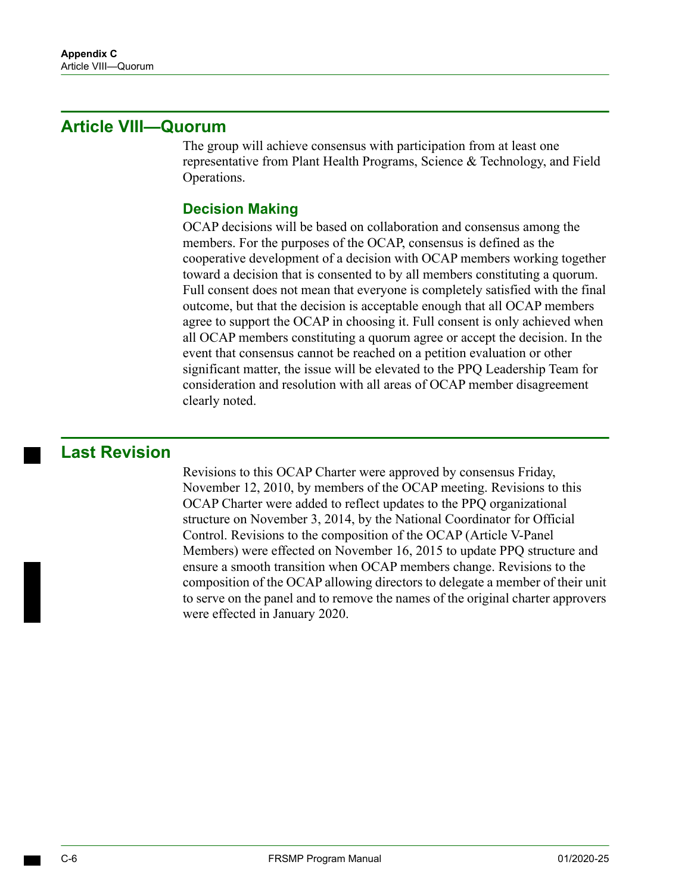## Article VIII—Quorum

The group will achieve consensus with participation from at least one representative from Plant Health Programs, Science & Technology, and Field Operations.

### Decision Making

OCAP decisions will be based on collaboration and consensus among the members. For the purposes of the OCAP, consensus is defined as the cooperative development of a decision with OCAP members working together toward a decision that is consented to by all members constituting a quorum. Full consent does not mean that everyone is completely satisfied with the final outcome, but that the decision is acceptable enough that all OCAP members agree to support the OCAP in choosing it. Full consent is only achieved when all OCAP members constituting a quorum agree or accept the decision. In the event that consensus cannot be reached on a petition evaluation or other significant matter, the issue will be elevated to the PPQ Leadership Team for consideration and resolution with all areas of OCAP member disagreement clearly noted.

## Last Revision

Revisions to this OCAP Charter were approved by consensus Friday, November 12, 2010, by members of the OCAP meeting. Revisions to this OCAP Charter were added to reflect updates to the PPQ organizational structure on November 3, 2014, by the National Coordinator for Official Control. Revisions to the composition of the OCAP (Article V-Panel Members) were effected on November 16, 2015 to update PPQ structure and ensure a smooth transition when OCAP members change. Revisions to the composition of the OCAP allowing directors to delegate a member of their unit to serve on the panel and to remove the names of the original charter approvers were effected in January 2020.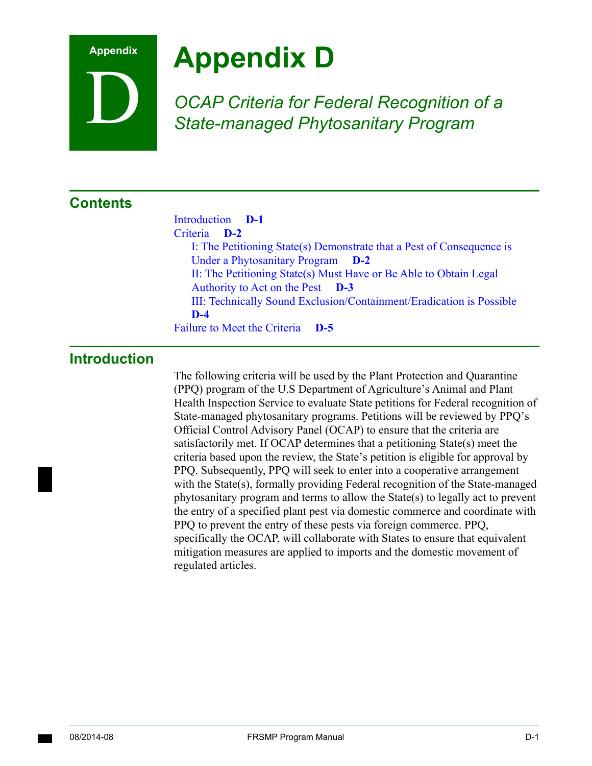# Appendix D

*OCAP Criteria for Federal Recognition of a State-managed Phytosanitary Program*

## Contents

Introduction **D-1**

Criteria **D-2**

- I: The Petitioning State(s) Demonstrate that a Pest of Consequence is Under a Phytosanitary Program **D-2**
- II: The Petitioning State(s) Must Have or Be Able to Obtain Legal Authority to Act on the Pest **D-3**
- III: Technically Sound Exclusion/Containment/Eradication is Possible **D-4**

Failure to Meet the Criteria **D-5**

## Introduction

The following criteria will be used by the Plant Protection and Quarantine (PPQ) program of the U.S Department of Agriculture's Animal and Plant Health Inspection Service to evaluate State petitions for Federal recognition of State-managed phytosanitary programs. Petitions will be reviewed by PPQ's Official Control Advisory Panel (OCAP) to ensure that the criteria are satisfactorily met. If OCAP determines that a petitioning State(s) meet the criteria based upon the review, the State's petition is eligible for approval by PPQ. Subsequently, PPQ will seek to enter into a cooperative arrangement with the State(s), formally providing Federal recognition of the State-managed phytosanitary program and terms to allow the State(s) to legally act to prevent the entry of a specified plant pest via domestic commerce and coordinate with PPQ to prevent the entry of these pests via foreign commerce. PPQ, specifically the OCAP, will collaborate with States to ensure that equivalent mitigation measures are applied to imports and the domestic movement of regulated articles.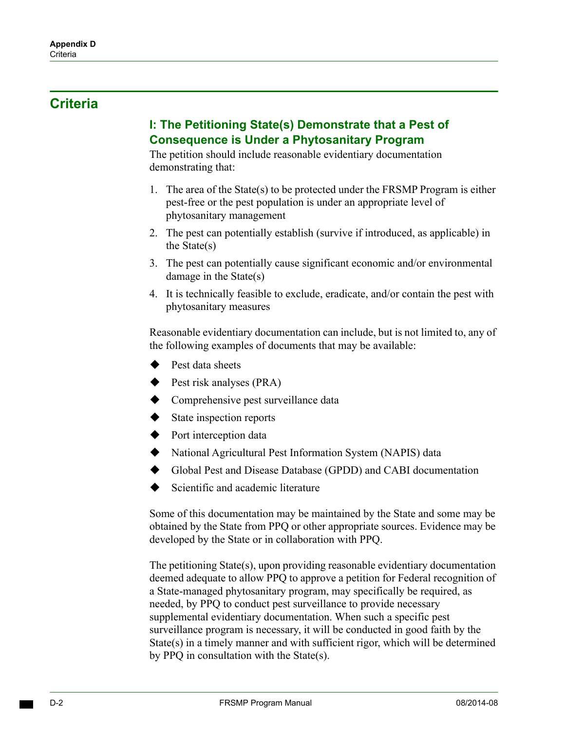## Criteria

### I: The Petitioning State(s) Demonstrate that a Pest of Consequence is Under a Phytosanitary Program

The petition should include reasonable evidentiary documentation demonstrating that:

1. The area of the State(s) to be protected under the FRSMP Program is either pest-free or the pest population is under an appropriate level of phytosanitary management
2. The pest can potentially establish (survive if introduced, as applicable) in the State(s)
3. The pest can potentially cause significant economic and/or environmental damage in the State(s)
4. It is technically feasible to exclude, eradicate, and/or contain the pest with phytosanitary measures

Reasonable evidentiary documentation can include, but is not limited to, any of the following examples of documents that may be available:

- Pest data sheets
- Pest risk analyses (PRA)
- Comprehensive pest surveillance data
- State inspection reports
- Port interception data
- National Agricultural Pest Information System (NAPIS) data
- Global Pest and Disease Database (GPDD) and CABI documentation
- Scientific and academic literature

Some of this documentation may be maintained by the State and some may be obtained by the State from PPQ or other appropriate sources. Evidence may be developed by the State or in collaboration with PPQ.

The petitioning State(s), upon providing reasonable evidentiary documentation deemed adequate to allow PPQ to approve a petition for Federal recognition of a State-managed phytosanitary program, may specifically be required, as needed, by PPQ to conduct pest surveillance to provide necessary supplemental evidentiary documentation. When such a specific pest surveillance program is necessary, it will be conducted in good faith by the State(s) in a timely manner and with sufficient rigor, which will be determined by PPQ in consultation with the State(s).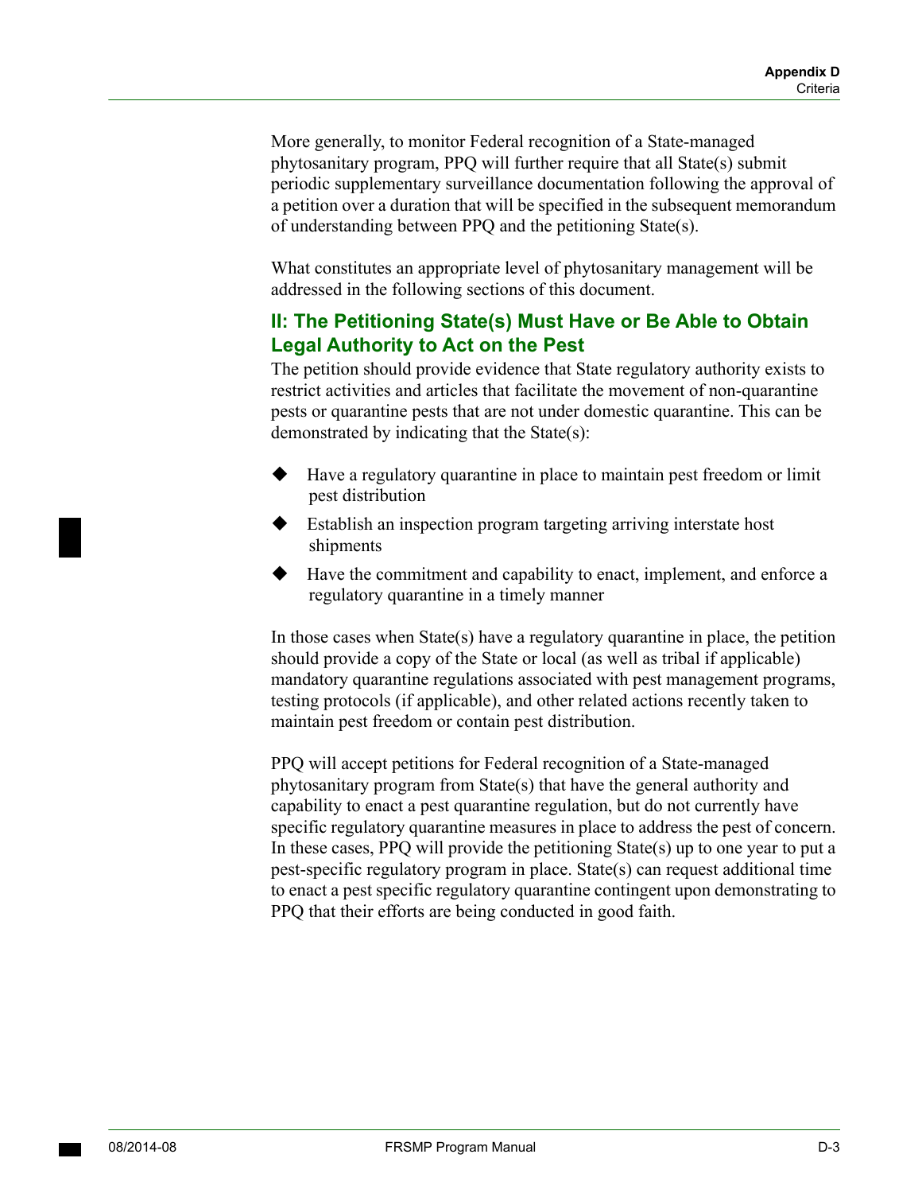More generally, to monitor Federal recognition of a State-managed phytosanitary program, PPQ will further require that all State(s) submit periodic supplementary surveillance documentation following the approval of a petition over a duration that will be specified in the subsequent memorandum of understanding between PPQ and the petitioning State(s).

What constitutes an appropriate level of phytosanitary management will be addressed in the following sections of this document.

## II: The Petitioning State(s) Must Have or Be Able to Obtain Legal Authority to Act on the Pest

The petition should provide evidence that State regulatory authority exists to restrict activities and articles that facilitate the movement of non-quarantine pests or quarantine pests that are not under domestic quarantine. This can be demonstrated by indicating that the State(s):

- Have a regulatory quarantine in place to maintain pest freedom or limit pest distribution
- Establish an inspection program targeting arriving interstate host shipments
- Have the commitment and capability to enact, implement, and enforce a regulatory quarantine in a timely manner

In those cases when State(s) have a regulatory quarantine in place, the petition should provide a copy of the State or local (as well as tribal if applicable) mandatory quarantine regulations associated with pest management programs, testing protocols (if applicable), and other related actions recently taken to maintain pest freedom or contain pest distribution.

PPQ will accept petitions for Federal recognition of a State-managed phytosanitary program from State(s) that have the general authority and capability to enact a pest quarantine regulation, but do not currently have specific regulatory quarantine measures in place to address the pest of concern. In these cases, PPQ will provide the petitioning State(s) up to one year to put a pest-specific regulatory program in place. State(s) can request additional time to enact a pest specific regulatory quarantine contingent upon demonstrating to PPQ that their efforts are being conducted in good faith.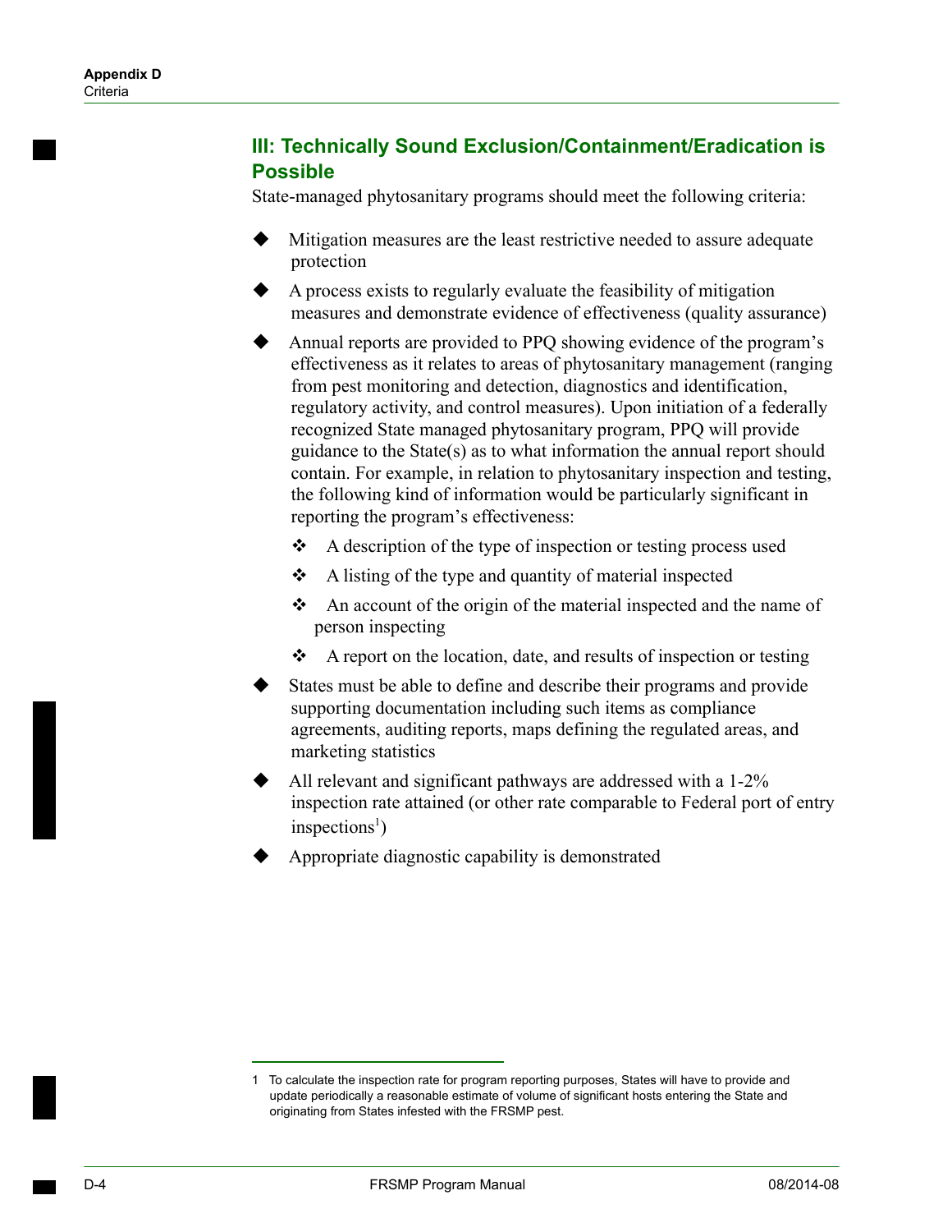### III: Technically Sound Exclusion/Containment/Eradication is Possible

State-managed phytosanitary programs should meet the following criteria:

- Mitigation measures are the least restrictive needed to assure adequate protection
- A process exists to regularly evaluate the feasibility of mitigation measures and demonstrate evidence of effectiveness (quality assurance)
- Annual reports are provided to PPQ showing evidence of the program's effectiveness as it relates to areas of phytosanitary management (ranging from pest monitoring and detection, diagnostics and identification, regulatory activity, and control measures). Upon initiation of a federally recognized State managed phytosanitary program, PPQ will provide guidance to the State(s) as to what information the annual report should contain. For example, in relation to phytosanitary inspection and testing, the following kind of information would be particularly significant in reporting the program's effectiveness:
  - A description of the type of inspection or testing process used
  - A listing of the type and quantity of material inspected
  - An account of the origin of the material inspected and the name of person inspecting
  - A report on the location, date, and results of inspection or testing
- States must be able to define and describe their programs and provide supporting documentation including such items as compliance agreements, auditing reports, maps defining the regulated areas, and marketing statistics
- All relevant and significant pathways are addressed with a 1-2% inspection rate attained (or other rate comparable to Federal port of entry inspections[1])
- Appropriate diagnostic capability is demonstrated

---

1 To calculate the inspection rate for program reporting purposes, States will have to provide and update periodically a reasonable estimate of volume of significant hosts entering the State and originating from States infested with the FRSMP pest.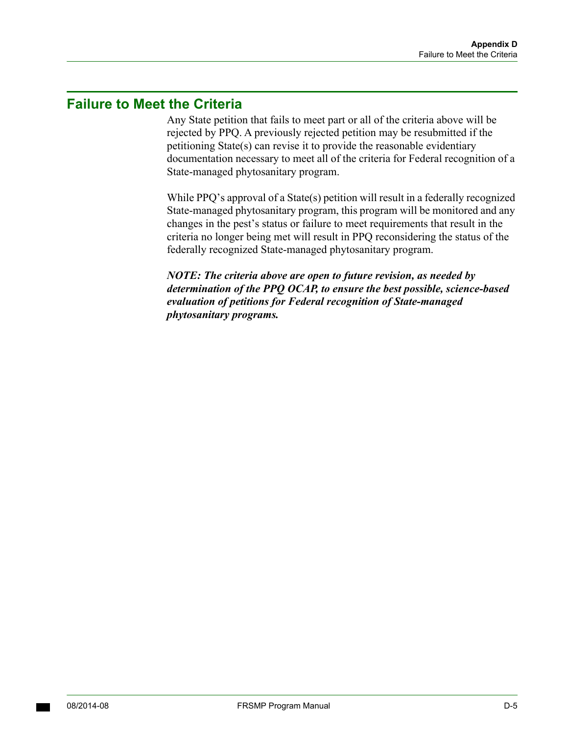## Failure to Meet the Criteria

Any State petition that fails to meet part or all of the criteria above will be rejected by PPQ. A previously rejected petition may be resubmitted if the petitioning State(s) can revise it to provide the reasonable evidentiary documentation necessary to meet all of the criteria for Federal recognition of a State-managed phytosanitary program.

While PPQ's approval of a State(s) petition will result in a federally recognized State-managed phytosanitary program, this program will be monitored and any changes in the pest's status or failure to meet requirements that result in the criteria no longer being met will result in PPQ reconsidering the status of the federally recognized State-managed phytosanitary program.

***NOTE: The criteria above are open to future revision, as needed by determination of the PPQ OCAP, to ensure the best possible, science-based evaluation of petitions for Federal recognition of State-managed phytosanitary programs.***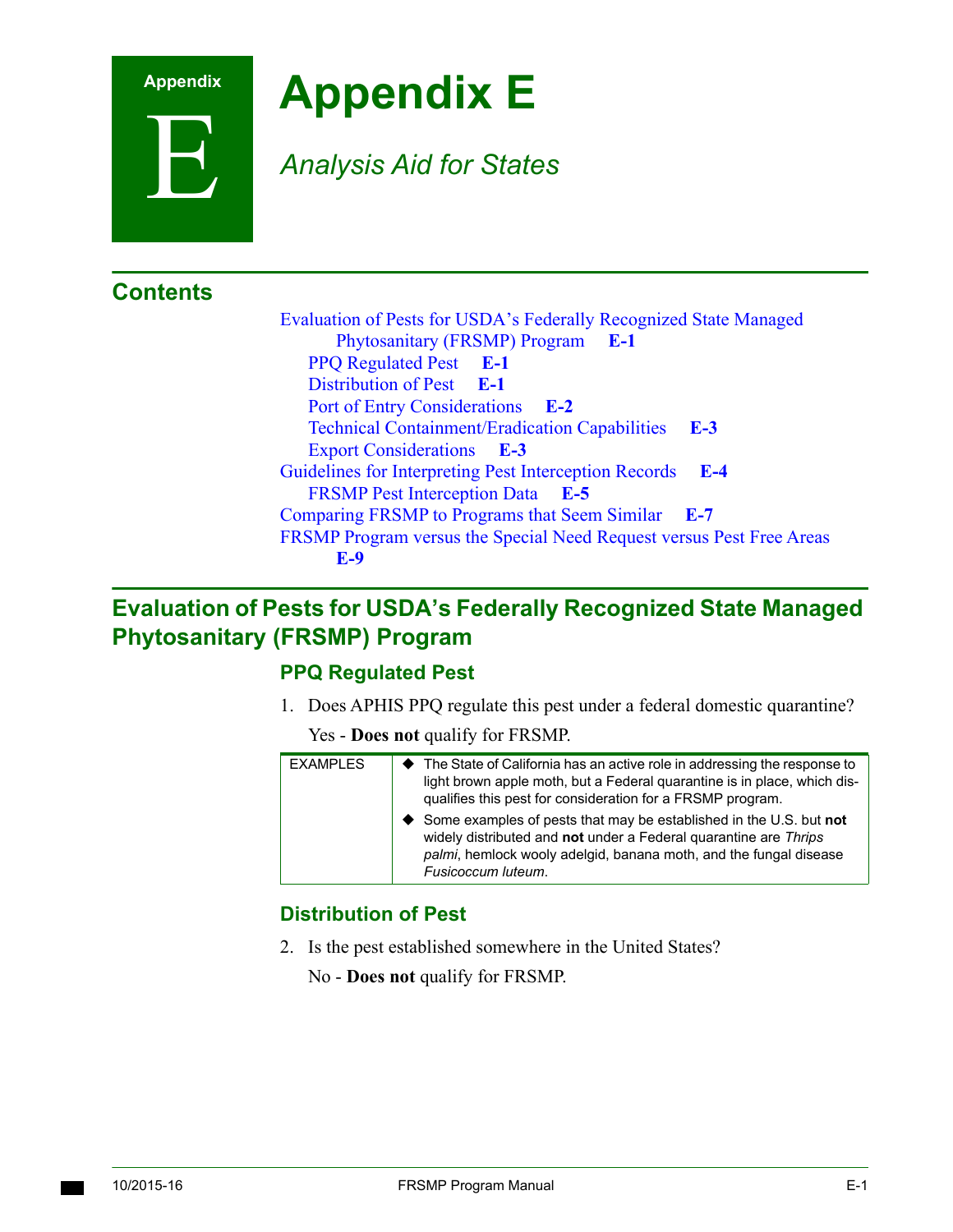# Appendix E

*Analysis Aid for States*

## Contents

Evaluation of Pests for USDA's Federally Recognized State Managed Phytosanitary (FRSMP) Program **E-1**
- PPQ Regulated Pest **E-1**
- Distribution of Pest **E-1**
- Port of Entry Considerations **E-2**
- Technical Containment/Eradication Capabilities **E-3**
- Export Considerations **E-3**

Guidelines for Interpreting Pest Interception Records **E-4**
- FRSMP Pest Interception Data **E-5**

Comparing FRSMP to Programs that Seem Similar **E-7**

FRSMP Program versus the Special Need Request versus Pest Free Areas **E-9**

## Evaluation of Pests for USDA's Federally Recognized State Managed Phytosanitary (FRSMP) Program

### PPQ Regulated Pest

1. Does APHIS PPQ regulate this pest under a federal domestic quarantine?

   Yes - **Does not** qualify for FRSMP.

| EXAMPLES | |
|---|---|
| | ◆ The State of California has an active role in addressing the response to light brown apple moth, but a Federal quarantine is in place, which disqualifies this pest for consideration for a FRSMP program.<br>◆ Some examples of pests that may be established in the U.S. but **not** widely distributed and **not** under a Federal quarantine are *Thrips palmi*, hemlock wooly adelgid, banana moth, and the fungal disease *Fusicoccum luteum*. |

### Distribution of Pest

2. Is the pest established somewhere in the United States?

   No - **Does not** qualify for FRSMP.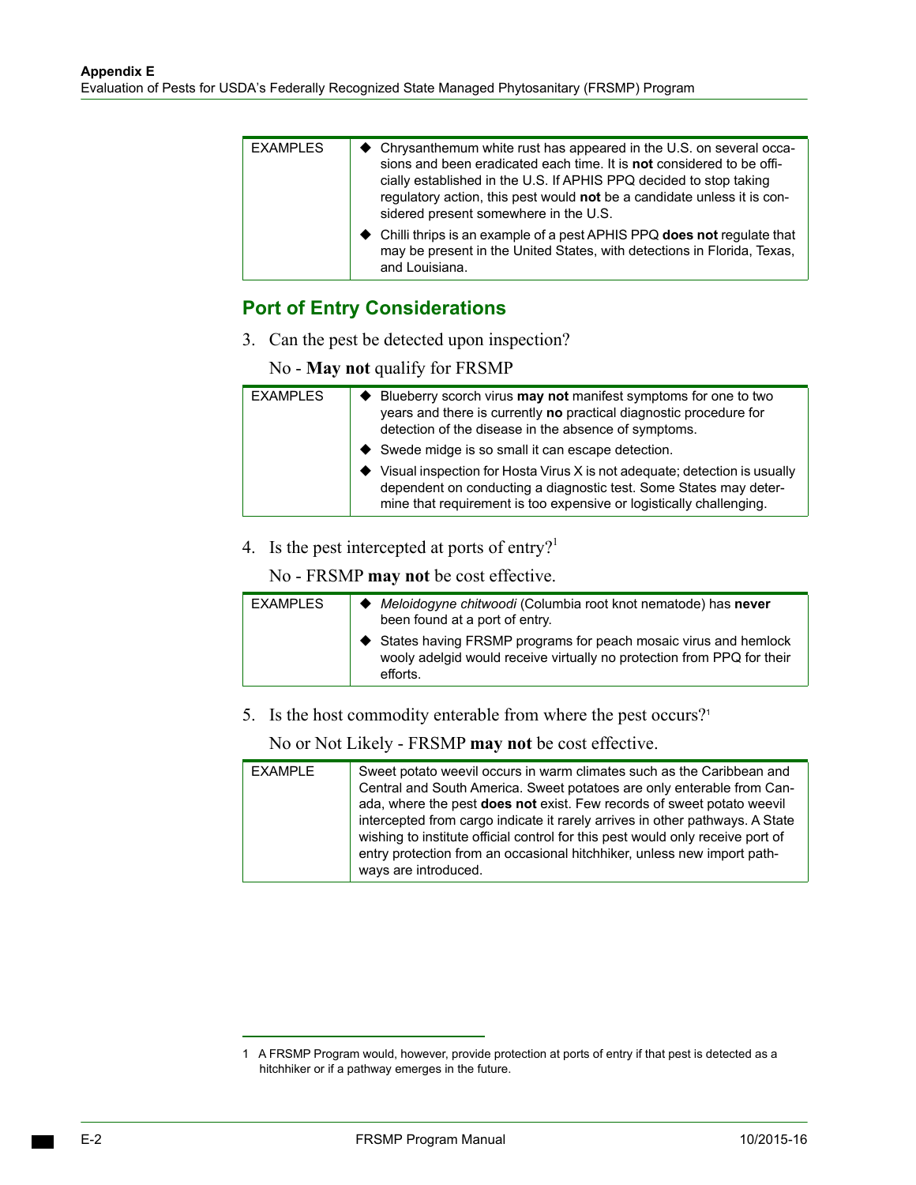| EXAMPLES | |
|---|---|
| | ◆ Chrysanthemum white rust has appeared in the U.S. on several occasions and been eradicated each time. It is **not** considered to be officially established in the U.S. If APHIS PPQ decided to stop taking regulatory action, this pest would **not** be a candidate unless it is considered present somewhere in the U.S. |
| | ◆ Chilli thrips is an example of a pest APHIS PPQ **does not** regulate that may be present in the United States, with detections in Florida, Texas, and Louisiana. |

## Port of Entry Considerations

3. Can the pest be detected upon inspection?

   No - **May not** qualify for FRSMP

| EXAMPLES | |
|---|---|
| | ◆ Blueberry scorch virus **may not** manifest symptoms for one to two years and there is currently **no** practical diagnostic procedure for detection of the disease in the absence of symptoms. |
| | ◆ Swede midge is so small it can escape detection. |
| | ◆ Visual inspection for Hosta Virus X is not adequate; detection is usually dependent on conducting a diagnostic test. Some States may determine that requirement is too expensive or logistically challenging. |

4. Is the pest intercepted at ports of entry?[1]

   No - FRSMP **may not** be cost effective.

| EXAMPLES | |
|---|---|
| | ◆ *Meloidogyne chitwoodi* (Columbia root knot nematode) has **never** been found at a port of entry. |
| | ◆ States having FRSMP programs for peach mosaic virus and hemlock wooly adelgid would receive virtually no protection from PPQ for their efforts. |

5. Is the host commodity enterable from where the pest occurs?[1]

   No or Not Likely - FRSMP **may not** be cost effective.

| EXAMPLE | |
|---|---|
| | Sweet potato weevil occurs in warm climates such as the Caribbean and Central and South America. Sweet potatoes are only enterable from Canada, where the pest **does not** exist. Few records of sweet potato weevil intercepted from cargo indicate it rarely arrives in other pathways. A State wishing to institute official control for this pest would only receive port of entry protection from an occasional hitchhiker, unless new import pathways are introduced. |

1 A FRSMP Program would, however, provide protection at ports of entry if that pest is detected as a hitchhiker or if a pathway emerges in the future.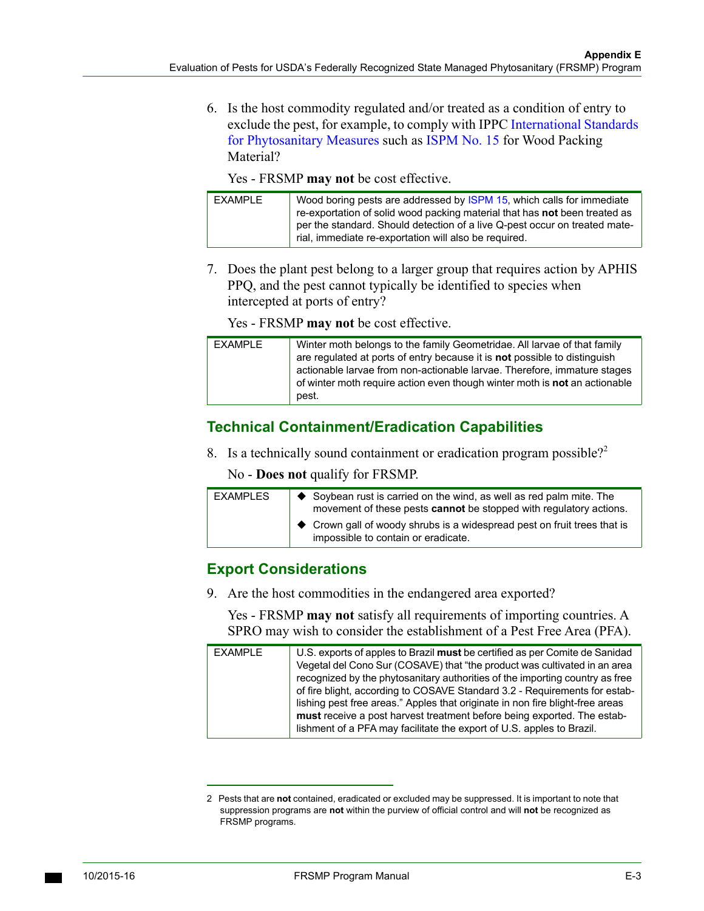6. Is the host commodity regulated and/or treated as a condition of entry to exclude the pest, for example, to comply with IPPC International Standards for Phytosanitary Measures such as ISPM No. 15 for Wood Packing Material?

   Yes - FRSMP **may not** be cost effective.

| EXAMPLE | Wood boring pests are addressed by ISPM 15, which calls for immediate re-exportation of solid wood packing material that has **not** been treated as per the standard. Should detection of a live Q-pest occur on treated material, immediate re-exportation will also be required. |
|---|---|

7. Does the plant pest belong to a larger group that requires action by APHIS PPQ, and the pest cannot typically be identified to species when intercepted at ports of entry?

   Yes - FRSMP **may not** be cost effective.

| EXAMPLE | Winter moth belongs to the family Geometridae. All larvae of that family are regulated at ports of entry because it is **not** possible to distinguish actionable larvae from non-actionable larvae. Therefore, immature stages of winter moth require action even though winter moth is **not** an actionable pest. |
|---|---|

## Technical Containment/Eradication Capabilities

8. Is a technically sound containment or eradication program possible?[2]

   No - **Does not** qualify for FRSMP.

| EXAMPLES | ◆ Soybean rust is carried on the wind, as well as red palm mite. The movement of these pests **cannot** be stopped with regulatory actions. ◆ Crown gall of woody shrubs is a widespread pest on fruit trees that is impossible to contain or eradicate. |
|---|---|

## Export Considerations

9. Are the host commodities in the endangered area exported?

   Yes - FRSMP **may not** satisfy all requirements of importing countries. A SPRO may wish to consider the establishment of a Pest Free Area (PFA).

| EXAMPLE | U.S. exports of apples to Brazil **must** be certified as per Comite de Sanidad Vegetal del Cono Sur (COSAVE) that "the product was cultivated in an area recognized by the phytosanitary authorities of the importing country as free of fire blight, according to COSAVE Standard 3.2 - Requirements for establishing pest free areas." Apples that originate in non fire blight-free areas **must** receive a post harvest treatment before being exported. The establishment of a PFA may facilitate the export of U.S. apples to Brazil. |
|---|---|

2 Pests that are **not** contained, eradicated or excluded may be suppressed. It is important to note that suppression programs are **not** within the purview of official control and will **not** be recognized as FRSMP programs.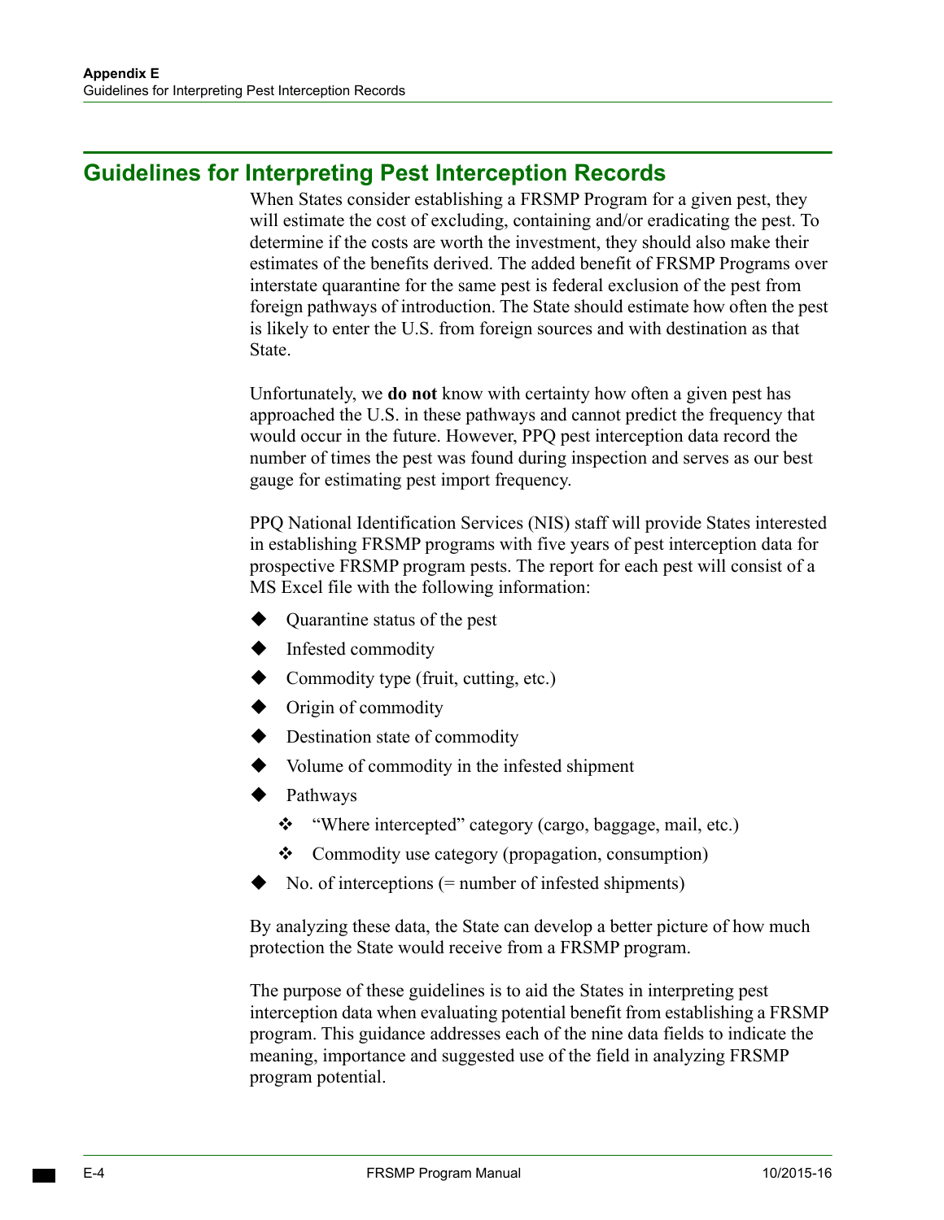## Guidelines for Interpreting Pest Interception Records

When States consider establishing a FRSMP Program for a given pest, they will estimate the cost of excluding, containing and/or eradicating the pest. To determine if the costs are worth the investment, they should also make their estimates of the benefits derived. The added benefit of FRSMP Programs over interstate quarantine for the same pest is federal exclusion of the pest from foreign pathways of introduction. The State should estimate how often the pest is likely to enter the U.S. from foreign sources and with destination as that State.

Unfortunately, we **do not** know with certainty how often a given pest has approached the U.S. in these pathways and cannot predict the frequency that would occur in the future. However, PPQ pest interception data record the number of times the pest was found during inspection and serves as our best gauge for estimating pest import frequency.

PPQ National Identification Services (NIS) staff will provide States interested in establishing FRSMP programs with five years of pest interception data for prospective FRSMP program pests. The report for each pest will consist of a MS Excel file with the following information:

- Quarantine status of the pest
- Infested commodity
- Commodity type (fruit, cutting, etc.)
- Origin of commodity
- Destination state of commodity
- Volume of commodity in the infested shipment
- Pathways
  - "Where intercepted" category (cargo, baggage, mail, etc.)
  - Commodity use category (propagation, consumption)
- No. of interceptions (= number of infested shipments)

By analyzing these data, the State can develop a better picture of how much protection the State would receive from a FRSMP program.

The purpose of these guidelines is to aid the States in interpreting pest interception data when evaluating potential benefit from establishing a FRSMP program. This guidance addresses each of the nine data fields to indicate the meaning, importance and suggested use of the field in analyzing FRSMP program potential.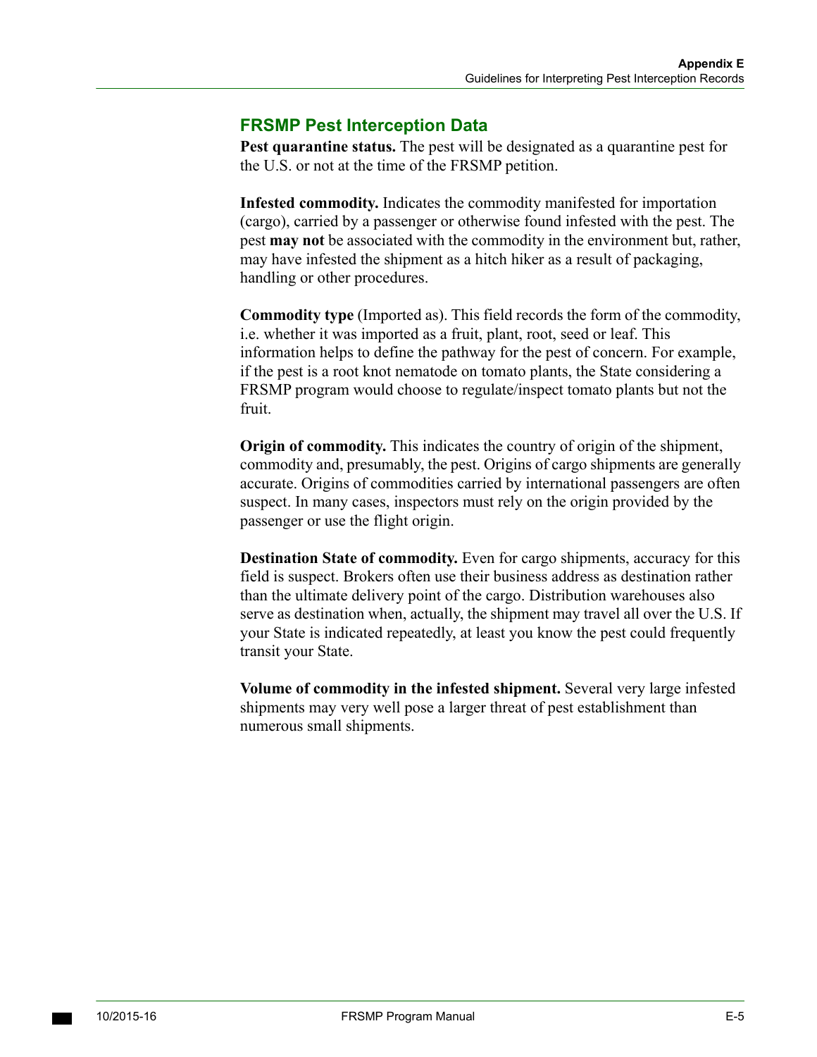## FRSMP Pest Interception Data

**Pest quarantine status.** The pest will be designated as a quarantine pest for the U.S. or not at the time of the FRSMP petition.

**Infested commodity.** Indicates the commodity manifested for importation (cargo), carried by a passenger or otherwise found infested with the pest. The pest **may not** be associated with the commodity in the environment but, rather, may have infested the shipment as a hitch hiker as a result of packaging, handling or other procedures.

**Commodity type** (Imported as). This field records the form of the commodity, i.e. whether it was imported as a fruit, plant, root, seed or leaf. This information helps to define the pathway for the pest of concern. For example, if the pest is a root knot nematode on tomato plants, the State considering a FRSMP program would choose to regulate/inspect tomato plants but not the fruit.

**Origin of commodity.** This indicates the country of origin of the shipment, commodity and, presumably, the pest. Origins of cargo shipments are generally accurate. Origins of commodities carried by international passengers are often suspect. In many cases, inspectors must rely on the origin provided by the passenger or use the flight origin.

**Destination State of commodity.** Even for cargo shipments, accuracy for this field is suspect. Brokers often use their business address as destination rather than the ultimate delivery point of the cargo. Distribution warehouses also serve as destination when, actually, the shipment may travel all over the U.S. If your State is indicated repeatedly, at least you know the pest could frequently transit your State.

**Volume of commodity in the infested shipment.** Several very large infested shipments may very well pose a larger threat of pest establishment than numerous small shipments.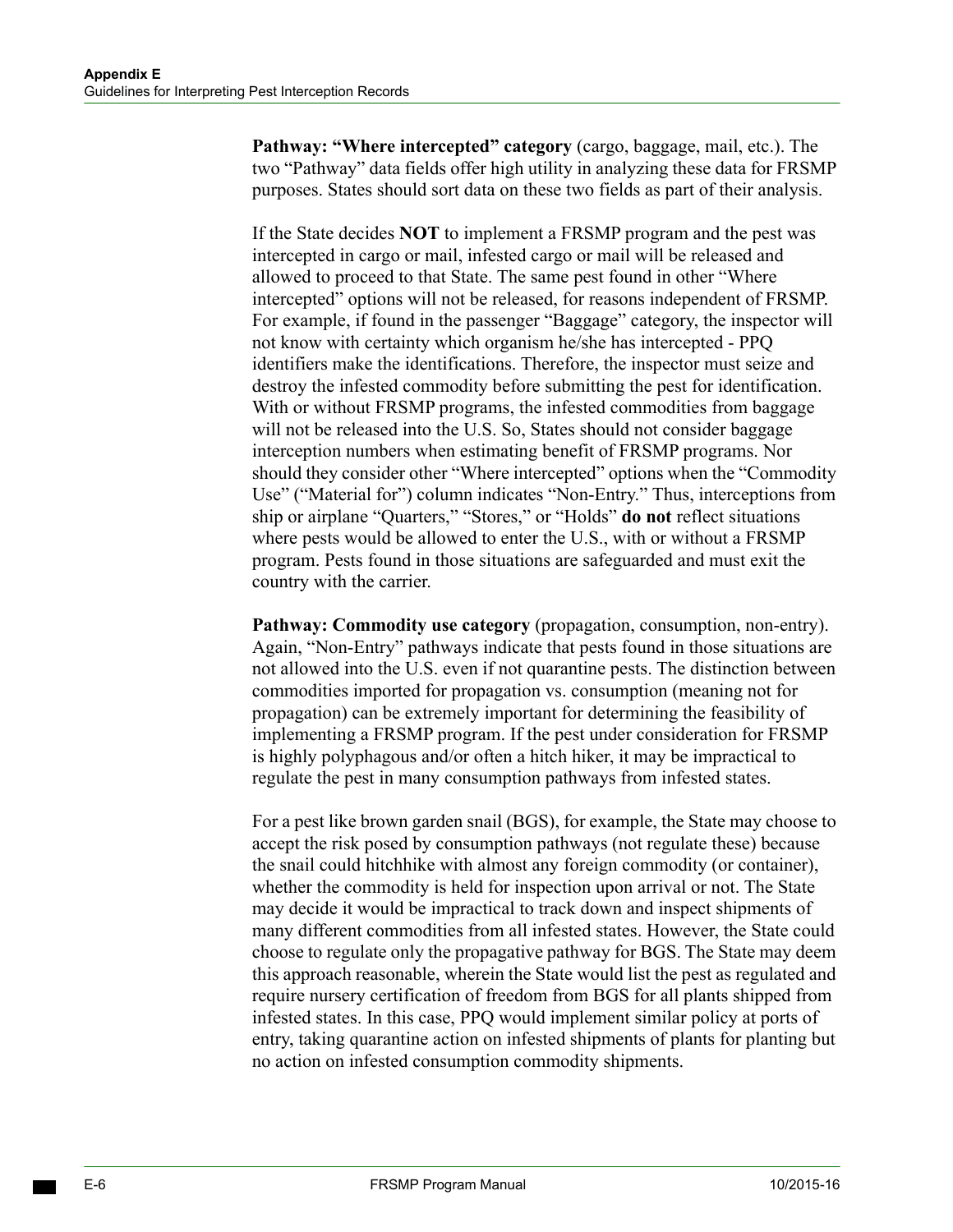**Pathway: "Where intercepted" category** (cargo, baggage, mail, etc.). The two "Pathway" data fields offer high utility in analyzing these data for FRSMP purposes. States should sort data on these two fields as part of their analysis.

If the State decides **NOT** to implement a FRSMP program and the pest was intercepted in cargo or mail, infested cargo or mail will be released and allowed to proceed to that State. The same pest found in other "Where intercepted" options will not be released, for reasons independent of FRSMP. For example, if found in the passenger "Baggage" category, the inspector will not know with certainty which organism he/she has intercepted - PPQ identifiers make the identifications. Therefore, the inspector must seize and destroy the infested commodity before submitting the pest for identification. With or without FRSMP programs, the infested commodities from baggage will not be released into the U.S. So, States should not consider baggage interception numbers when estimating benefit of FRSMP programs. Nor should they consider other "Where intercepted" options when the "Commodity Use" ("Material for") column indicates "Non-Entry." Thus, interceptions from ship or airplane "Quarters," "Stores," or "Holds" **do not** reflect situations where pests would be allowed to enter the U.S., with or without a FRSMP program. Pests found in those situations are safeguarded and must exit the country with the carrier.

**Pathway: Commodity use category** (propagation, consumption, non-entry). Again, "Non-Entry" pathways indicate that pests found in those situations are not allowed into the U.S. even if not quarantine pests. The distinction between commodities imported for propagation vs. consumption (meaning not for propagation) can be extremely important for determining the feasibility of implementing a FRSMP program. If the pest under consideration for FRSMP is highly polyphagous and/or often a hitch hiker, it may be impractical to regulate the pest in many consumption pathways from infested states.

For a pest like brown garden snail (BGS), for example, the State may choose to accept the risk posed by consumption pathways (not regulate these) because the snail could hitchhike with almost any foreign commodity (or container), whether the commodity is held for inspection upon arrival or not. The State may decide it would be impractical to track down and inspect shipments of many different commodities from all infested states. However, the State could choose to regulate only the propagative pathway for BGS. The State may deem this approach reasonable, wherein the State would list the pest as regulated and require nursery certification of freedom from BGS for all plants shipped from infested states. In this case, PPQ would implement similar policy at ports of entry, taking quarantine action on infested shipments of plants for planting but no action on infested consumption commodity shipments.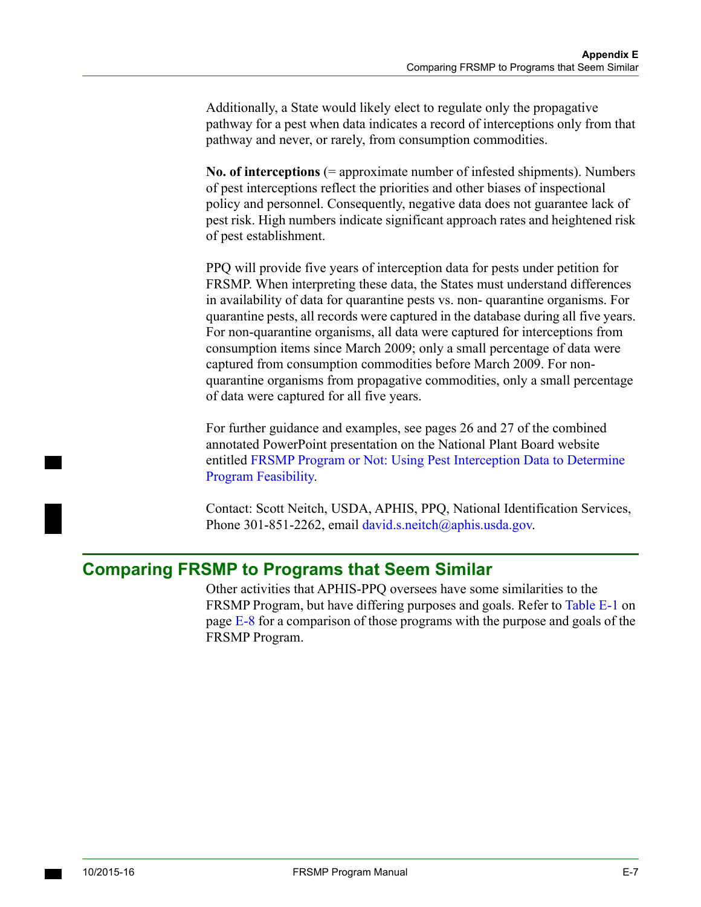Additionally, a State would likely elect to regulate only the propagative pathway for a pest when data indicates a record of interceptions only from that pathway and never, or rarely, from consumption commodities.

**No. of interceptions** (= approximate number of infested shipments). Numbers of pest interceptions reflect the priorities and other biases of inspectional policy and personnel. Consequently, negative data does not guarantee lack of pest risk. High numbers indicate significant approach rates and heightened risk of pest establishment.

PPQ will provide five years of interception data for pests under petition for FRSMP. When interpreting these data, the States must understand differences in availability of data for quarantine pests vs. non- quarantine organisms. For quarantine pests, all records were captured in the database during all five years. For non-quarantine organisms, all data were captured for interceptions from consumption items since March 2009; only a small percentage of data were captured from consumption commodities before March 2009. For non-quarantine organisms from propagative commodities, only a small percentage of data were captured for all five years.

For further guidance and examples, see pages 26 and 27 of the combined annotated PowerPoint presentation on the National Plant Board website entitled FRSMP Program or Not: Using Pest Interception Data to Determine Program Feasibility.

Contact: Scott Neitch, USDA, APHIS, PPQ, National Identification Services, Phone 301-851-2262, email david.s.neitch@aphis.usda.gov.

## Comparing FRSMP to Programs that Seem Similar

Other activities that APHIS-PPQ oversees have some similarities to the FRSMP Program, but have differing purposes and goals. Refer to Table E-1 on page E-8 for a comparison of those programs with the purpose and goals of the FRSMP Program.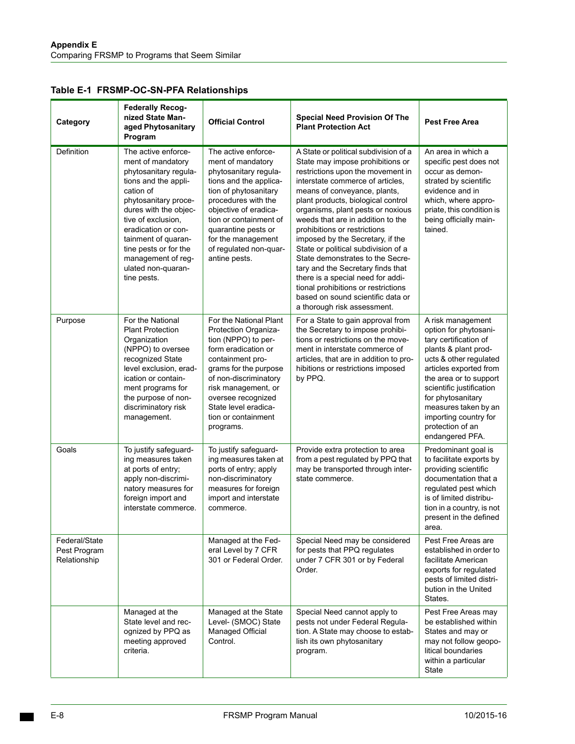**Table E-1 FRSMP-OC-SN-PFA Relationships**

| Category | Federally Recognized State Managed Phytosanitary Program | Official Control | Special Need Provision Of The Plant Protection Act | Pest Free Area |
|---|---|---|---|---|
| Definition | The active enforcement of mandatory phytosanitary regulations and the application of phytosanitary procedures with the objective of exclusion, eradication or containment of quarantine pests or for the management of regulated non-quarantine pests. | The active enforcement of mandatory phytosanitary regulations and the application of phytosanitary procedures with the objective of eradication or containment of quarantine pests or for the management of regulated non-quarantine pests. | A State or political subdivision of a State may impose prohibitions or restrictions upon the movement in interstate commerce of articles, means of conveyance, plants, plant products, biological control organisms, plant pests or noxious weeds that are in addition to the prohibitions or restrictions imposed by the Secretary, if the State or political subdivision of a State demonstrates to the Secretary and the Secretary finds that there is a special need for additional prohibitions or restrictions based on sound scientific data or a thorough risk assessment. | An area in which a specific pest does not occur as demonstrated by scientific evidence and in which, where appropriate, this condition is being officially maintained. |
| Purpose | For the National Plant Protection Organization (NPPO) to oversee recognized State level exclusion, eradication or containment programs for the purpose of non-discriminatory risk management. | For the National Plant Protection Organization (NPPO) to perform eradication or containment programs for the purpose of non-discriminatory risk management, or oversee recognized State level eradication or containment programs. | For a State to gain approval from the Secretary to impose prohibitions or restrictions on the movement of articles, that are in addition to prohibitions or restrictions imposed by PPQ. | A risk management option for phytosanitary certification of plants & plant products & other regulated articles exported from the area or to support scientific justification for phytosanitary measures taken by an importing country for protection of an endangered PFA. |
| Goals | To justify safeguarding measures taken at ports of entry; apply non-discriminatory measures for foreign import and interstate commerce. | To justify safeguarding measures taken at ports of entry; apply non-discriminatory measures for foreign import and interstate commerce. | Provide extra protection to area from a pest regulated by PPQ that may be transported through interstate commerce. | Predominant goal is to facilitate exports by providing scientific documentation that a regulated pest which is of limited distribution in a country, is not present in the defined area. |
| Federal/State Pest Program Relationship | | Managed at the Federal Level by 7 CFR 301 or Federal Order. | Special Need may be considered for pests that PPQ regulates under 7 CFR 301 or by Federal Order. | Pest Free Areas are established in order to facilitate American exports for regulated pests of limited distribution in the United States. |
| | Managed at the State level and recognized by PPQ as meeting approved criteria. | Managed at the State Level- (SMOC) State Managed Official Control. | Special Need cannot apply to pests not under Federal Regulation. A State may choose to establish its own phytosanitary program. | Pest Free Areas may be established within States and may or may not follow geopolitical boundaries within a particular State |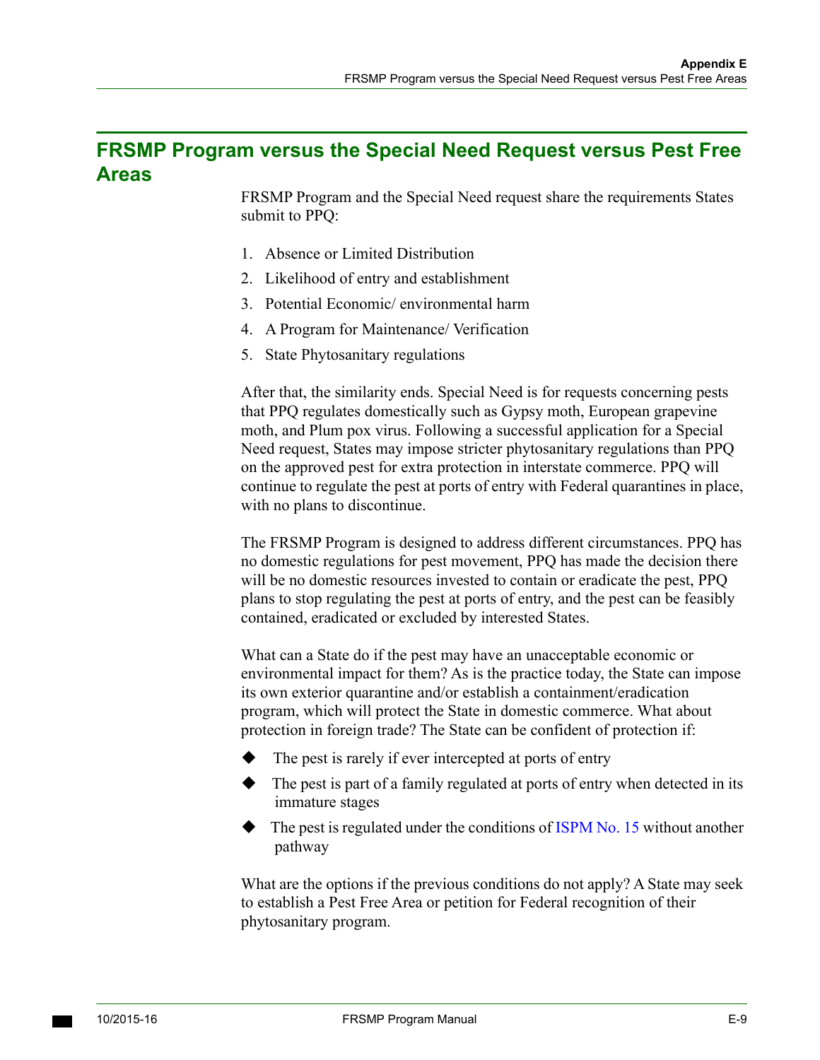## FRSMP Program versus the Special Need Request versus Pest Free Areas

FRSMP Program and the Special Need request share the requirements States submit to PPQ:

1. Absence or Limited Distribution
2. Likelihood of entry and establishment
3. Potential Economic/ environmental harm
4. A Program for Maintenance/ Verification
5. State Phytosanitary regulations

After that, the similarity ends. Special Need is for requests concerning pests that PPQ regulates domestically such as Gypsy moth, European grapevine moth, and Plum pox virus. Following a successful application for a Special Need request, States may impose stricter phytosanitary regulations than PPQ on the approved pest for extra protection in interstate commerce. PPQ will continue to regulate the pest at ports of entry with Federal quarantines in place, with no plans to discontinue.

The FRSMP Program is designed to address different circumstances. PPQ has no domestic regulations for pest movement, PPQ has made the decision there will be no domestic resources invested to contain or eradicate the pest, PPQ plans to stop regulating the pest at ports of entry, and the pest can be feasibly contained, eradicated or excluded by interested States.

What can a State do if the pest may have an unacceptable economic or environmental impact for them? As is the practice today, the State can impose its own exterior quarantine and/or establish a containment/eradication program, which will protect the State in domestic commerce. What about protection in foreign trade? The State can be confident of protection if:

- The pest is rarely if ever intercepted at ports of entry
- The pest is part of a family regulated at ports of entry when detected in its immature stages
- The pest is regulated under the conditions of ISPM No. 15 without another pathway

What are the options if the previous conditions do not apply? A State may seek to establish a Pest Free Area or petition for Federal recognition of their phytosanitary program.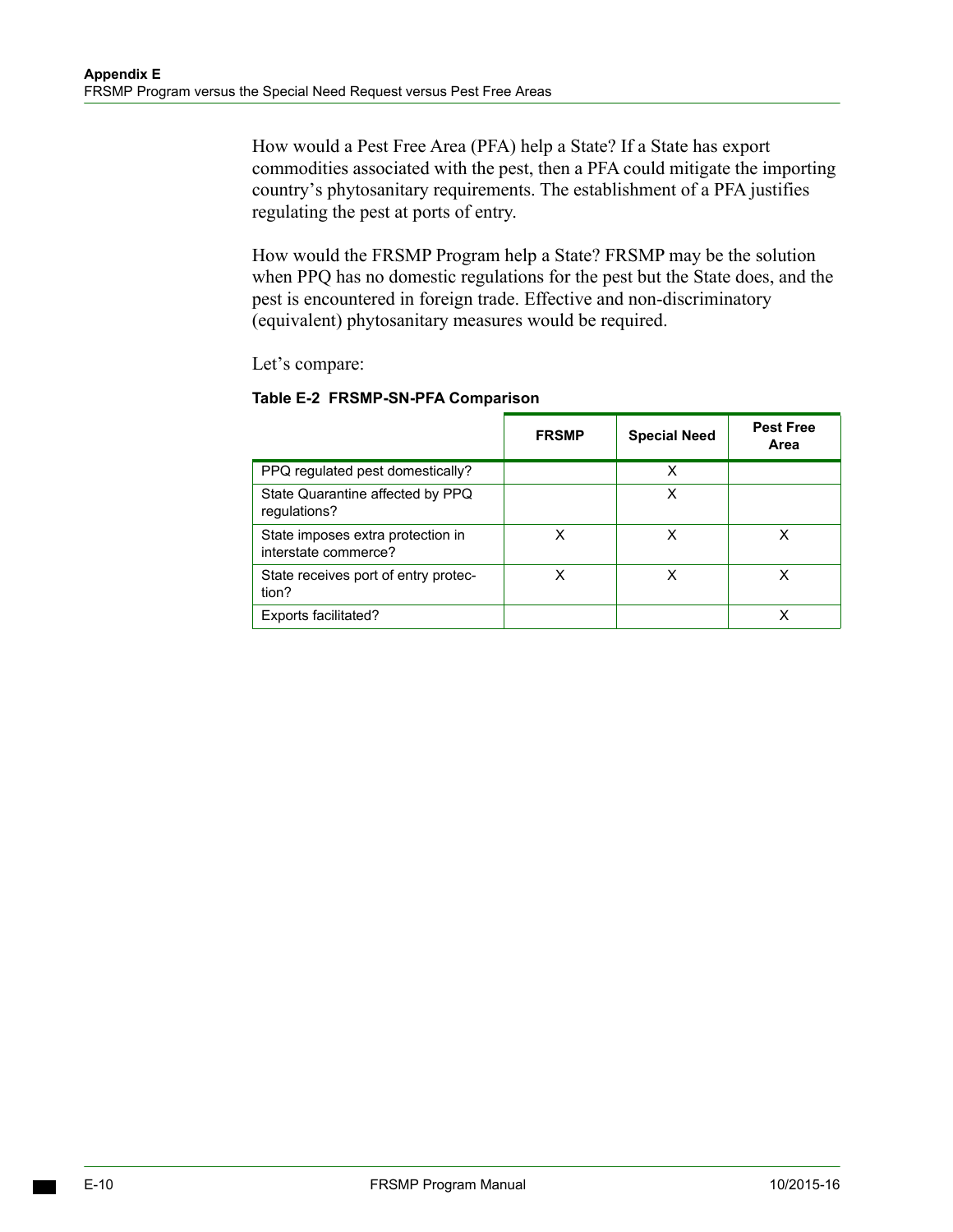How would a Pest Free Area (PFA) help a State? If a State has export commodities associated with the pest, then a PFA could mitigate the importing country's phytosanitary requirements. The establishment of a PFA justifies regulating the pest at ports of entry.

How would the FRSMP Program help a State? FRSMP may be the solution when PPQ has no domestic regulations for the pest but the State does, and the pest is encountered in foreign trade. Effective and non-discriminatory (equivalent) phytosanitary measures would be required.

Let's compare:

**Table E-2 FRSMP-SN-PFA Comparison**

| | FRSMP | Special Need | Pest Free Area |
|---|---|---|---|
| PPQ regulated pest domestically? | | X | |
| State Quarantine affected by PPQ regulations? | | X | |
| State imposes extra protection in interstate commerce? | X | X | X |
| State receives port of entry protection? | X | X | X |
| Exports facilitated? | | | X |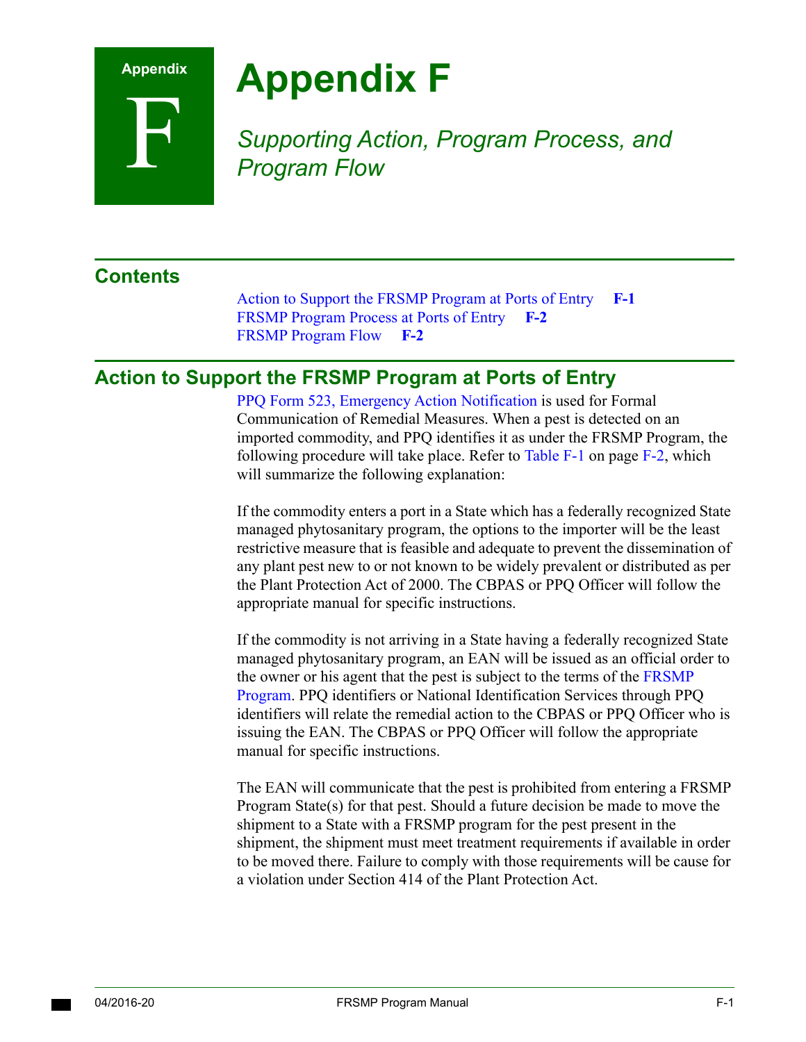# Appendix F

*Supporting Action, Program Process, and Program Flow*

## Contents

Action to Support the FRSMP Program at Ports of Entry **F-1**
FRSMP Program Process at Ports of Entry **F-2**
FRSMP Program Flow **F-2**

## Action to Support the FRSMP Program at Ports of Entry

PPQ Form 523, Emergency Action Notification is used for Formal Communication of Remedial Measures. When a pest is detected on an imported commodity, and PPQ identifies it as under the FRSMP Program, the following procedure will take place. Refer to Table F-1 on page F-2, which will summarize the following explanation:

If the commodity enters a port in a State which has a federally recognized State managed phytosanitary program, the options to the importer will be the least restrictive measure that is feasible and adequate to prevent the dissemination of any plant pest new to or not known to be widely prevalent or distributed as per the Plant Protection Act of 2000. The CBPAS or PPQ Officer will follow the appropriate manual for specific instructions.

If the commodity is not arriving in a State having a federally recognized State managed phytosanitary program, an EAN will be issued as an official order to the owner or his agent that the pest is subject to the terms of the FRSMP Program. PPQ identifiers or National Identification Services through PPQ identifiers will relate the remedial action to the CBPAS or PPQ Officer who is issuing the EAN. The CBPAS or PPQ Officer will follow the appropriate manual for specific instructions.

The EAN will communicate that the pest is prohibited from entering a FRSMP Program State(s) for that pest. Should a future decision be made to move the shipment to a State with a FRSMP program for the pest present in the shipment, the shipment must meet treatment requirements if available in order to be moved there. Failure to comply with those requirements will be cause for a violation under Section 414 of the Plant Protection Act.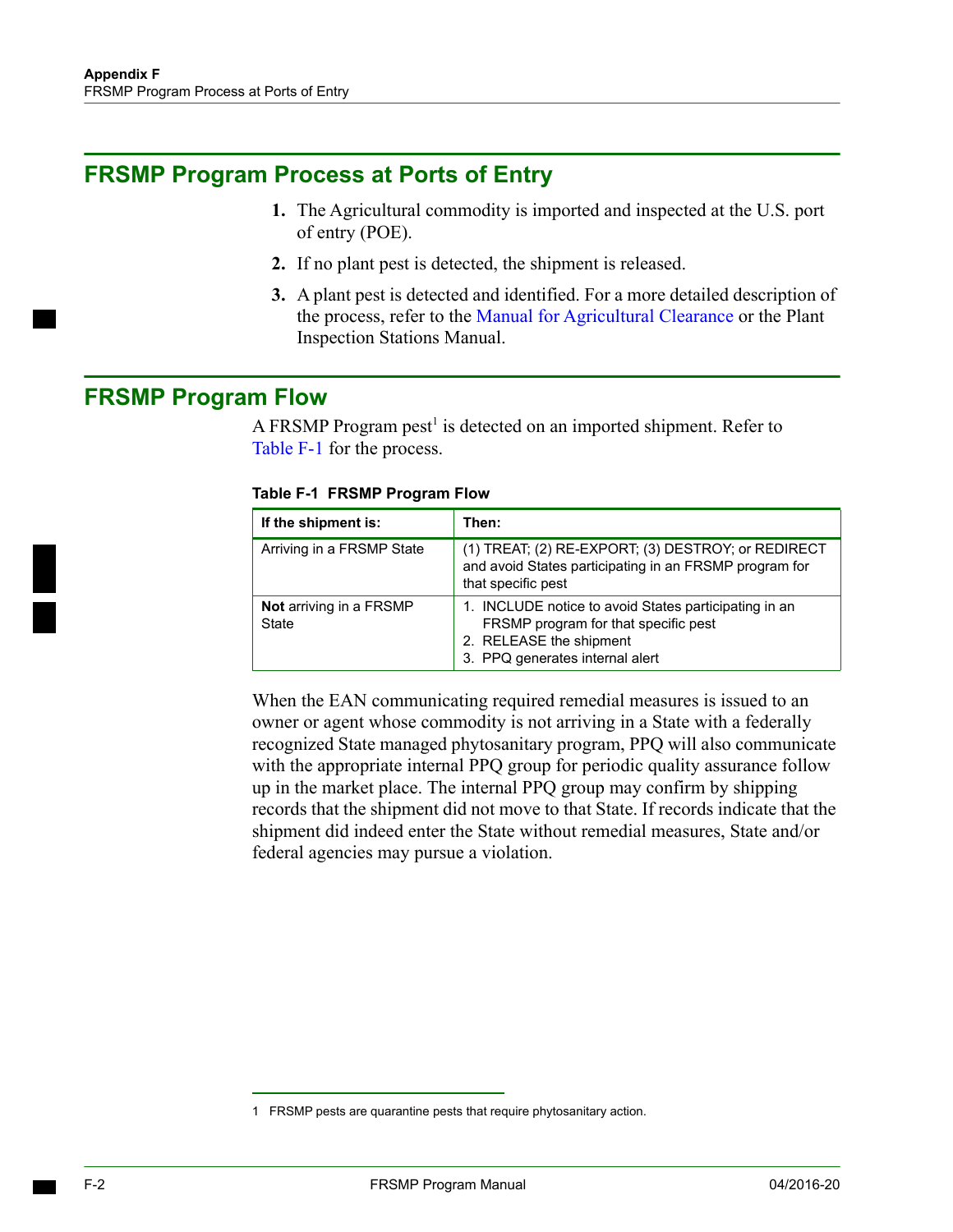## FRSMP Program Process at Ports of Entry

1. The Agricultural commodity is imported and inspected at the U.S. port of entry (POE).
2. If no plant pest is detected, the shipment is released.
3. A plant pest is detected and identified. For a more detailed description of the process, refer to the Manual for Agricultural Clearance or the Plant Inspection Stations Manual.

## FRSMP Program Flow

A FRSMP Program pest[1] is detected on an imported shipment. Refer to Table F-1 for the process.

**Table F-1 FRSMP Program Flow**

| If the shipment is: | Then: |
|---|---|
| Arriving in a FRSMP State | (1) TREAT; (2) RE-EXPORT; (3) DESTROY; or REDIRECT and avoid States participating in an FRSMP program for that specific pest |
| **Not** arriving in a FRSMP State | 1. INCLUDE notice to avoid States participating in an FRSMP program for that specific pest<br>2. RELEASE the shipment<br>3. PPQ generates internal alert |

When the EAN communicating required remedial measures is issued to an owner or agent whose commodity is not arriving in a State with a federally recognized State managed phytosanitary program, PPQ will also communicate with the appropriate internal PPQ group for periodic quality assurance follow up in the market place. The internal PPQ group may confirm by shipping records that the shipment did not move to that State. If records indicate that the shipment did indeed enter the State without remedial measures, State and/or federal agencies may pursue a violation.

1 FRSMP pests are quarantine pests that require phytosanitary action.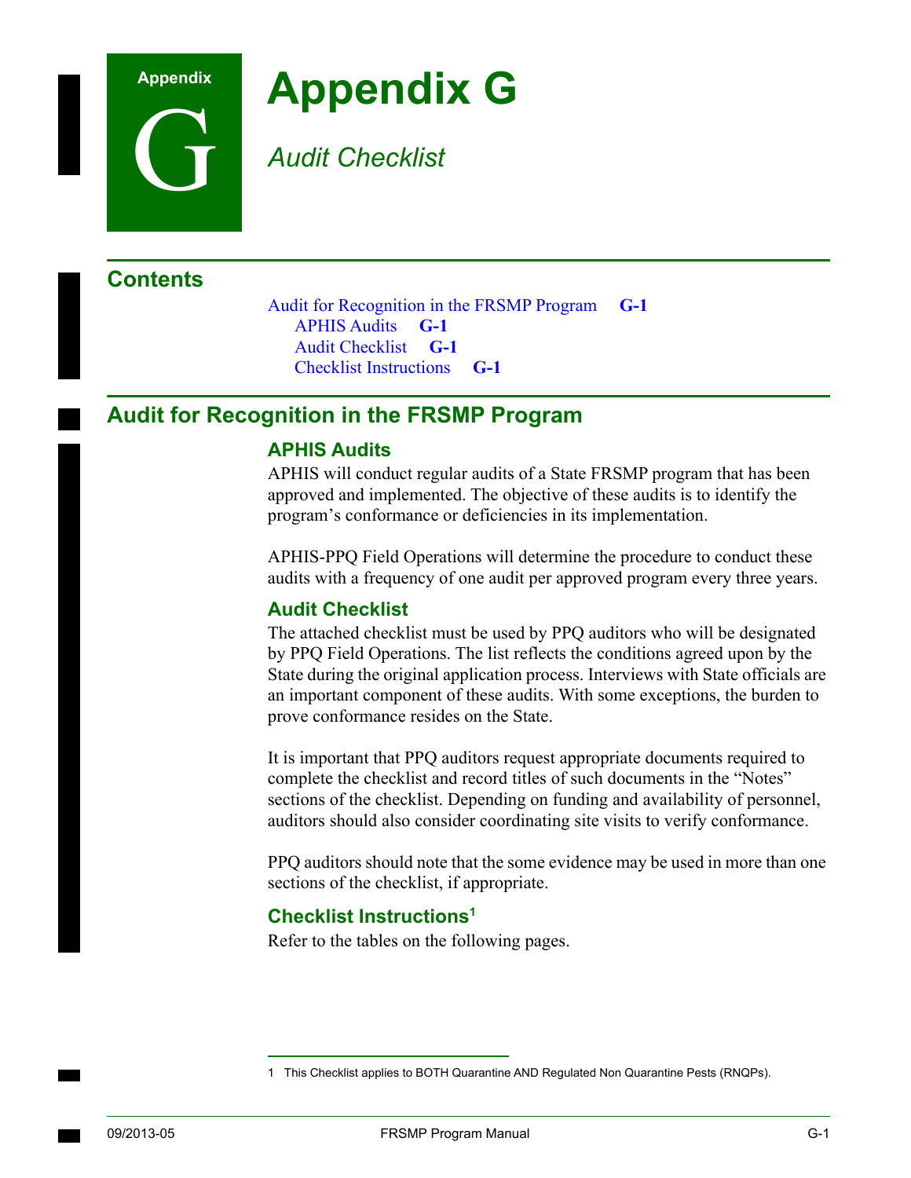# Appendix G

*Audit Checklist*

## Contents

Audit for Recognition in the FRSMP Program **G-1**
- APHIS Audits **G-1**
- Audit Checklist **G-1**
- Checklist Instructions **G-1**

## Audit for Recognition in the FRSMP Program

### APHIS Audits

APHIS will conduct regular audits of a State FRSMP program that has been approved and implemented. The objective of these audits is to identify the program's conformance or deficiencies in its implementation.

APHIS-PPQ Field Operations will determine the procedure to conduct these audits with a frequency of one audit per approved program every three years.

### Audit Checklist

The attached checklist must be used by PPQ auditors who will be designated by PPQ Field Operations. The list reflects the conditions agreed upon by the State during the original application process. Interviews with State officials are an important component of these audits. With some exceptions, the burden to prove conformance resides on the State.

It is important that PPQ auditors request appropriate documents required to complete the checklist and record titles of such documents in the "Notes" sections of the checklist. Depending on funding and availability of personnel, auditors should also consider coordinating site visits to verify conformance.

PPQ auditors should note that the some evidence may be used in more than one sections of the checklist, if appropriate.

### Checklist Instructions[1]

Refer to the tables on the following pages.

1 This Checklist applies to BOTH Quarantine AND Regulated Non Quarantine Pests (RNQPs).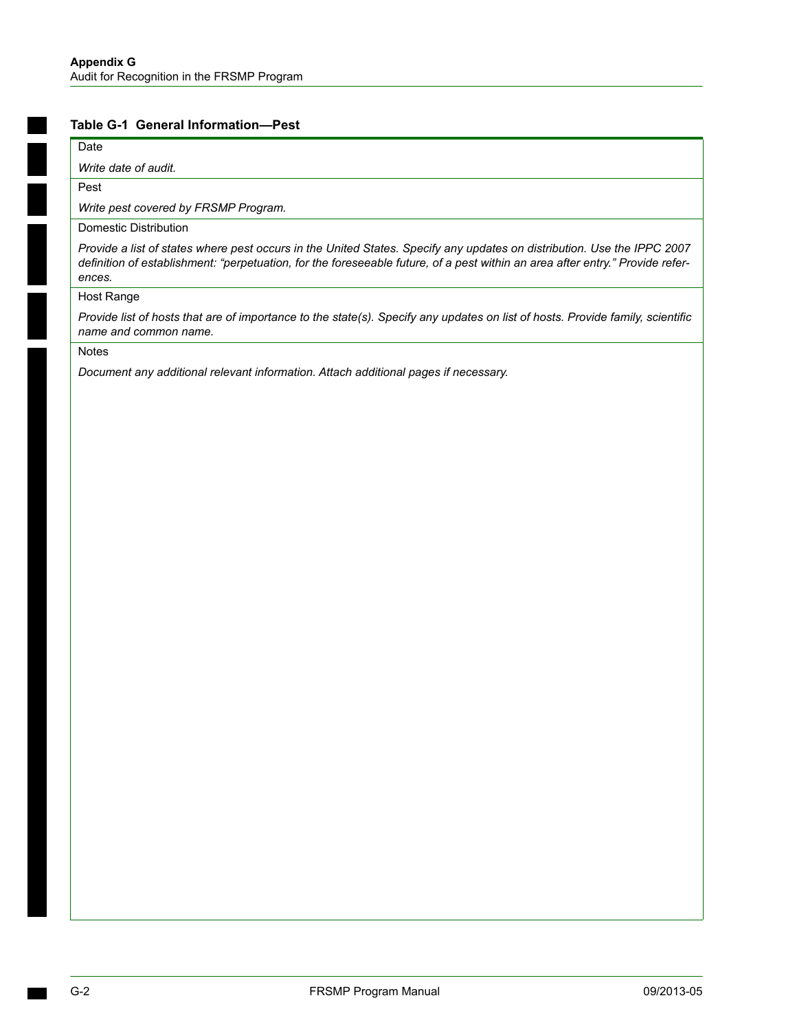**Table G-1 General Information—Pest**

| Field | Instructions |
| --- | --- |
| Date | *Write date of audit.* |
| Pest | *Write pest covered by FRSMP Program.* |
| Domestic Distribution | *Provide a list of states where pest occurs in the United States. Specify any updates on distribution. Use the IPPC 2007 definition of establishment: "perpetuation, for the foreseeable future, of a pest within an area after entry." Provide references.* |
| Host Range | *Provide list of hosts that are of importance to the state(s). Specify any updates on list of hosts. Provide family, scientific name and common name.* |
| Notes | *Document any additional relevant information. Attach additional pages if necessary.* |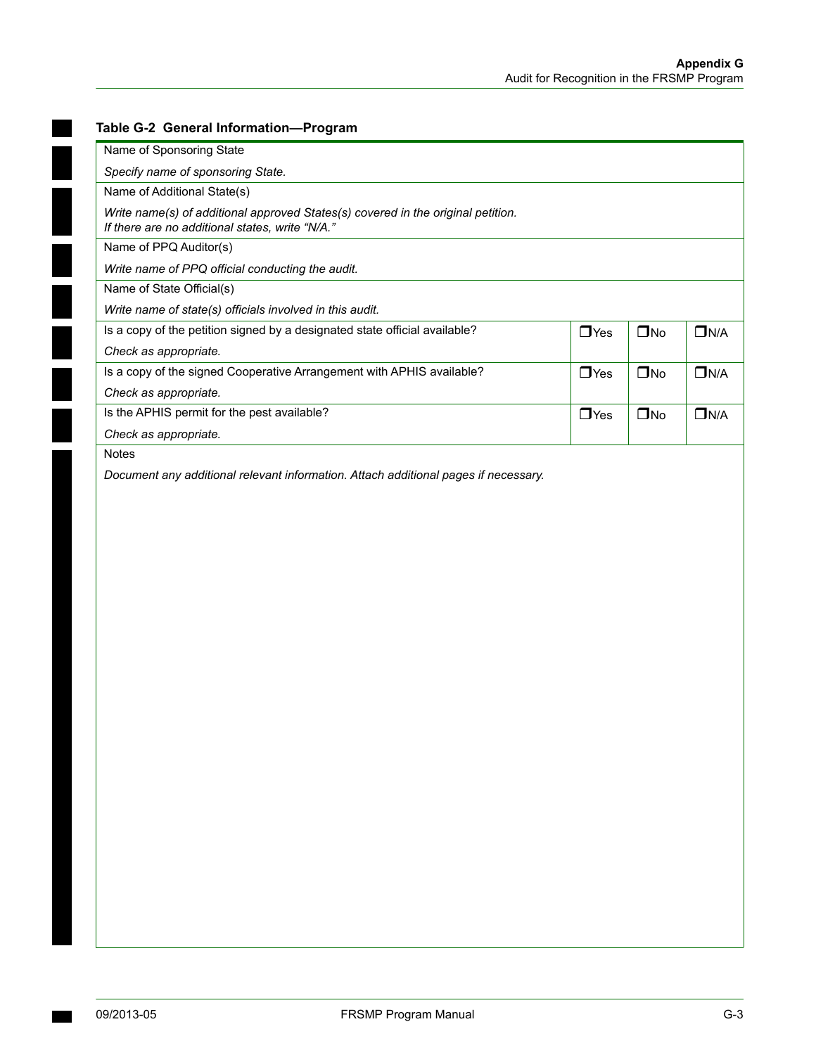**Table G-2 General Information—Program**

| Item | | | |
|---|---|---|---|
| Name of Sponsoring State<br>*Specify name of sponsoring State.* | | | |
| Name of Additional State(s)<br>*Write name(s) of additional approved States(s) covered in the original petition. If there are no additional states, write "N/A."* | | | |
| Name of PPQ Auditor(s)<br>*Write name of PPQ official conducting the audit.* | | | |
| Name of State Official(s)<br>*Write name of state(s) officials involved in this audit.* | | | |
| Is a copy of the petition signed by a designated state official available?<br>*Check as appropriate.* | ❒Yes | ❒No | ❒N/A |
| Is a copy of the signed Cooperative Arrangement with APHIS available?<br>*Check as appropriate.* | ❒Yes | ❒No | ❒N/A |
| Is the APHIS permit for the pest available?<br>*Check as appropriate.* | ❒Yes | ❒No | ❒N/A |
| Notes<br>*Document any additional relevant information. Attach additional pages if necessary.* | | | |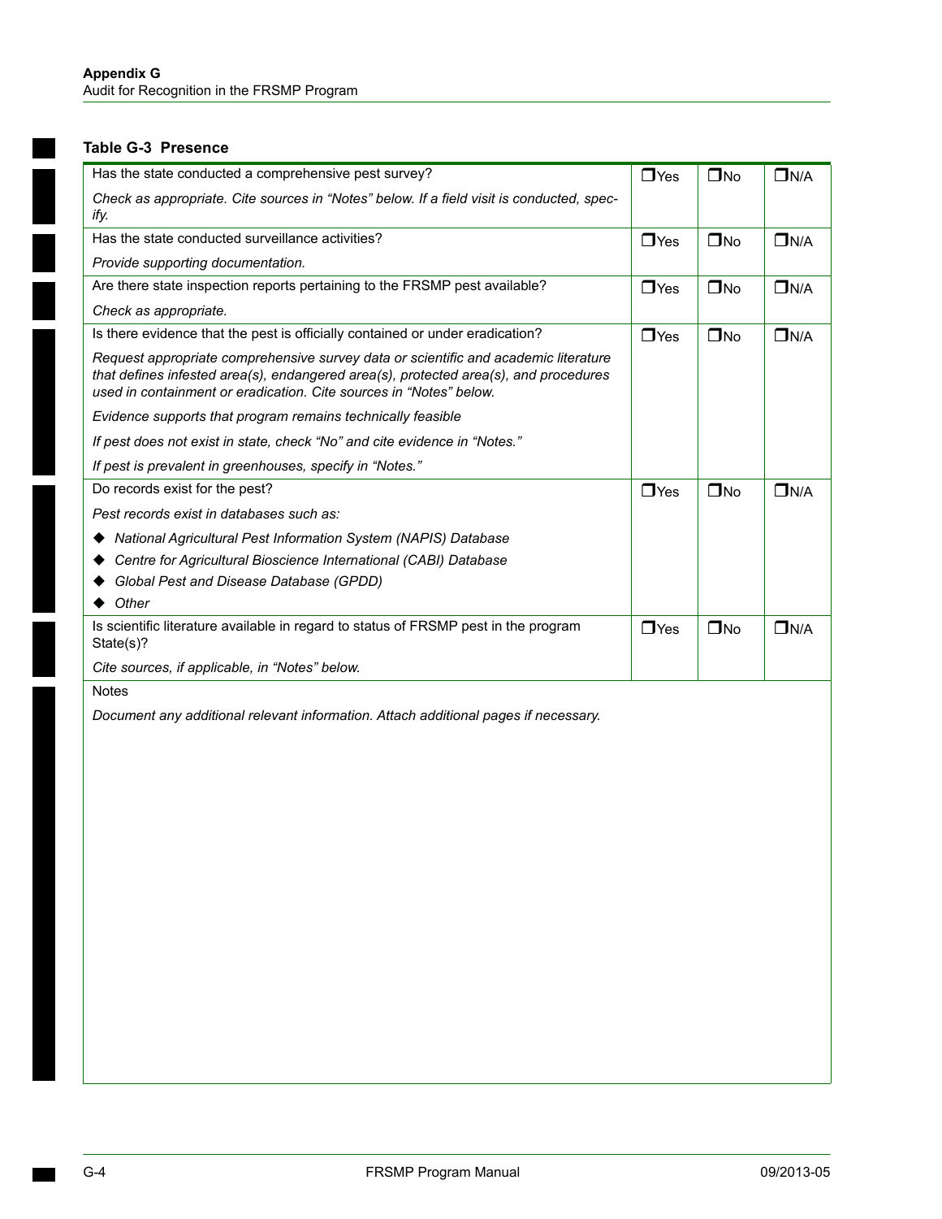**Table G-3 Presence**

| Question | Yes | No | N/A |
|---|---|---|---|
| Has the state conducted a comprehensive pest survey?<br>*Check as appropriate. Cite sources in "Notes" below. If a field visit is conducted, specify.* | ❒Yes | ❒No | ❒N/A |
| Has the state conducted surveillance activities?<br>*Provide supporting documentation.* | ❒Yes | ❒No | ❒N/A |
| Are there state inspection reports pertaining to the FRSMP pest available?<br>*Check as appropriate.* | ❒Yes | ❒No | ❒N/A |
| Is there evidence that the pest is officially contained or under eradication?<br>*Request appropriate comprehensive survey data or scientific and academic literature that defines infested area(s), endangered area(s), protected area(s), and procedures used in containment or eradication. Cite sources in "Notes" below.*<br>*Evidence supports that program remains technically feasible*<br>*If pest does not exist in state, check "No" and cite evidence in "Notes."*<br>*If pest is prevalent in greenhouses, specify in "Notes."* | ❒Yes | ❒No | ❒N/A |
| Do records exist for the pest?<br>*Pest records exist in databases such as:*<br>◆ *National Agricultural Pest Information System (NAPIS) Database*<br>◆ *Centre for Agricultural Bioscience International (CABI) Database*<br>◆ *Global Pest and Disease Database (GPDD)*<br>◆ *Other* | ❒Yes | ❒No | ❒N/A |
| Is scientific literature available in regard to status of FRSMP pest in the program State(s)?<br>*Cite sources, if applicable, in "Notes" below.* | ❒Yes | ❒No | ❒N/A |
| Notes<br>*Document any additional relevant information. Attach additional pages if necessary.* | | | |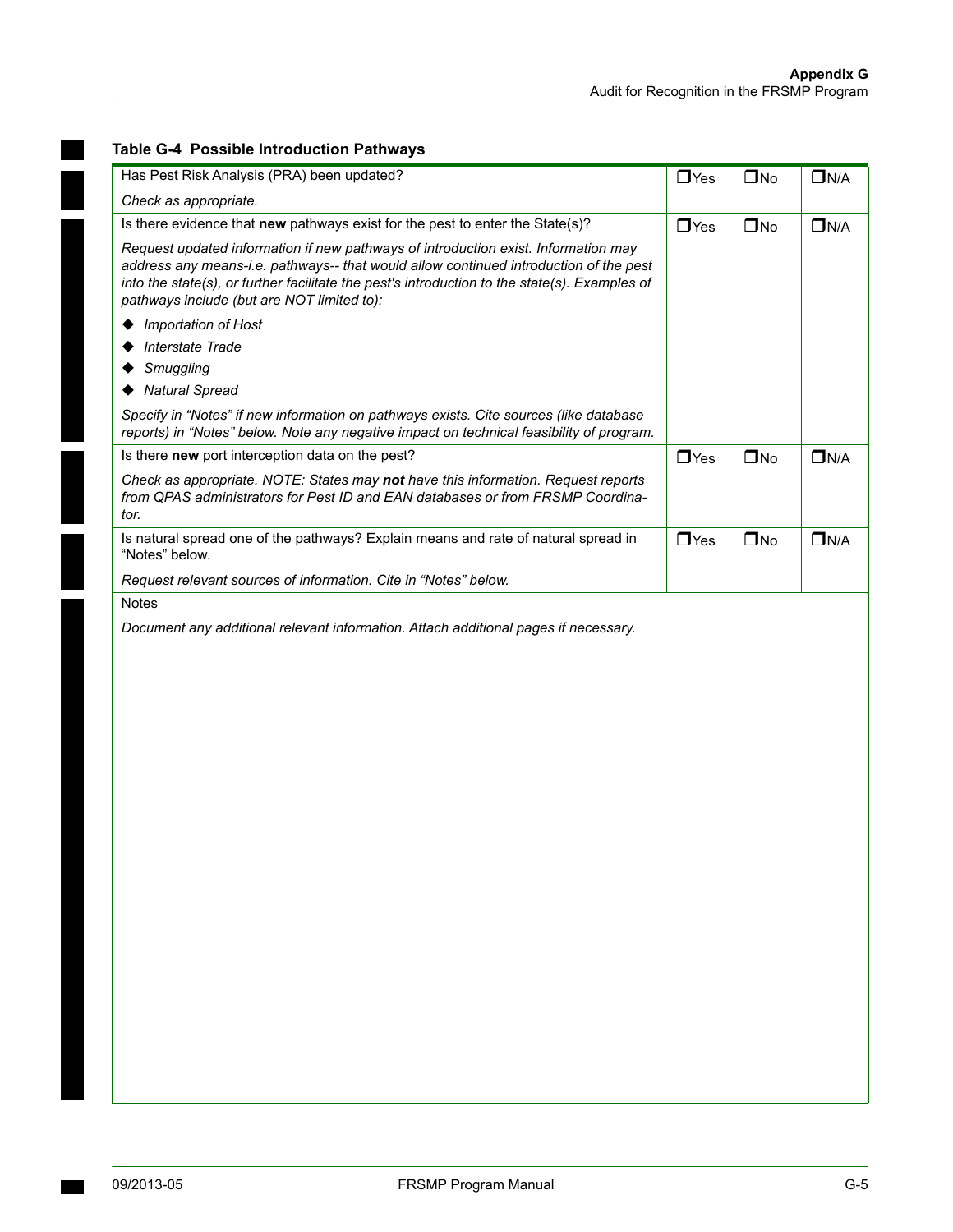**Table G-4 Possible Introduction Pathways**

| | | | |
|---|---|---|---|
| Has Pest Risk Analysis (PRA) been updated?<br>*Check as appropriate.* | ❒Yes | ❒No | ❒N/A |
| Is there evidence that **new** pathways exist for the pest to enter the State(s)?<br>*Request updated information if new pathways of introduction exist. Information may address any means-i.e. pathways-- that would allow continued introduction of the pest into the state(s), or further facilitate the pest's introduction to the state(s). Examples of pathways include (but are NOT limited to):*<br>◆ *Importation of Host*<br>◆ *Interstate Trade*<br>◆ *Smuggling*<br>◆ *Natural Spread*<br>*Specify in "Notes" if new information on pathways exists. Cite sources (like database reports) in "Notes" below. Note any negative impact on technical feasibility of program.* | ❒Yes | ❒No | ❒N/A |
| Is there **new** port interception data on the pest?<br>*Check as appropriate. NOTE: States may **not** have this information. Request reports from QPAS administrators for Pest ID and EAN databases or from FRSMP Coordinator.* | ❒Yes | ❒No | ❒N/A |
| Is natural spread one of the pathways? Explain means and rate of natural spread in "Notes" below.<br>*Request relevant sources of information. Cite in "Notes" below.* | ❒Yes | ❒No | ❒N/A |
| Notes<br>*Document any additional relevant information. Attach additional pages if necessary.* | | | |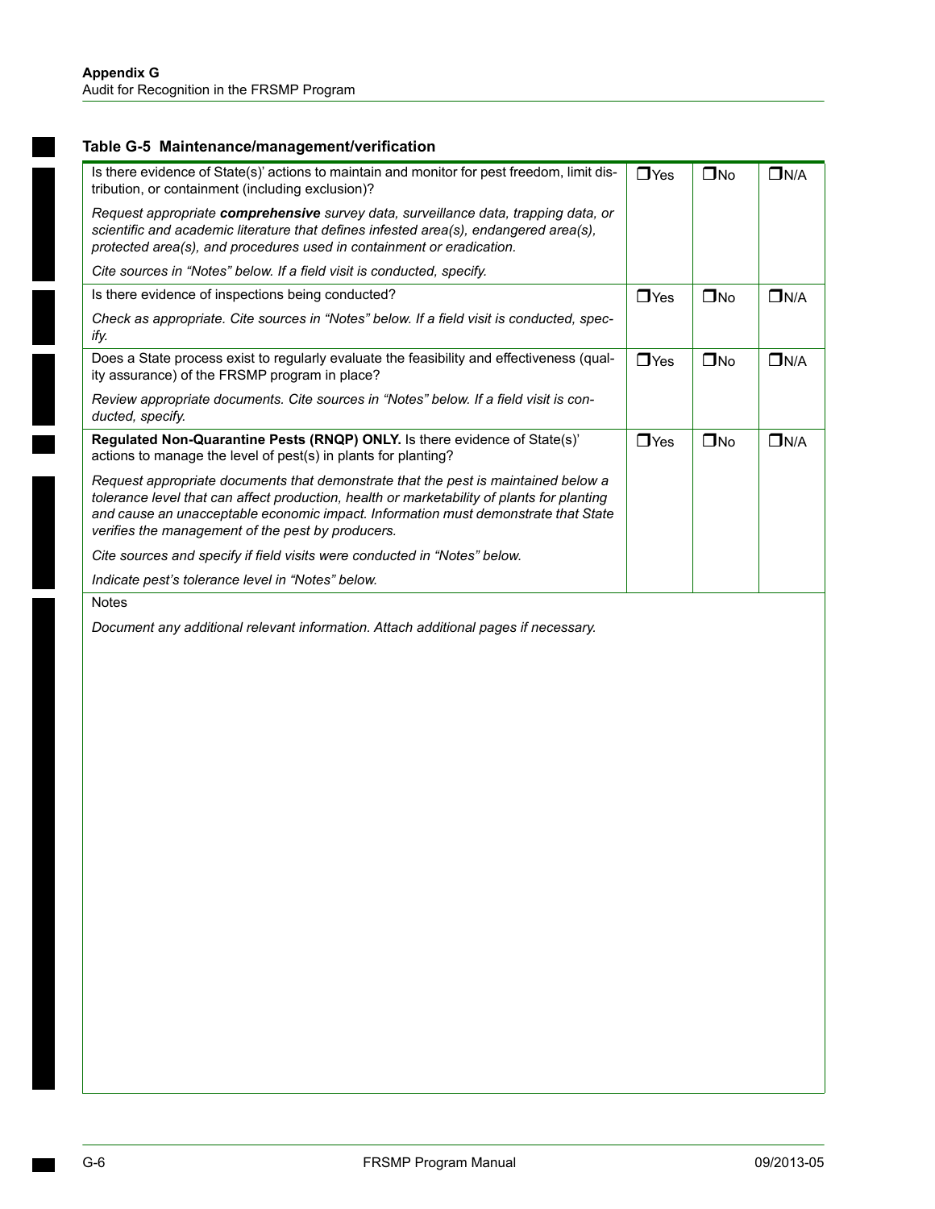### Table G-5 Maintenance/management/verification

| Question | Yes | No | N/A |
|---|---|---|---|
| Is there evidence of State(s)' actions to maintain and monitor for pest freedom, limit distribution, or containment (including exclusion)?<br><br>*Request appropriate **comprehensive** survey data, surveillance data, trapping data, or scientific and academic literature that defines infested area(s), endangered area(s), protected area(s), and procedures used in containment or eradication.*<br><br>*Cite sources in "Notes" below. If a field visit is conducted, specify.* | ❒Yes | ❒No | ❒N/A |
| Is there evidence of inspections being conducted?<br><br>*Check as appropriate. Cite sources in "Notes" below. If a field visit is conducted, specify.* | ❒Yes | ❒No | ❒N/A |
| Does a State process exist to regularly evaluate the feasibility and effectiveness (quality assurance) of the FRSMP program in place?<br><br>*Review appropriate documents. Cite sources in "Notes" below. If a field visit is conducted, specify.* | ❒Yes | ❒No | ❒N/A |
| **Regulated Non-Quarantine Pests (RNQP) ONLY.** Is there evidence of State(s)' actions to manage the level of pest(s) in plants for planting?<br><br>*Request appropriate documents that demonstrate that the pest is maintained below a tolerance level that can affect production, health or marketability of plants for planting and cause an unacceptable economic impact. Information must demonstrate that State verifies the management of the pest by producers.*<br><br>*Cite sources and specify if field visits were conducted in "Notes" below.*<br><br>*Indicate pest's tolerance level in "Notes" below.* | ❒Yes | ❒No | ❒N/A |

Notes

*Document any additional relevant information. Attach additional pages if necessary.*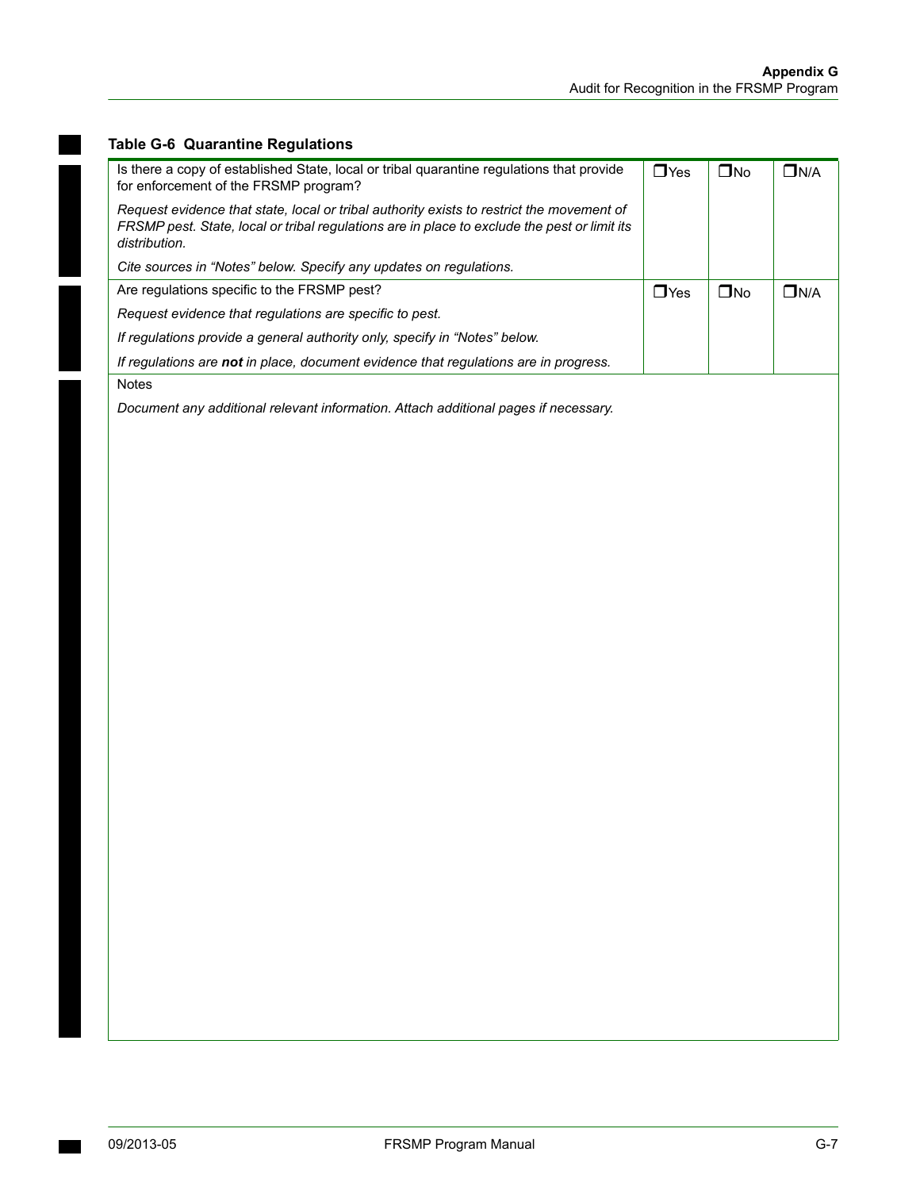**Table G-6 Quarantine Regulations**

| | | | |
|---|---|---|---|
| Is there a copy of established State, local or tribal quarantine regulations that provide for enforcement of the FRSMP program?<br>*Request evidence that state, local or tribal authority exists to restrict the movement of FRSMP pest. State, local or tribal regulations are in place to exclude the pest or limit its distribution.*<br>*Cite sources in "Notes" below. Specify any updates on regulations.* | ❒Yes | ❒No | ❒N/A |
| Are regulations specific to the FRSMP pest?<br>*Request evidence that regulations are specific to pest.*<br>*If regulations provide a general authority only, specify in "Notes" below.*<br>*If regulations are **not** in place, document evidence that regulations are in progress.* | ❒Yes | ❒No | ❒N/A |
| Notes<br>*Document any additional relevant information. Attach additional pages if necessary.* | | | |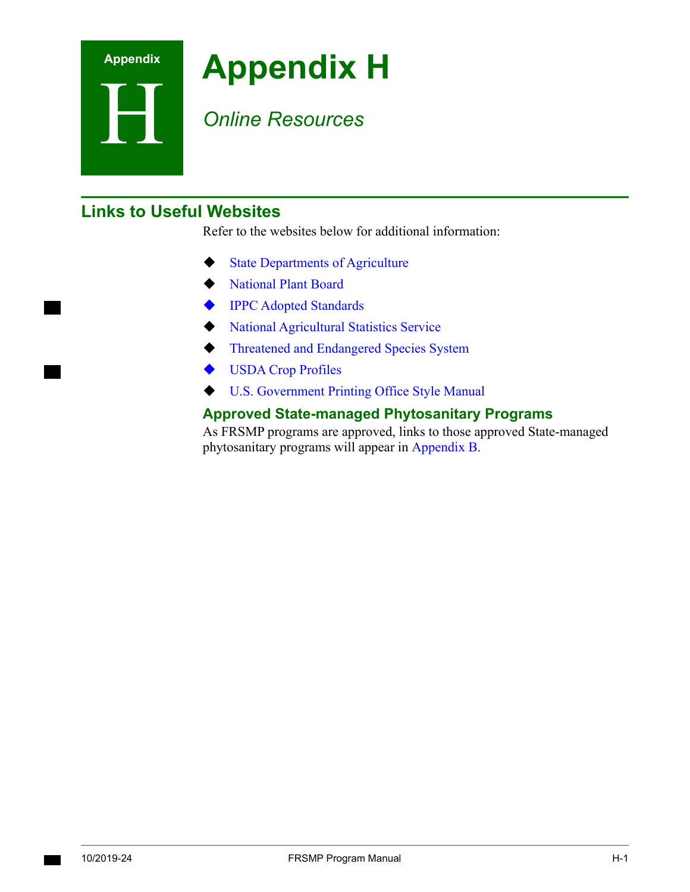# Appendix H

*Online Resources*

## Links to Useful Websites

Refer to the websites below for additional information:

- State Departments of Agriculture
- National Plant Board
- IPPC Adopted Standards
- National Agricultural Statistics Service
- Threatened and Endangered Species System
- USDA Crop Profiles
- U.S. Government Printing Office Style Manual

### Approved State-managed Phytosanitary Programs

As FRSMP programs are approved, links to those approved State-managed phytosanitary programs will appear in Appendix B.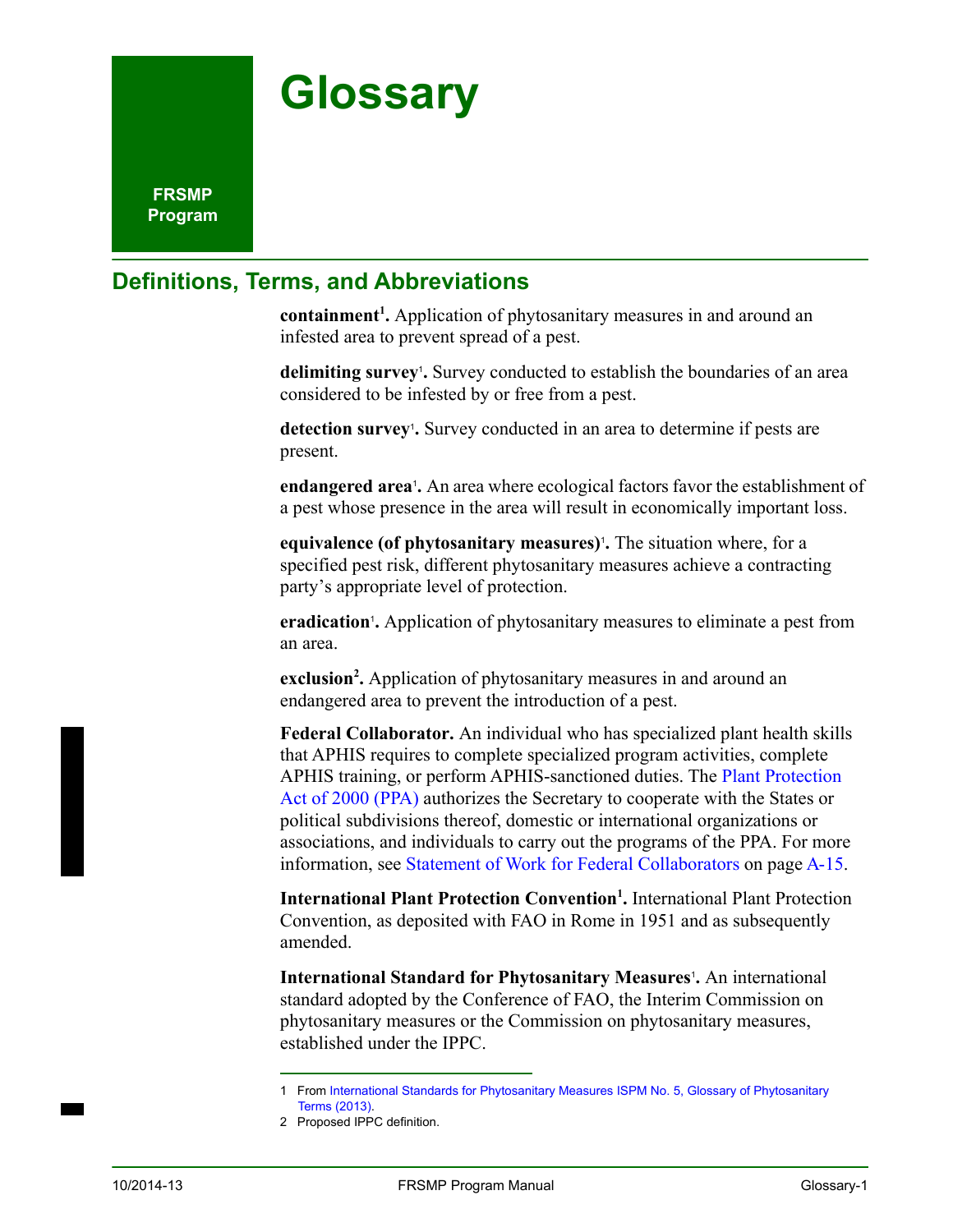# Glossary

FRSMP Program

## Definitions, Terms, and Abbreviations

**containment**[1]**.** Application of phytosanitary measures in and around an infested area to prevent spread of a pest.

**delimiting survey**[1]**.** Survey conducted to establish the boundaries of an area considered to be infested by or free from a pest.

**detection survey**[1]**.** Survey conducted in an area to determine if pests are present.

**endangered area**[1]**.** An area where ecological factors favor the establishment of a pest whose presence in the area will result in economically important loss.

**equivalence (of phytosanitary measures)**[1]**.** The situation where, for a specified pest risk, different phytosanitary measures achieve a contracting party's appropriate level of protection.

**eradication**[1]**.** Application of phytosanitary measures to eliminate a pest from an area.

**exclusion**[2]**.** Application of phytosanitary measures in and around an endangered area to prevent the introduction of a pest.

**Federal Collaborator.** An individual who has specialized plant health skills that APHIS requires to complete specialized program activities, complete APHIS training, or perform APHIS-sanctioned duties. The Plant Protection Act of 2000 (PPA) authorizes the Secretary to cooperate with the States or political subdivisions thereof, domestic or international organizations or associations, and individuals to carry out the programs of the PPA. For more information, see Statement of Work for Federal Collaborators on page A-15.

**International Plant Protection Convention**[1]**.** International Plant Protection Convention, as deposited with FAO in Rome in 1951 and as subsequently amended.

**International Standard for Phytosanitary Measures**[1]**.** An international standard adopted by the Conference of FAO, the Interim Commission on phytosanitary measures or the Commission on phytosanitary measures, established under the IPPC.

---

1 From International Standards for Phytosanitary Measures ISPM No. 5, Glossary of Phytosanitary Terms (2013).

2 Proposed IPPC definition.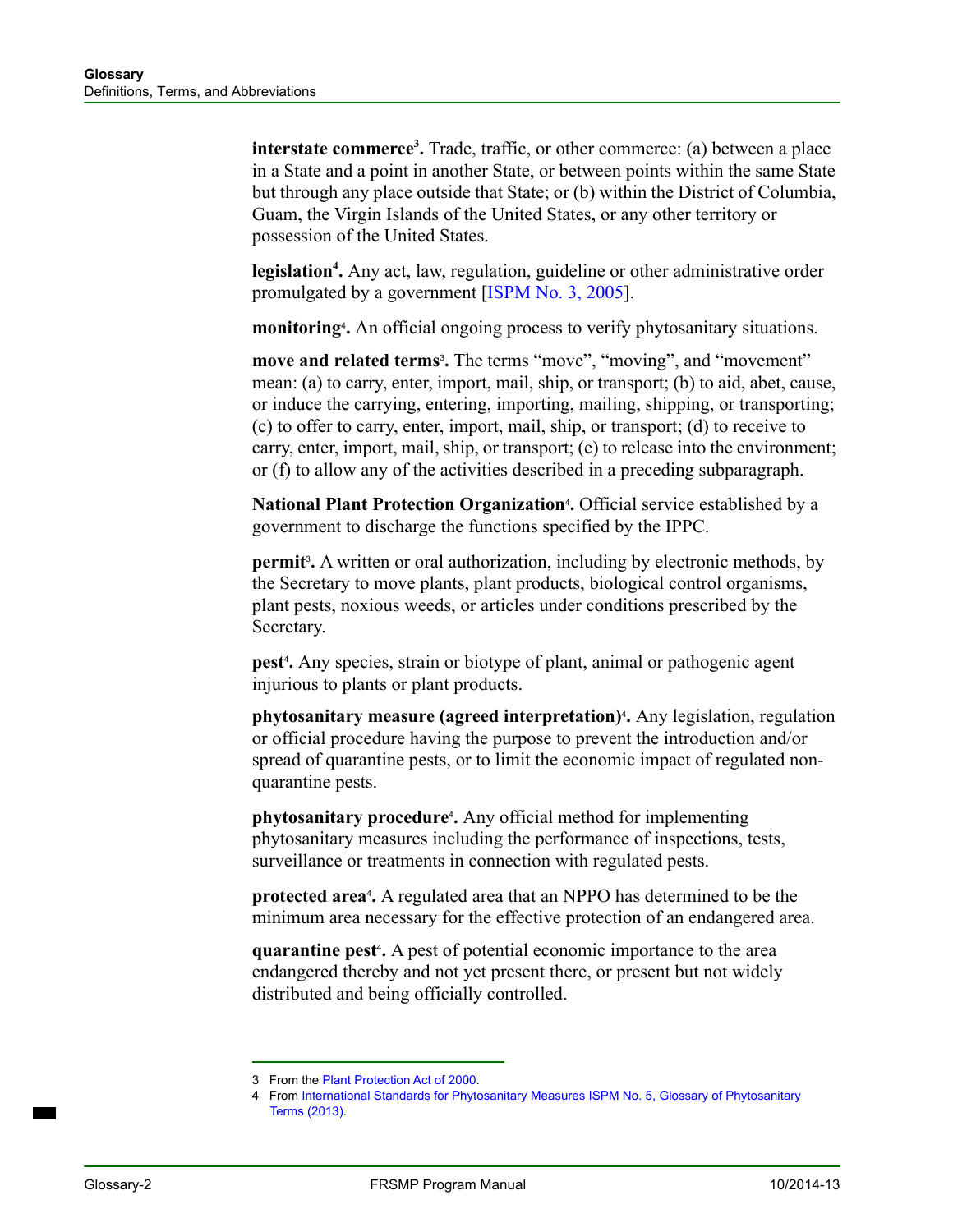**interstate commerce**[3]**.** Trade, traffic, or other commerce: (a) between a place in a State and a point in another State, or between points within the same State but through any place outside that State; or (b) within the District of Columbia, Guam, the Virgin Islands of the United States, or any other territory or possession of the United States.

**legislation**[4]**.** Any act, law, regulation, guideline or other administrative order promulgated by a government [ISPM No. 3, 2005].

**monitoring**[4]**.** An official ongoing process to verify phytosanitary situations.

**move and related terms**[3]**.** The terms "move", "moving", and "movement" mean: (a) to carry, enter, import, mail, ship, or transport; (b) to aid, abet, cause, or induce the carrying, entering, importing, mailing, shipping, or transporting; (c) to offer to carry, enter, import, mail, ship, or transport; (d) to receive to carry, enter, import, mail, ship, or transport; (e) to release into the environment; or (f) to allow any of the activities described in a preceding subparagraph.

**National Plant Protection Organization**[4]**.** Official service established by a government to discharge the functions specified by the IPPC.

**permit**[3]**.** A written or oral authorization, including by electronic methods, by the Secretary to move plants, plant products, biological control organisms, plant pests, noxious weeds, or articles under conditions prescribed by the Secretary.

**pest**[4]**.** Any species, strain or biotype of plant, animal or pathogenic agent injurious to plants or plant products.

**phytosanitary measure (agreed interpretation)**[4]**.** Any legislation, regulation or official procedure having the purpose to prevent the introduction and/or spread of quarantine pests, or to limit the economic impact of regulated non-quarantine pests.

**phytosanitary procedure**[4]**.** Any official method for implementing phytosanitary measures including the performance of inspections, tests, surveillance or treatments in connection with regulated pests.

**protected area**[4]**.** A regulated area that an NPPO has determined to be the minimum area necessary for the effective protection of an endangered area.

**quarantine pest**[4]**.** A pest of potential economic importance to the area endangered thereby and not yet present there, or present but not widely distributed and being officially controlled.

---

3 From the Plant Protection Act of 2000.

4 From International Standards for Phytosanitary Measures ISPM No. 5, Glossary of Phytosanitary Terms (2013).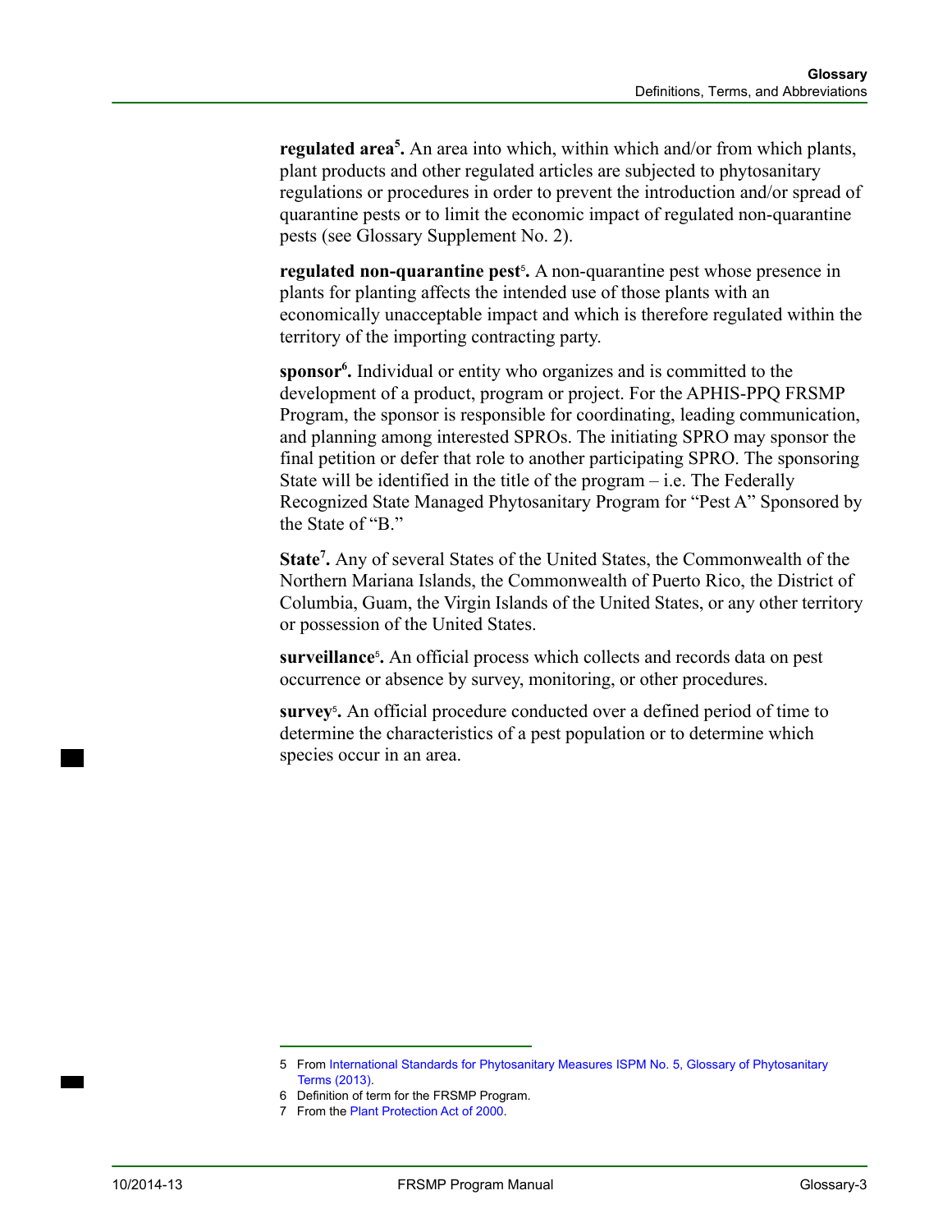**regulated area**[5]**.** An area into which, within which and/or from which plants, plant products and other regulated articles are subjected to phytosanitary regulations or procedures in order to prevent the introduction and/or spread of quarantine pests or to limit the economic impact of regulated non-quarantine pests (see Glossary Supplement No. 2).

**regulated non-quarantine pest**[5]**.** A non-quarantine pest whose presence in plants for planting affects the intended use of those plants with an economically unacceptable impact and which is therefore regulated within the territory of the importing contracting party.

**sponsor**[6]**.** Individual or entity who organizes and is committed to the development of a product, program or project. For the APHIS-PPQ FRSMP Program, the sponsor is responsible for coordinating, leading communication, and planning among interested SPROs. The initiating SPRO may sponsor the final petition or defer that role to another participating SPRO. The sponsoring State will be identified in the title of the program – i.e. The Federally Recognized State Managed Phytosanitary Program for "Pest A" Sponsored by the State of "B."

**State**[7]**.** Any of several States of the United States, the Commonwealth of the Northern Mariana Islands, the Commonwealth of Puerto Rico, the District of Columbia, Guam, the Virgin Islands of the United States, or any other territory or possession of the United States.

**surveillance**[5]**.** An official process which collects and records data on pest occurrence or absence by survey, monitoring, or other procedures.

**survey**[5]**.** An official procedure conducted over a defined period of time to determine the characteristics of a pest population or to determine which species occur in an area.

---

5 From International Standards for Phytosanitary Measures ISPM No. 5, Glossary of Phytosanitary Terms (2013).

6 Definition of term for the FRSMP Program.

7 From the Plant Protection Act of 2000.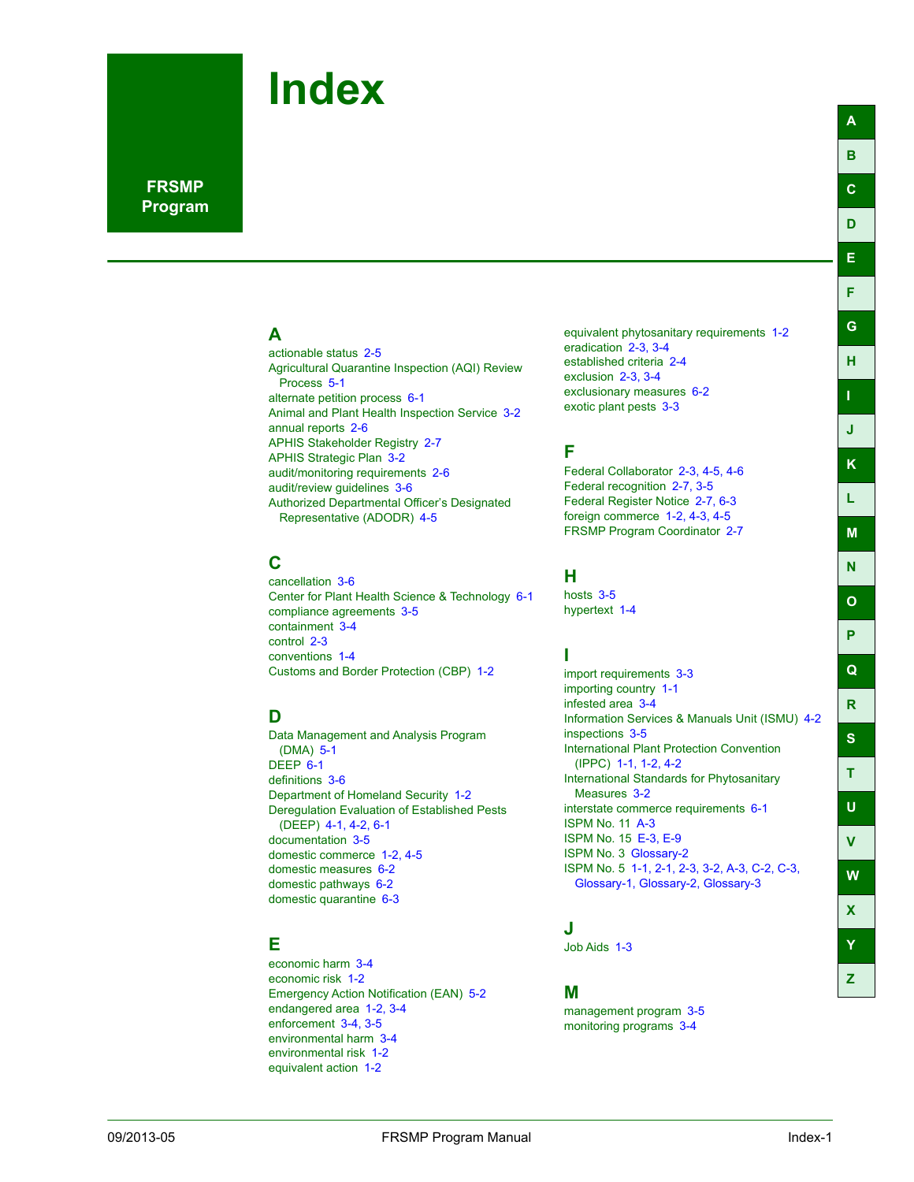# Index

FRSMP Program

## A

actionable status 2-5
Agricultural Quarantine Inspection (AQI) Review Process 5-1
alternate petition process 6-1
Animal and Plant Health Inspection Service 3-2
annual reports 2-6
APHIS Stakeholder Registry 2-7
APHIS Strategic Plan 3-2
audit/monitoring requirements 2-6
audit/review guidelines 3-6
Authorized Departmental Officer's Designated Representative (ADODR) 4-5

## C

cancellation 3-6
Center for Plant Health Science & Technology 6-1
compliance agreements 3-5
containment 3-4
control 2-3
conventions 1-4
Customs and Border Protection (CBP) 1-2

## D

Data Management and Analysis Program (DMA) 5-1
DEEP 6-1
definitions 3-6
Department of Homeland Security 1-2
Deregulation Evaluation of Established Pests (DEEP) 4-1, 4-2, 6-1
documentation 3-5
domestic commerce 1-2, 4-5
domestic measures 6-2
domestic pathways 6-2
domestic quarantine 6-3

## E

economic harm 3-4
economic risk 1-2
Emergency Action Notification (EAN) 5-2
endangered area 1-2, 3-4
enforcement 3-4, 3-5
environmental harm 3-4
environmental risk 1-2
equivalent action 1-2
equivalent phytosanitary requirements 1-2
eradication 2-3, 3-4
established criteria 2-4
exclusion 2-3, 3-4
exclusionary measures 6-2
exotic plant pests 3-3

## F

Federal Collaborator 2-3, 4-5, 4-6
Federal recognition 2-7, 3-5
Federal Register Notice 2-7, 6-3
foreign commerce 1-2, 4-3, 4-5
FRSMP Program Coordinator 2-7

## H

hosts 3-5
hypertext 1-4

## I

import requirements 3-3
importing country 1-1
infested area 3-4
Information Services & Manuals Unit (ISMU) 4-2
inspections 3-5
International Plant Protection Convention (IPPC) 1-1, 1-2, 4-2
International Standards for Phytosanitary Measures 3-2
interstate commerce requirements 6-1
ISPM No. 11 A-3
ISPM No. 15 E-3, E-9
ISPM No. 3 Glossary-2
ISPM No. 5 1-1, 2-1, 2-3, 3-2, A-3, C-2, C-3, Glossary-1, Glossary-2, Glossary-3

## J

Job Aids 1-3

## M

management program 3-5
monitoring programs 3-4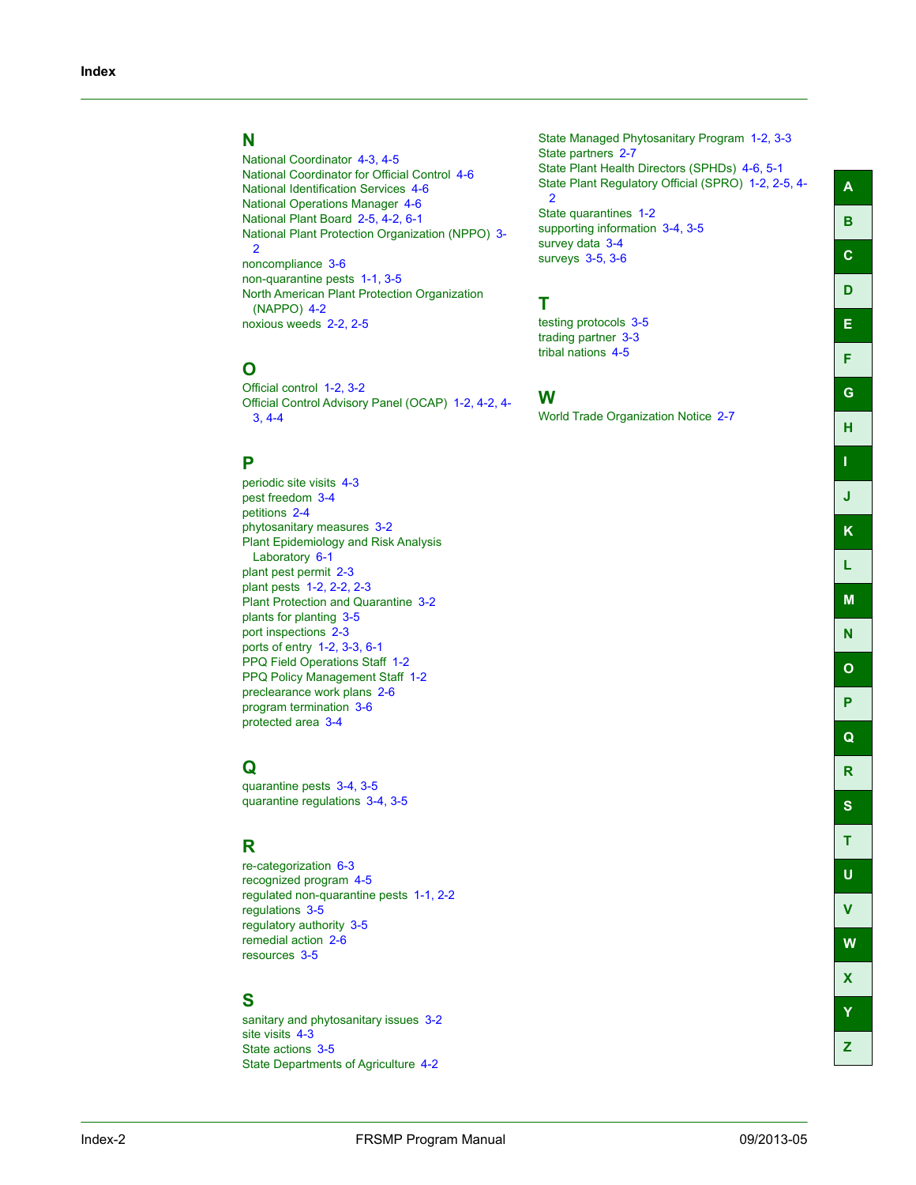## N

National Coordinator 4-3, 4-5
National Coordinator for Official Control 4-6
National Identification Services 4-6
National Operations Manager 4-6
National Plant Board 2-5, 4-2, 6-1
National Plant Protection Organization (NPPO) 3-2
noncompliance 3-6
non-quarantine pests 1-1, 3-5
North American Plant Protection Organization (NAPPO) 4-2
noxious weeds 2-2, 2-5

## O

Official control 1-2, 3-2
Official Control Advisory Panel (OCAP) 1-2, 4-2, 4-3, 4-4

## P

periodic site visits 4-3
pest freedom 3-4
petitions 2-4
phytosanitary measures 3-2
Plant Epidemiology and Risk Analysis Laboratory 6-1
plant pest permit 2-3
plant pests 1-2, 2-2, 2-3
Plant Protection and Quarantine 3-2
plants for planting 3-5
port inspections 2-3
ports of entry 1-2, 3-3, 6-1
PPQ Field Operations Staff 1-2
PPQ Policy Management Staff 1-2
preclearance work plans 2-6
program termination 3-6
protected area 3-4

## Q

quarantine pests 3-4, 3-5
quarantine regulations 3-4, 3-5

## R

re-categorization 6-3
recognized program 4-5
regulated non-quarantine pests 1-1, 2-2
regulations 3-5
regulatory authority 3-5
remedial action 2-6
resources 3-5

## S

sanitary and phytosanitary issues 3-2
site visits 4-3
State actions 3-5
State Departments of Agriculture 4-2
State Managed Phytosanitary Program 1-2, 3-3
State partners 2-7
State Plant Health Directors (SPHDs) 4-6, 5-1
State Plant Regulatory Official (SPRO) 1-2, 2-5, 4-2
State quarantines 1-2
supporting information 3-4, 3-5
survey data 3-4
surveys 3-5, 3-6

## T

testing protocols 3-5
trading partner 3-3
tribal nations 4-5

## W

World Trade Organization Notice 2-7